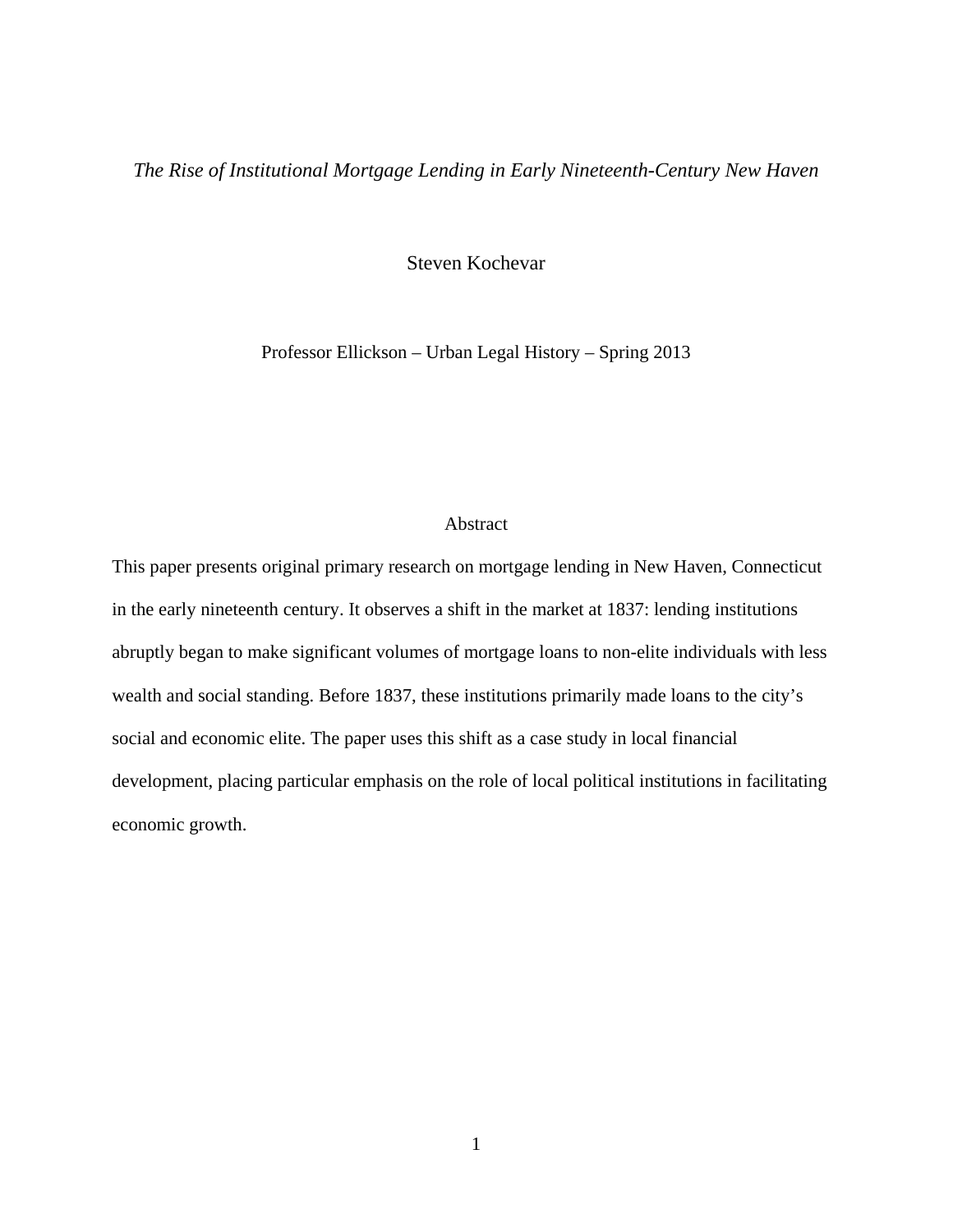*The Rise of Institutional Mortgage Lending in Early Nineteenth-Century New Haven*

Steven Kochevar

Professor Ellickson – Urban Legal History – Spring 2013

## Abstract

This paper presents original primary research on mortgage lending in New Haven, Connecticut in the early nineteenth century. It observes a shift in the market at 1837: lending institutions abruptly began to make significant volumes of mortgage loans to non-elite individuals with less wealth and social standing. Before 1837, these institutions primarily made loans to the city's social and economic elite. The paper uses this shift as a case study in local financial development, placing particular emphasis on the role of local political institutions in facilitating economic growth.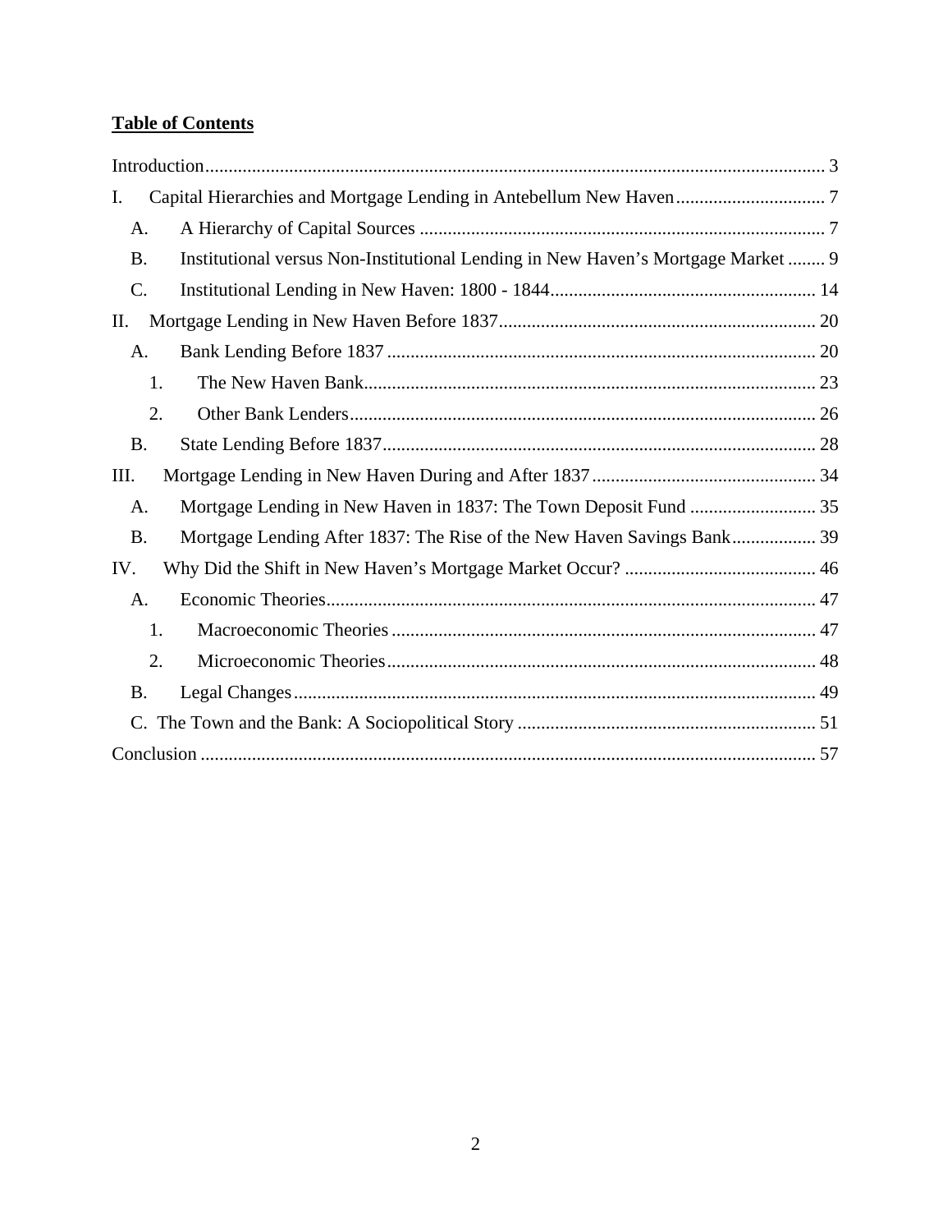**Table of Contents**

Introduction ............................................................................................................................ 3

I. Capital Hierarchies and Mortgage Lending in Antebellum New Haven ................................ 7

  A. A Hierarchy of Capital Sources ...................................................................................... 7

  B. Institutional versus Non-Institutional Lending in New Haven's Mortgage Market ........ 9

  C. Institutional Lending in New Haven: 1800 - 1844 ......................................................... 14

II. Mortgage Lending in New Haven Before 1837 ................................................................... 20

  A. Bank Lending Before 1837 ........................................................................................... 20

    1. The New Haven Bank ................................................................................................. 23

    2. Other Bank Lenders .................................................................................................... 26

  B. State Lending Before 1837 ............................................................................................ 28

III. Mortgage Lending in New Haven During and After 1837 ................................................ 34

  A. Mortgage Lending in New Haven in 1837: The Town Deposit Fund ........................... 35

  B. Mortgage Lending After 1837: The Rise of the New Haven Savings Bank .................. 39

IV. Why Did the Shift in New Haven's Mortgage Market Occur? ......................................... 46

  A. Economic Theories ........................................................................................................ 47

    1. Macroeconomic Theories ........................................................................................... 47

    2. Microeconomic Theories ............................................................................................ 48

  B. Legal Changes ................................................................................................................ 49

  C. The Town and the Bank: A Sociopolitical Story ............................................................. 51

Conclusion .............................................................................................................................. 57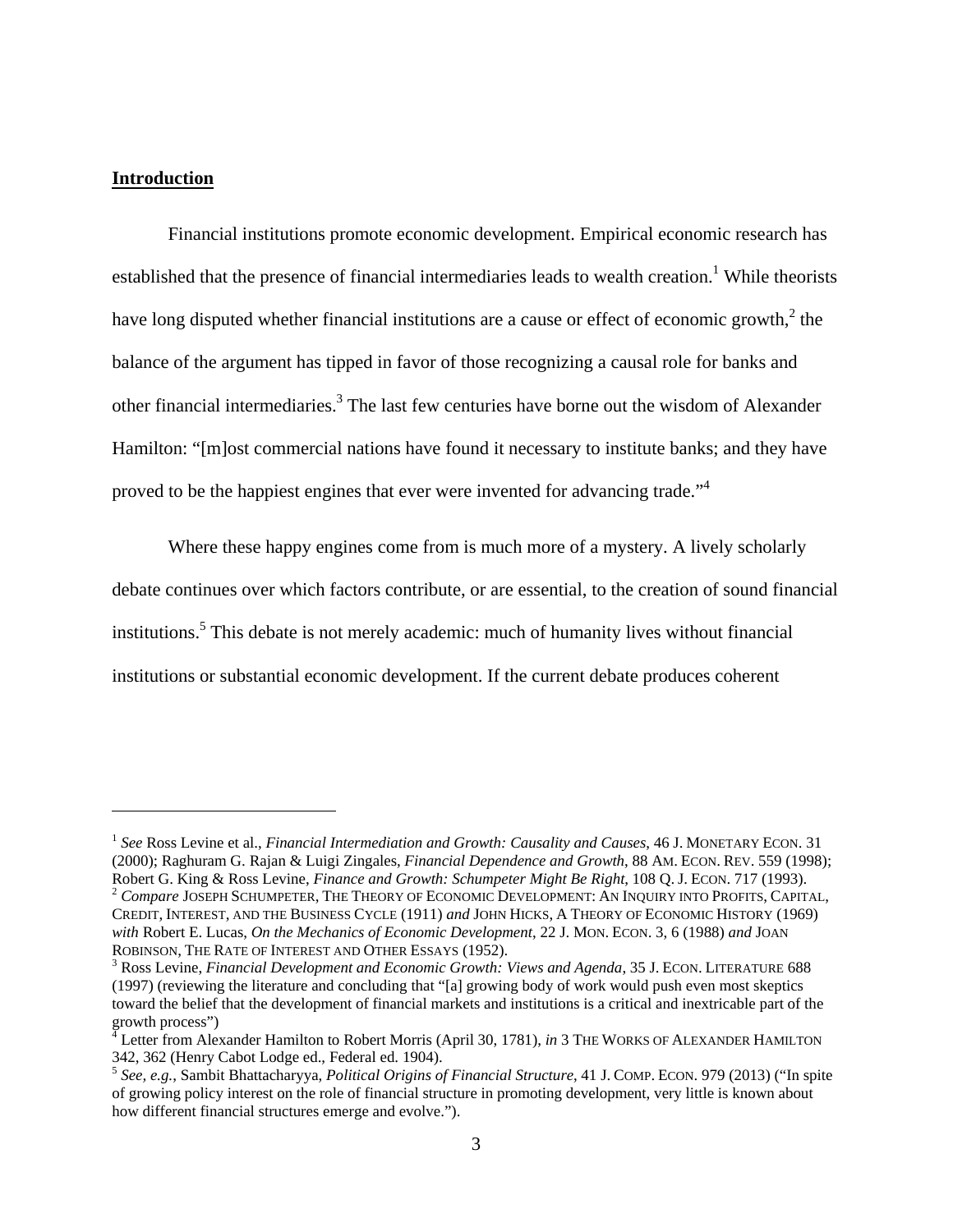## Introduction

Financial institutions promote economic development. Empirical economic research has established that the presence of financial intermediaries leads to wealth creation.[1] While theorists have long disputed whether financial institutions are a cause or effect of economic growth,[2] the balance of the argument has tipped in favor of those recognizing a causal role for banks and other financial intermediaries.[3] The last few centuries have borne out the wisdom of Alexander Hamilton: "[m]ost commercial nations have found it necessary to institute banks; and they have proved to be the happiest engines that ever were invented for advancing trade."[4]

Where these happy engines come from is much more of a mystery. A lively scholarly debate continues over which factors contribute, or are essential, to the creation of sound financial institutions.[5] This debate is not merely academic: much of humanity lives without financial institutions or substantial economic development. If the current debate produces coherent

---

[1] *See* Ross Levine et al., *Financial Intermediation and Growth: Causality and Causes*, 46 J. MONETARY ECON. 31 (2000); Raghuram G. Rajan & Luigi Zingales, *Financial Dependence and Growth*, 88 AM. ECON. REV. 559 (1998); Robert G. King & Ross Levine, *Finance and Growth: Schumpeter Might Be Right*, 108 Q. J. ECON. 717 (1993).

[2] *Compare* JOSEPH SCHUMPETER, THE THEORY OF ECONOMIC DEVELOPMENT: AN INQUIRY INTO PROFITS, CAPITAL, CREDIT, INTEREST, AND THE BUSINESS CYCLE (1911) *and* JOHN HICKS, A THEORY OF ECONOMIC HISTORY (1969) *with* Robert E. Lucas, *On the Mechanics of Economic Development*, 22 J. MON. ECON. 3, 6 (1988) *and* JOAN ROBINSON, THE RATE OF INTEREST AND OTHER ESSAYS (1952).

[3] Ross Levine, *Financial Development and Economic Growth: Views and Agenda*, 35 J. ECON. LITERATURE 688 (1997) (reviewing the literature and concluding that "[a] growing body of work would push even most skeptics toward the belief that the development of financial markets and institutions is a critical and inextricable part of the growth process")

[4] Letter from Alexander Hamilton to Robert Morris (April 30, 1781), *in* 3 THE WORKS OF ALEXANDER HAMILTON 342, 362 (Henry Cabot Lodge ed., Federal ed. 1904).

[5] *See, e.g.*, Sambit Bhattacharyya, *Political Origins of Financial Structure*, 41 J. COMP. ECON. 979 (2013) ("In spite of growing policy interest on the role of financial structure in promoting development, very little is known about how different financial structures emerge and evolve.").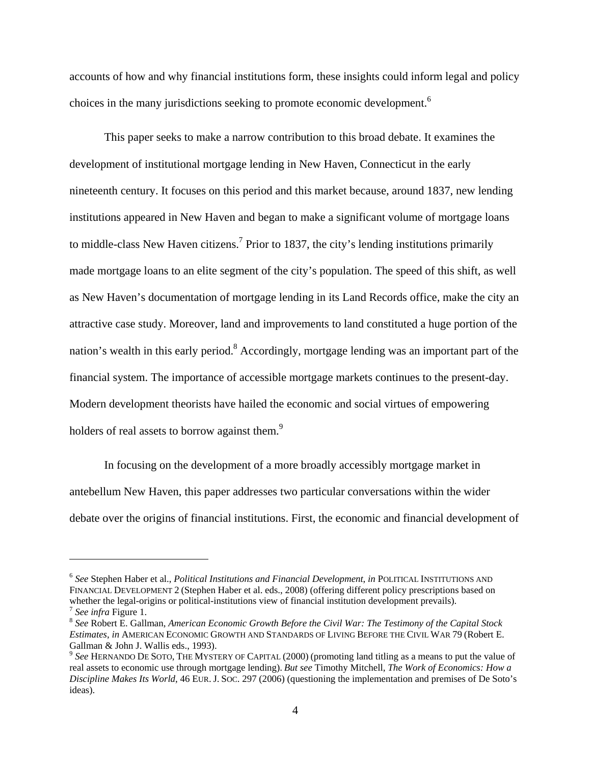accounts of how and why financial institutions form, these insights could inform legal and policy choices in the many jurisdictions seeking to promote economic development.[6]

This paper seeks to make a narrow contribution to this broad debate. It examines the development of institutional mortgage lending in New Haven, Connecticut in the early nineteenth century. It focuses on this period and this market because, around 1837, new lending institutions appeared in New Haven and began to make a significant volume of mortgage loans to middle-class New Haven citizens.[7] Prior to 1837, the city's lending institutions primarily made mortgage loans to an elite segment of the city's population. The speed of this shift, as well as New Haven's documentation of mortgage lending in its Land Records office, make the city an attractive case study. Moreover, land and improvements to land constituted a huge portion of the nation's wealth in this early period.[8] Accordingly, mortgage lending was an important part of the financial system. The importance of accessible mortgage markets continues to the present-day. Modern development theorists have hailed the economic and social virtues of empowering holders of real assets to borrow against them.[9]

In focusing on the development of a more broadly accessibly mortgage market in antebellum New Haven, this paper addresses two particular conversations within the wider debate over the origins of financial institutions. First, the economic and financial development of

---

[6] *See* Stephen Haber et al., *Political Institutions and Financial Development*, *in* POLITICAL INSTITUTIONS AND FINANCIAL DEVELOPMENT 2 (Stephen Haber et al. eds., 2008) (offering different policy prescriptions based on whether the legal-origins or political-institutions view of financial institution development prevails).

[7] *See infra* Figure 1.

[8] *See* Robert E. Gallman, *American Economic Growth Before the Civil War: The Testimony of the Capital Stock Estimates*, *in* AMERICAN ECONOMIC GROWTH AND STANDARDS OF LIVING BEFORE THE CIVIL WAR 79 (Robert E. Gallman & John J. Wallis eds., 1993).

[9] *See* HERNANDO DE SOTO, THE MYSTERY OF CAPITAL (2000) (promoting land titling as a means to put the value of real assets to economic use through mortgage lending). *But see* Timothy Mitchell, *The Work of Economics: How a Discipline Makes Its World*, 46 EUR. J. SOC. 297 (2006) (questioning the implementation and premises of De Soto's ideas).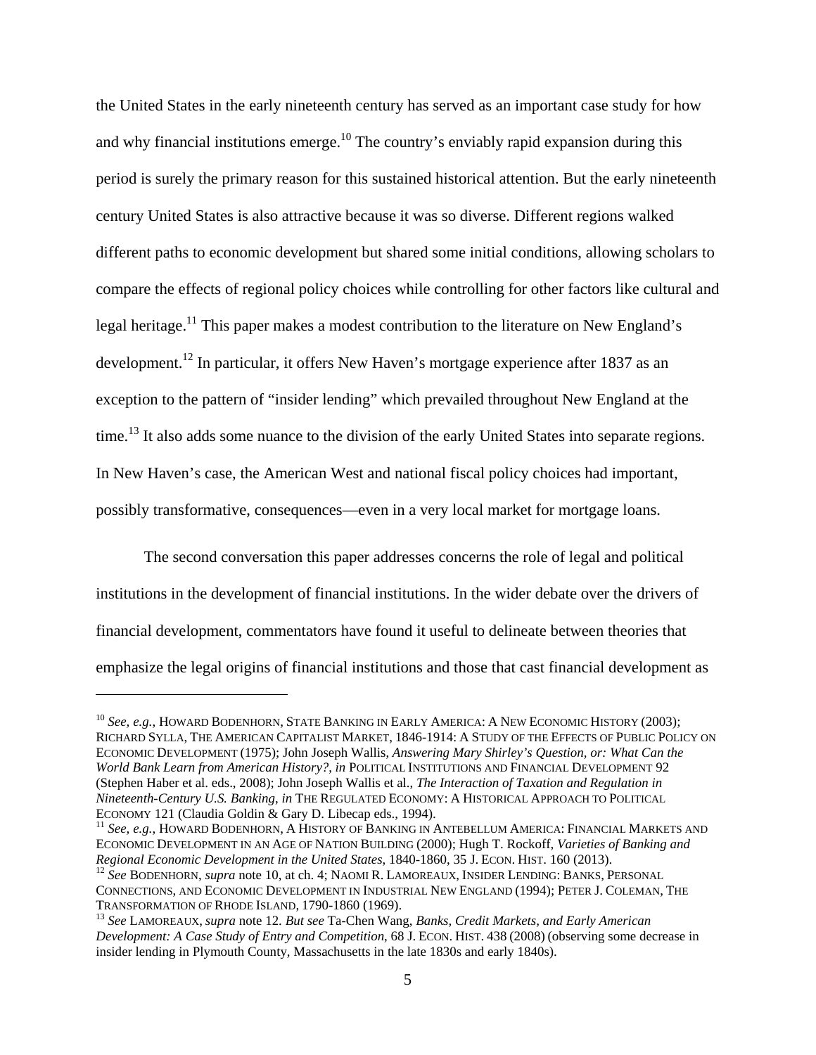the United States in the early nineteenth century has served as an important case study for how and why financial institutions emerge.[10] The country's enviably rapid expansion during this period is surely the primary reason for this sustained historical attention. But the early nineteenth century United States is also attractive because it was so diverse. Different regions walked different paths to economic development but shared some initial conditions, allowing scholars to compare the effects of regional policy choices while controlling for other factors like cultural and legal heritage.[11] This paper makes a modest contribution to the literature on New England's development.[12] In particular, it offers New Haven's mortgage experience after 1837 as an exception to the pattern of "insider lending" which prevailed throughout New England at the time.[13] It also adds some nuance to the division of the early United States into separate regions. In New Haven's case, the American West and national fiscal policy choices had important, possibly transformative, consequences—even in a very local market for mortgage loans.

The second conversation this paper addresses concerns the role of legal and political institutions in the development of financial institutions. In the wider debate over the drivers of financial development, commentators have found it useful to delineate between theories that emphasize the legal origins of financial institutions and those that cast financial development as

---

[10] *See, e.g.*, HOWARD BODENHORN, STATE BANKING IN EARLY AMERICA: A NEW ECONOMIC HISTORY (2003); RICHARD SYLLA, THE AMERICAN CAPITALIST MARKET, 1846-1914: A STUDY OF THE EFFECTS OF PUBLIC POLICY ON ECONOMIC DEVELOPMENT (1975); John Joseph Wallis, *Answering Mary Shirley's Question, or: What Can the World Bank Learn from American History?*, *in* POLITICAL INSTITUTIONS AND FINANCIAL DEVELOPMENT 92 (Stephen Haber et al. eds., 2008); John Joseph Wallis et al., *The Interaction of Taxation and Regulation in Nineteenth-Century U.S. Banking*, *in* THE REGULATED ECONOMY: A HISTORICAL APPROACH TO POLITICAL ECONOMY 121 (Claudia Goldin & Gary D. Libecap eds., 1994).

[11] *See, e.g.*, HOWARD BODENHORN, A HISTORY OF BANKING IN ANTEBELLUM AMERICA: FINANCIAL MARKETS AND ECONOMIC DEVELOPMENT IN AN AGE OF NATION BUILDING (2000); Hugh T. Rockoff, *Varieties of Banking and Regional Economic Development in the United States*, 1840-1860, 35 J. ECON. HIST. 160 (2013).

[12] *See* BODENHORN, *supra* note 10, at ch. 4; NAOMI R. LAMOREAUX, INSIDER LENDING: BANKS, PERSONAL CONNECTIONS, AND ECONOMIC DEVELOPMENT IN INDUSTRIAL NEW ENGLAND (1994); PETER J. COLEMAN, THE TRANSFORMATION OF RHODE ISLAND, 1790-1860 (1969).

[13] *See* LAMOREAUX, *supra* note 12. *But see* Ta-Chen Wang, *Banks, Credit Markets, and Early American Development: A Case Study of Entry and Competition*, 68 J. ECON. HIST. 438 (2008) (observing some decrease in insider lending in Plymouth County, Massachusetts in the late 1830s and early 1840s).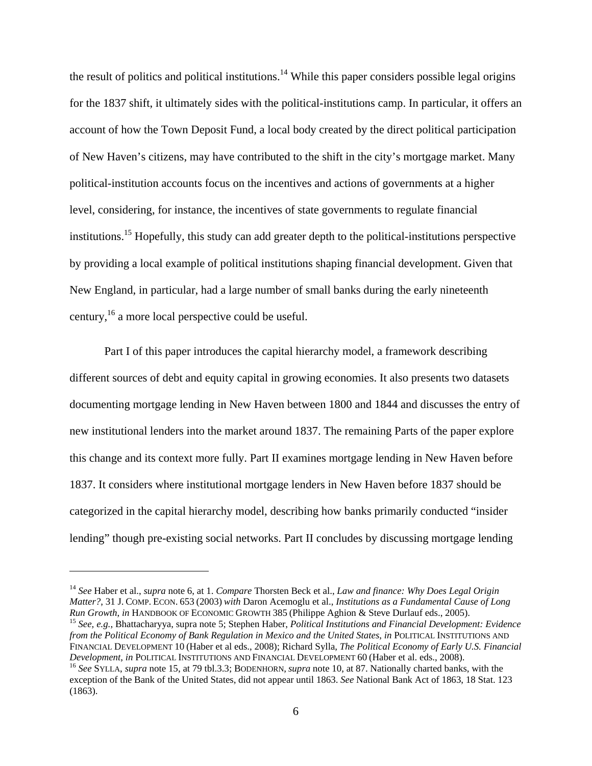the result of politics and political institutions.[14] While this paper considers possible legal origins for the 1837 shift, it ultimately sides with the political-institutions camp. In particular, it offers an account of how the Town Deposit Fund, a local body created by the direct political participation of New Haven's citizens, may have contributed to the shift in the city's mortgage market. Many political-institution accounts focus on the incentives and actions of governments at a higher level, considering, for instance, the incentives of state governments to regulate financial institutions.[15] Hopefully, this study can add greater depth to the political-institutions perspective by providing a local example of political institutions shaping financial development. Given that New England, in particular, had a large number of small banks during the early nineteenth century,[16] a more local perspective could be useful.

Part I of this paper introduces the capital hierarchy model, a framework describing different sources of debt and equity capital in growing economies. It also presents two datasets documenting mortgage lending in New Haven between 1800 and 1844 and discusses the entry of new institutional lenders into the market around 1837. The remaining Parts of the paper explore this change and its context more fully. Part II examines mortgage lending in New Haven before 1837. It considers where institutional mortgage lenders in New Haven before 1837 should be categorized in the capital hierarchy model, describing how banks primarily conducted "insider lending" though pre-existing social networks. Part II concludes by discussing mortgage lending

---

[14] *See* Haber et al., *supra* note 6, at 1. *Compare* Thorsten Beck et al., *Law and finance: Why Does Legal Origin Matter?*, 31 J. COMP. ECON. 653 (2003) *with* Daron Acemoglu et al., *Institutions as a Fundamental Cause of Long Run Growth*, *in* HANDBOOK OF ECONOMIC GROWTH 385 (Philippe Aghion & Steve Durlauf eds., 2005).

[15] *See, e.g.*, Bhattacharyya, supra note 5; Stephen Haber, *Political Institutions and Financial Development: Evidence from the Political Economy of Bank Regulation in Mexico and the United States*, *in* POLITICAL INSTITUTIONS AND FINANCIAL DEVELOPMENT 10 (Haber et al eds., 2008); Richard Sylla, *The Political Economy of Early U.S. Financial Development*, *in* POLITICAL INSTITUTIONS AND FINANCIAL DEVELOPMENT 60 (Haber et al. eds., 2008).

[16] *See* SYLLA, *supra* note 15, at 79 tbl.3.3; BODENHORN, *supra* note 10, at 87. Nationally charted banks, with the exception of the Bank of the United States, did not appear until 1863. *See* National Bank Act of 1863, 18 Stat. 123 (1863).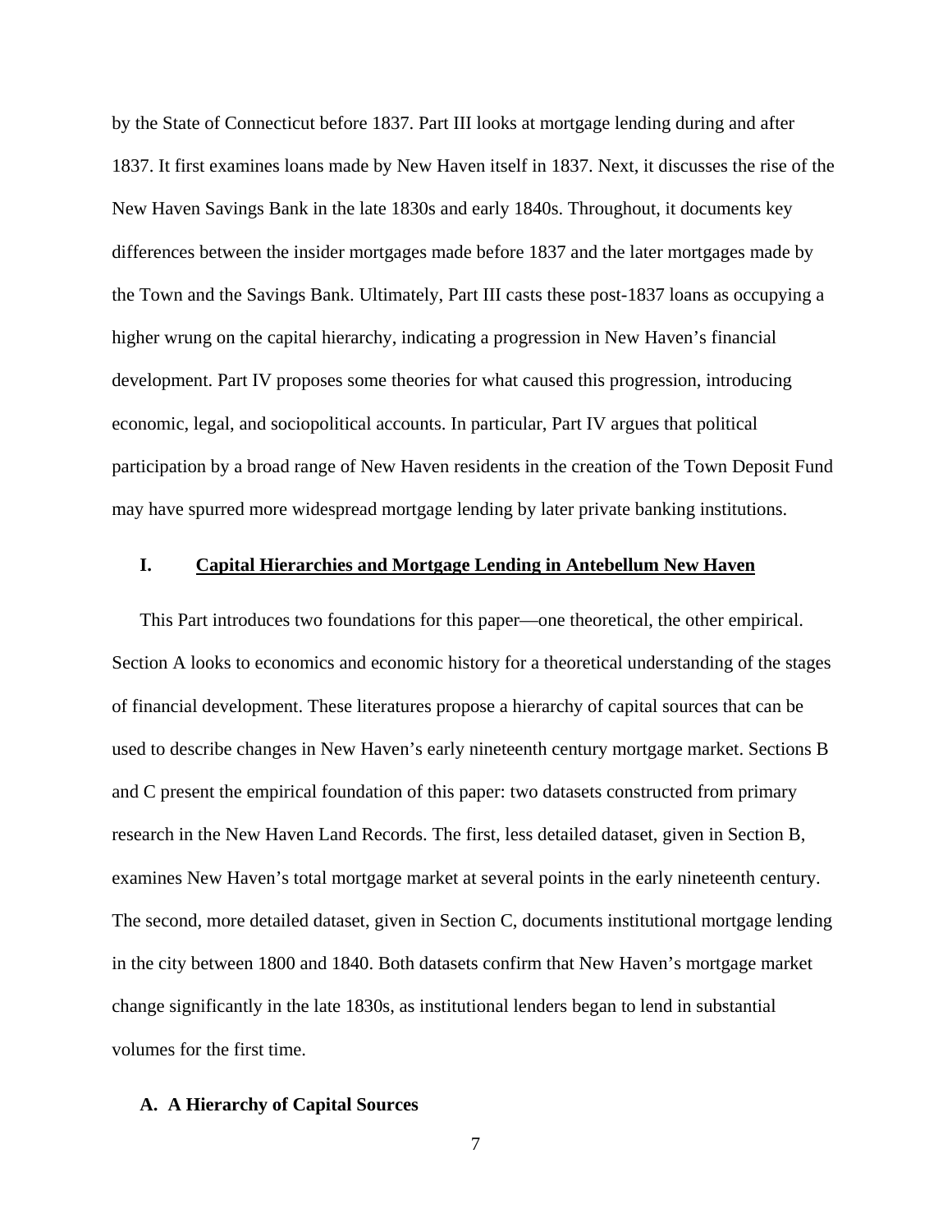by the State of Connecticut before 1837. Part III looks at mortgage lending during and after 1837. It first examines loans made by New Haven itself in 1837. Next, it discusses the rise of the New Haven Savings Bank in the late 1830s and early 1840s. Throughout, it documents key differences between the insider mortgages made before 1837 and the later mortgages made by the Town and the Savings Bank. Ultimately, Part III casts these post-1837 loans as occupying a higher wrung on the capital hierarchy, indicating a progression in New Haven's financial development. Part IV proposes some theories for what caused this progression, introducing economic, legal, and sociopolitical accounts. In particular, Part IV argues that political participation by a broad range of New Haven residents in the creation of the Town Deposit Fund may have spurred more widespread mortgage lending by later private banking institutions.

## I. Capital Hierarchies and Mortgage Lending in Antebellum New Haven

This Part introduces two foundations for this paper—one theoretical, the other empirical. Section A looks to economics and economic history for a theoretical understanding of the stages of financial development. These literatures propose a hierarchy of capital sources that can be used to describe changes in New Haven's early nineteenth century mortgage market. Sections B and C present the empirical foundation of this paper: two datasets constructed from primary research in the New Haven Land Records. The first, less detailed dataset, given in Section B, examines New Haven's total mortgage market at several points in the early nineteenth century. The second, more detailed dataset, given in Section C, documents institutional mortgage lending in the city between 1800 and 1840. Both datasets confirm that New Haven's mortgage market change significantly in the late 1830s, as institutional lenders began to lend in substantial volumes for the first time.

### A. A Hierarchy of Capital Sources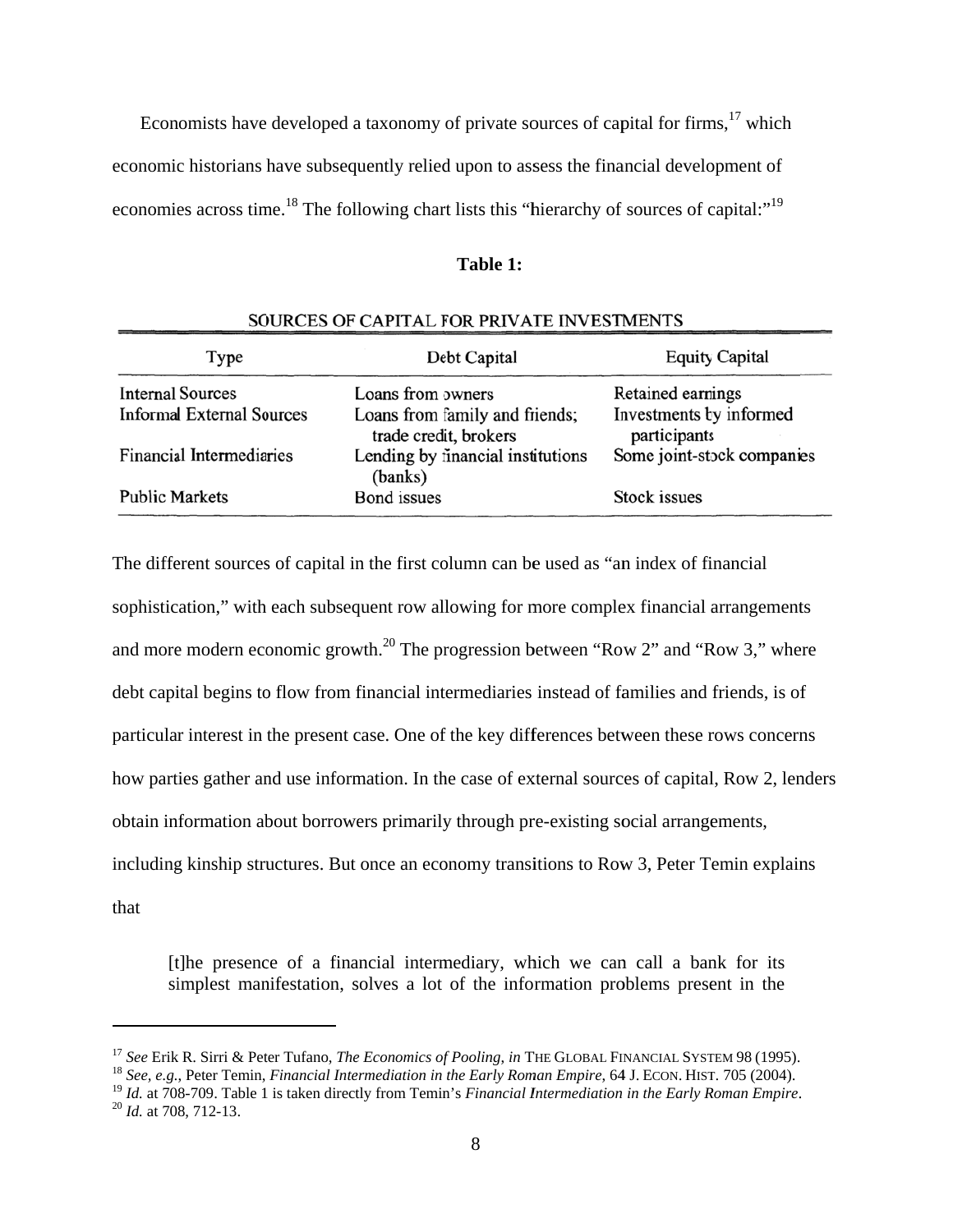Economists have developed a taxonomy of private sources of capital for firms,[17] which economic historians have subsequently relied upon to assess the financial development of economies across time.[18] The following chart lists this "hierarchy of sources of capital:"[19]

**Table 1:**

SOURCES OF CAPITAL FOR PRIVATE INVESTMENTS

| Type | Debt Capital | Equity Capital |
|---|---|---|
| Internal Sources | Loans from owners | Retained earnings |
| Informal External Sources | Loans from family and friends; trade credit, brokers | Investments by informed participants |
| Financial Intermediaries | Lending by financial institutions (banks) | Some joint-stock companies |
| Public Markets | Bond issues | Stock issues |

The different sources of capital in the first column can be used as "an index of financial sophistication," with each subsequent row allowing for more complex financial arrangements and more modern economic growth.[20] The progression between "Row 2" and "Row 3," where debt capital begins to flow from financial intermediaries instead of families and friends, is of particular interest in the present case. One of the key differences between these rows concerns how parties gather and use information. In the case of external sources of capital, Row 2, lenders obtain information about borrowers primarily through pre-existing social arrangements, including kinship structures. But once an economy transitions to Row 3, Peter Temin explains that

> [t]he presence of a financial intermediary, which we can call a bank for its simplest manifestation, solves a lot of the information problems present in the

---

[17] *See* Erik R. Sirri & Peter Tufano, *The Economics of Pooling*, *in* THE GLOBAL FINANCIAL SYSTEM 98 (1995).

[18] *See, e.g.*, Peter Temin, *Financial Intermediation in the Early Roman Empire*, 64 J. ECON. HIST. 705 (2004).

[19] *Id.* at 708-709. Table 1 is taken directly from Temin's *Financial Intermediation in the Early Roman Empire*.

[20] *Id.* at 708, 712-13.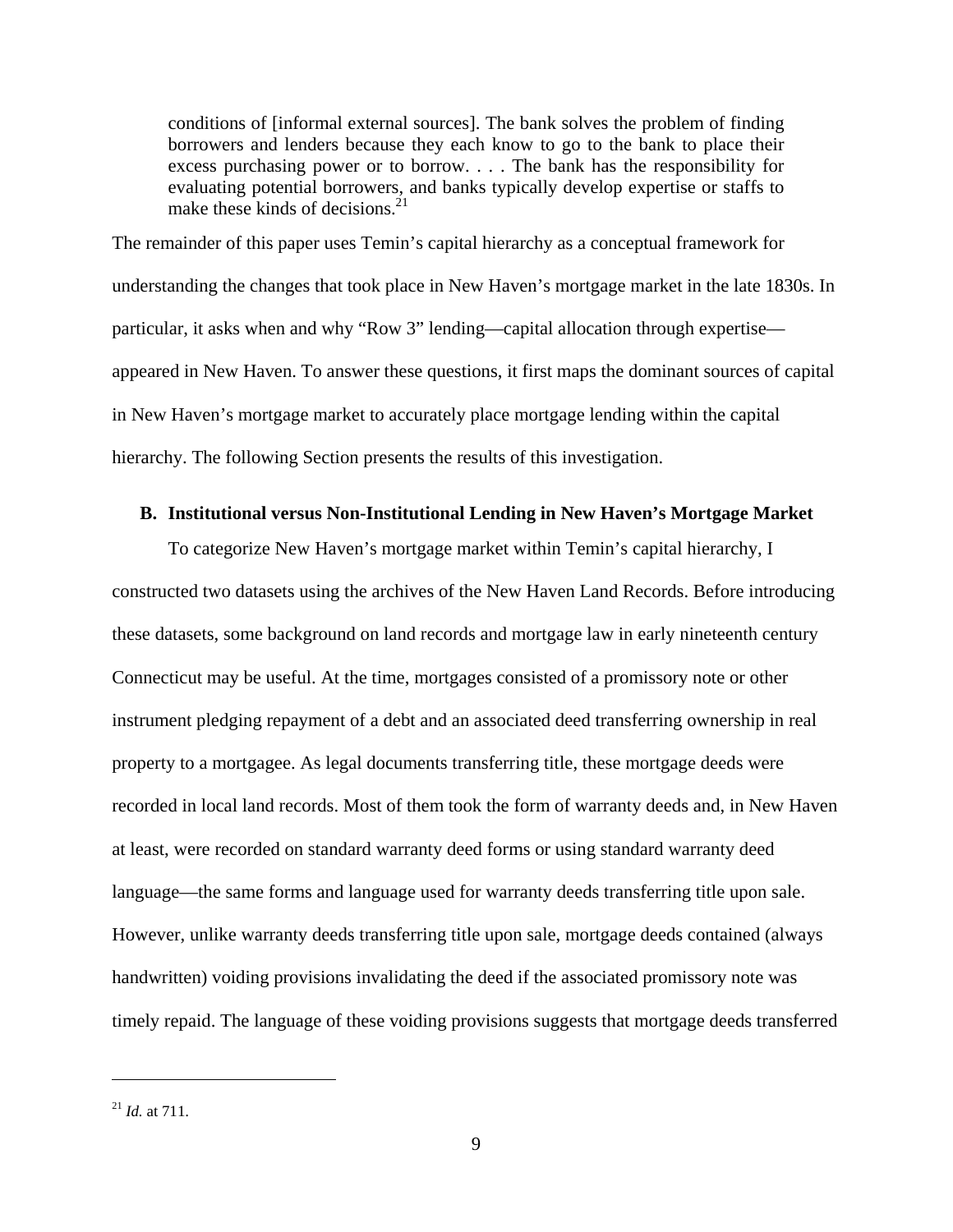> conditions of [informal external sources]. The bank solves the problem of finding borrowers and lenders because they each know to go to the bank to place their excess purchasing power or to borrow. . . . The bank has the responsibility for evaluating potential borrowers, and banks typically develop expertise or staffs to make these kinds of decisions.[21]

The remainder of this paper uses Temin's capital hierarchy as a conceptual framework for understanding the changes that took place in New Haven's mortgage market in the late 1830s. In particular, it asks when and why "Row 3" lending—capital allocation through expertise—appeared in New Haven. To answer these questions, it first maps the dominant sources of capital in New Haven's mortgage market to accurately place mortgage lending within the capital hierarchy. The following Section presents the results of this investigation.

### B. Institutional versus Non-Institutional Lending in New Haven's Mortgage Market

To categorize New Haven's mortgage market within Temin's capital hierarchy, I constructed two datasets using the archives of the New Haven Land Records. Before introducing these datasets, some background on land records and mortgage law in early nineteenth century Connecticut may be useful. At the time, mortgages consisted of a promissory note or other instrument pledging repayment of a debt and an associated deed transferring ownership in real property to a mortgagee. As legal documents transferring title, these mortgage deeds were recorded in local land records. Most of them took the form of warranty deeds and, in New Haven at least, were recorded on standard warranty deed forms or using standard warranty deed language—the same forms and language used for warranty deeds transferring title upon sale. However, unlike warranty deeds transferring title upon sale, mortgage deeds contained (always handwritten) voiding provisions invalidating the deed if the associated promissory note was timely repaid. The language of these voiding provisions suggests that mortgage deeds transferred

---

[21] *Id.* at 711.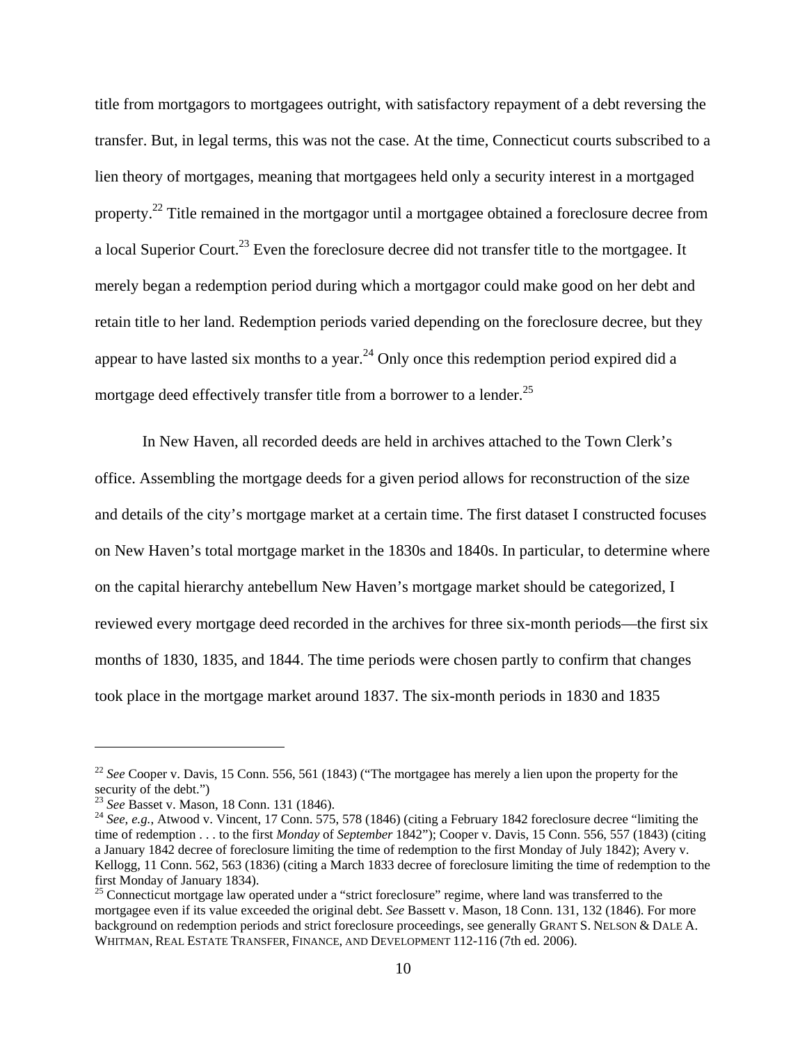title from mortgagors to mortgagees outright, with satisfactory repayment of a debt reversing the transfer. But, in legal terms, this was not the case. At the time, Connecticut courts subscribed to a lien theory of mortgages, meaning that mortgagees held only a security interest in a mortgaged property.[22] Title remained in the mortgagor until a mortgagee obtained a foreclosure decree from a local Superior Court.[23] Even the foreclosure decree did not transfer title to the mortgagee. It merely began a redemption period during which a mortgagor could make good on her debt and retain title to her land. Redemption periods varied depending on the foreclosure decree, but they appear to have lasted six months to a year.[24] Only once this redemption period expired did a mortgage deed effectively transfer title from a borrower to a lender.[25]

In New Haven, all recorded deeds are held in archives attached to the Town Clerk's office. Assembling the mortgage deeds for a given period allows for reconstruction of the size and details of the city's mortgage market at a certain time. The first dataset I constructed focuses on New Haven's total mortgage market in the 1830s and 1840s. In particular, to determine where on the capital hierarchy antebellum New Haven's mortgage market should be categorized, I reviewed every mortgage deed recorded in the archives for three six-month periods—the first six months of 1830, 1835, and 1844. The time periods were chosen partly to confirm that changes took place in the mortgage market around 1837. The six-month periods in 1830 and 1835

---

[22] *See* Cooper v. Davis, 15 Conn. 556, 561 (1843) ("The mortgagee has merely a lien upon the property for the security of the debt.")

[23] *See* Basset v. Mason, 18 Conn. 131 (1846).

[24] *See, e.g.*, Atwood v. Vincent, 17 Conn. 575, 578 (1846) (citing a February 1842 foreclosure decree "limiting the time of redemption . . . to the first *Monday* of *September* 1842"); Cooper v. Davis, 15 Conn. 556, 557 (1843) (citing a January 1842 decree of foreclosure limiting the time of redemption to the first Monday of July 1842); Avery v. Kellogg, 11 Conn. 562, 563 (1836) (citing a March 1833 decree of foreclosure limiting the time of redemption to the first Monday of January 1834).

[25] Connecticut mortgage law operated under a "strict foreclosure" regime, where land was transferred to the mortgagee even if its value exceeded the original debt. *See* Bassett v. Mason, 18 Conn. 131, 132 (1846). For more background on redemption periods and strict foreclosure proceedings, see generally GRANT S. NELSON & DALE A. WHITMAN, REAL ESTATE TRANSFER, FINANCE, AND DEVELOPMENT 112-116 (7th ed. 2006).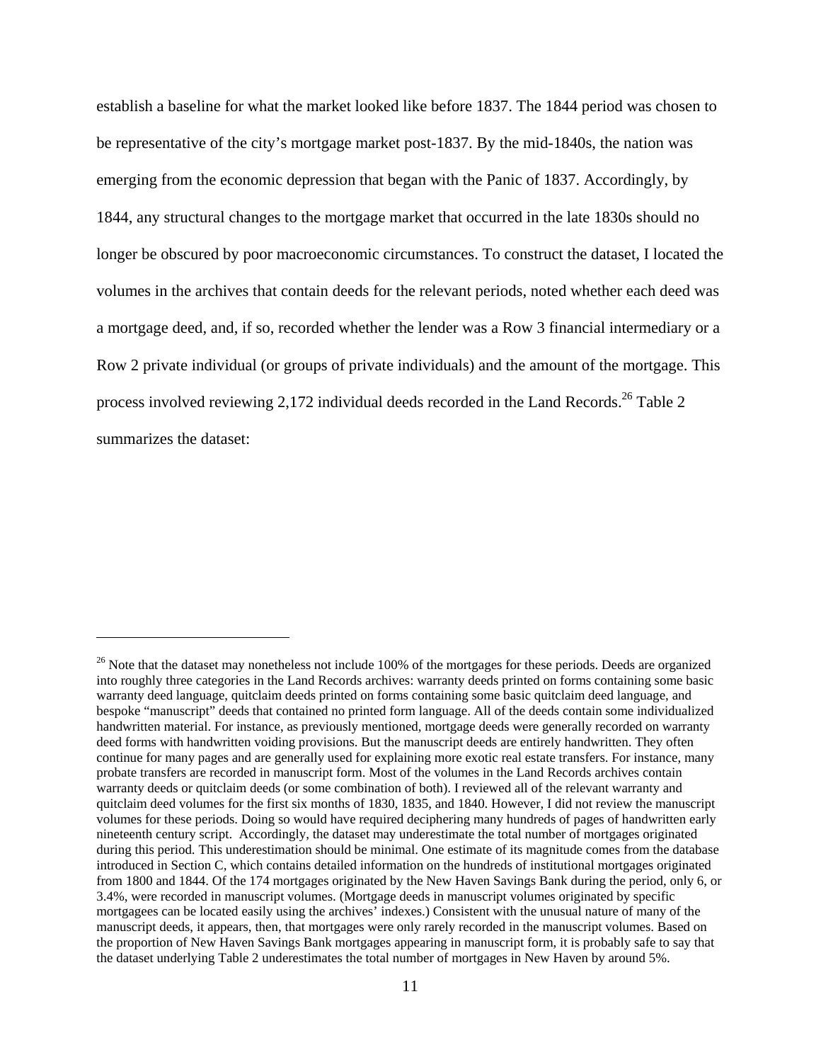establish a baseline for what the market looked like before 1837. The 1844 period was chosen to be representative of the city's mortgage market post-1837. By the mid-1840s, the nation was emerging from the economic depression that began with the Panic of 1837. Accordingly, by 1844, any structural changes to the mortgage market that occurred in the late 1830s should no longer be obscured by poor macroeconomic circumstances. To construct the dataset, I located the volumes in the archives that contain deeds for the relevant periods, noted whether each deed was a mortgage deed, and, if so, recorded whether the lender was a Row 3 financial intermediary or a Row 2 private individual (or groups of private individuals) and the amount of the mortgage. This process involved reviewing 2,172 individual deeds recorded in the Land Records.[26] Table 2 summarizes the dataset:

---

[26] Note that the dataset may nonetheless not include 100% of the mortgages for these periods. Deeds are organized into roughly three categories in the Land Records archives: warranty deeds printed on forms containing some basic warranty deed language, quitclaim deeds printed on forms containing some basic quitclaim deed language, and bespoke "manuscript" deeds that contained no printed form language. All of the deeds contain some individualized handwritten material. For instance, as previously mentioned, mortgage deeds were generally recorded on warranty deed forms with handwritten voiding provisions. But the manuscript deeds are entirely handwritten. They often continue for many pages and are generally used for explaining more exotic real estate transfers. For instance, many probate transfers are recorded in manuscript form. Most of the volumes in the Land Records archives contain warranty deeds or quitclaim deeds (or some combination of both). I reviewed all of the relevant warranty and quitclaim deed volumes for the first six months of 1830, 1835, and 1840. However, I did not review the manuscript volumes for these periods. Doing so would have required deciphering many hundreds of pages of handwritten early nineteenth century script. Accordingly, the dataset may underestimate the total number of mortgages originated during this period. This underestimation should be minimal. One estimate of its magnitude comes from the database introduced in Section C, which contains detailed information on the hundreds of institutional mortgages originated from 1800 and 1844. Of the 174 mortgages originated by the New Haven Savings Bank during the period, only 6, or 3.4%, were recorded in manuscript volumes. (Mortgage deeds in manuscript volumes originated by specific mortgagees can be located easily using the archives' indexes.) Consistent with the unusual nature of many of the manuscript deeds, it appears, then, that mortgages were only rarely recorded in the manuscript volumes. Based on the proportion of New Haven Savings Bank mortgages appearing in manuscript form, it is probably safe to say that the dataset underlying Table 2 underestimates the total number of mortgages in New Haven by around 5%.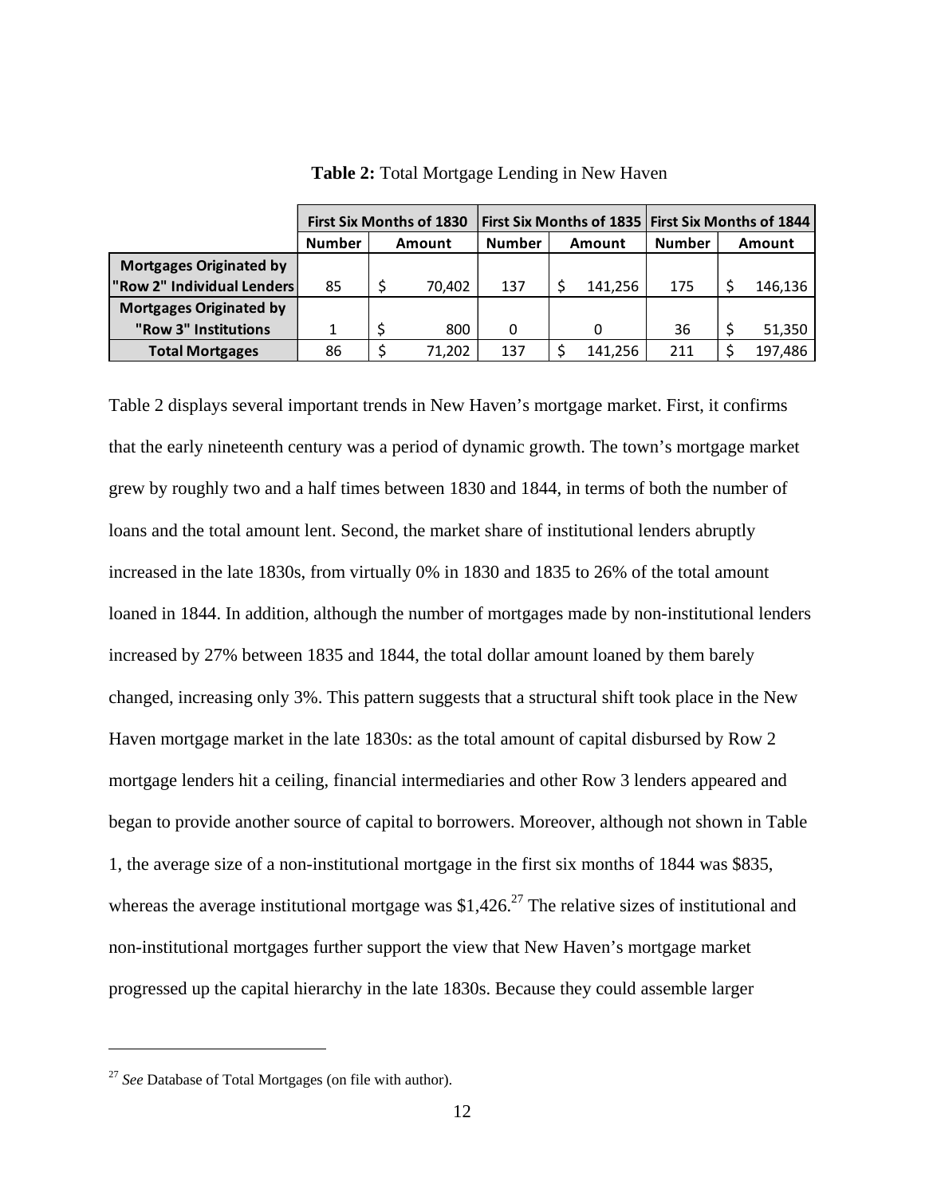**Table 2:** Total Mortgage Lending in New Haven

| | First Six Months of 1830 | | First Six Months of 1835 | | First Six Months of 1844 | |
|---|---|---|---|---|---|---|
| | Number | Amount | Number | Amount | Number | Amount |
| Mortgages Originated by "Row 2" Individual Lenders | 85 | $ 70,402 | 137 | $ 141,256 | 175 | $ 146,136 |
| Mortgages Originated by "Row 3" Institutions | 1 | $ 800 | 0 | 0 | 36 | $ 51,350 |
| Total Mortgages | 86 | $ 71,202 | 137 | $ 141,256 | 211 | $ 197,486 |

Table 2 displays several important trends in New Haven's mortgage market. First, it confirms that the early nineteenth century was a period of dynamic growth. The town's mortgage market grew by roughly two and a half times between 1830 and 1844, in terms of both the number of loans and the total amount lent. Second, the market share of institutional lenders abruptly increased in the late 1830s, from virtually 0% in 1830 and 1835 to 26% of the total amount loaned in 1844. In addition, although the number of mortgages made by non-institutional lenders increased by 27% between 1835 and 1844, the total dollar amount loaned by them barely changed, increasing only 3%. This pattern suggests that a structural shift took place in the New Haven mortgage market in the late 1830s: as the total amount of capital disbursed by Row 2 mortgage lenders hit a ceiling, financial intermediaries and other Row 3 lenders appeared and began to provide another source of capital to borrowers. Moreover, although not shown in Table 1, the average size of a non-institutional mortgage in the first six months of 1844 was $835, whereas the average institutional mortgage was $1,426.[27] The relative sizes of institutional and non-institutional mortgages further support the view that New Haven's mortgage market progressed up the capital hierarchy in the late 1830s. Because they could assemble larger

---

[27] *See* Database of Total Mortgages (on file with author).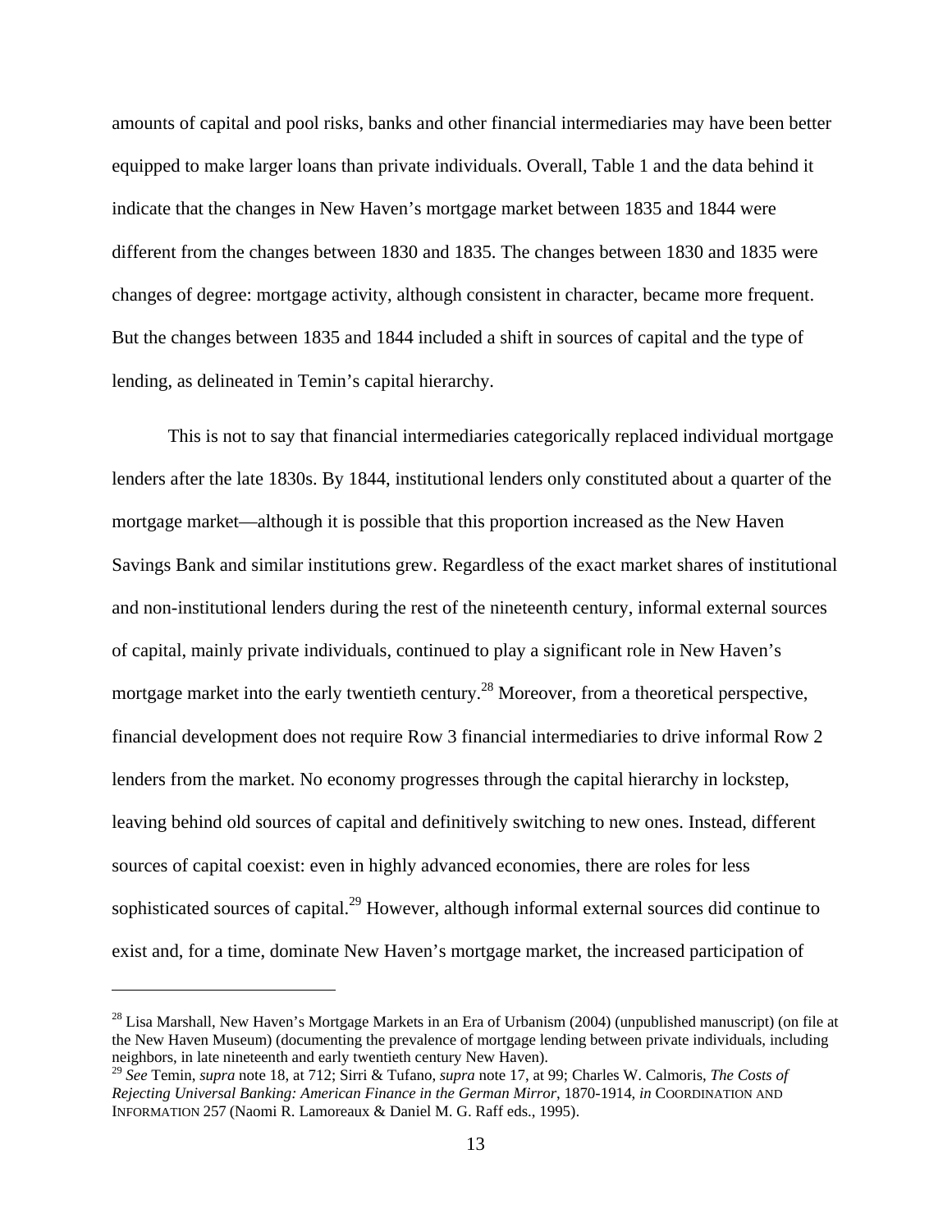amounts of capital and pool risks, banks and other financial intermediaries may have been better equipped to make larger loans than private individuals. Overall, Table 1 and the data behind it indicate that the changes in New Haven's mortgage market between 1835 and 1844 were different from the changes between 1830 and 1835. The changes between 1830 and 1835 were changes of degree: mortgage activity, although consistent in character, became more frequent. But the changes between 1835 and 1844 included a shift in sources of capital and the type of lending, as delineated in Temin's capital hierarchy.

This is not to say that financial intermediaries categorically replaced individual mortgage lenders after the late 1830s. By 1844, institutional lenders only constituted about a quarter of the mortgage market—although it is possible that this proportion increased as the New Haven Savings Bank and similar institutions grew. Regardless of the exact market shares of institutional and non-institutional lenders during the rest of the nineteenth century, informal external sources of capital, mainly private individuals, continued to play a significant role in New Haven's mortgage market into the early twentieth century.[28] Moreover, from a theoretical perspective, financial development does not require Row 3 financial intermediaries to drive informal Row 2 lenders from the market. No economy progresses through the capital hierarchy in lockstep, leaving behind old sources of capital and definitively switching to new ones. Instead, different sources of capital coexist: even in highly advanced economies, there are roles for less sophisticated sources of capital.[29] However, although informal external sources did continue to exist and, for a time, dominate New Haven's mortgage market, the increased participation of

---

[28] Lisa Marshall, New Haven's Mortgage Markets in an Era of Urbanism (2004) (unpublished manuscript) (on file at the New Haven Museum) (documenting the prevalence of mortgage lending between private individuals, including neighbors, in late nineteenth and early twentieth century New Haven).

[29] *See* Temin, *supra* note 18, at 712; Sirri & Tufano, *supra* note 17, at 99; Charles W. Calmoris, *The Costs of Rejecting Universal Banking: American Finance in the German Mirror*, 1870-1914, *in* COORDINATION AND INFORMATION 257 (Naomi R. Lamoreaux & Daniel M. G. Raff eds., 1995).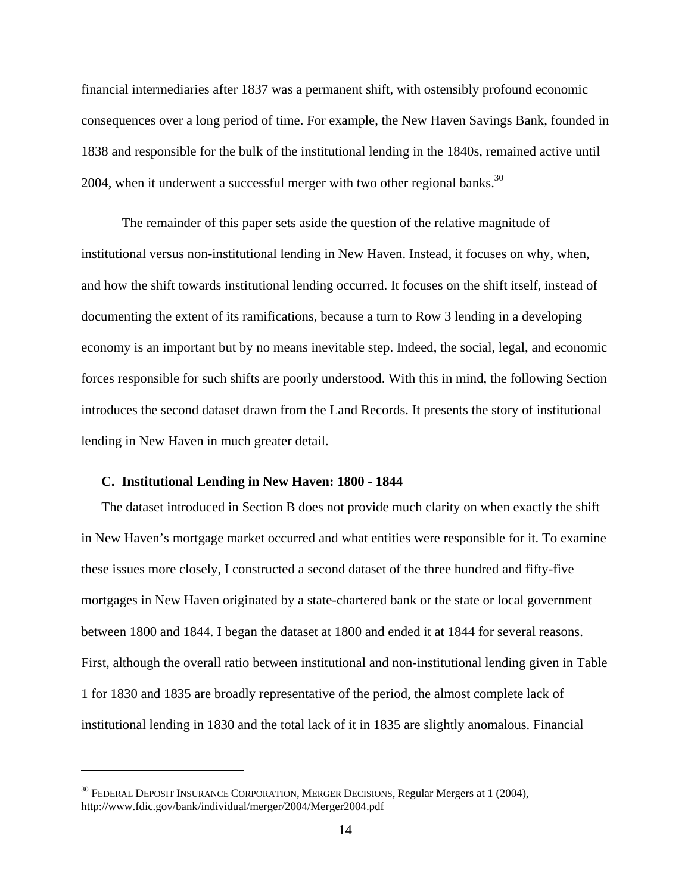financial intermediaries after 1837 was a permanent shift, with ostensibly profound economic consequences over a long period of time. For example, the New Haven Savings Bank, founded in 1838 and responsible for the bulk of the institutional lending in the 1840s, remained active until 2004, when it underwent a successful merger with two other regional banks.[30]

The remainder of this paper sets aside the question of the relative magnitude of institutional versus non-institutional lending in New Haven. Instead, it focuses on why, when, and how the shift towards institutional lending occurred. It focuses on the shift itself, instead of documenting the extent of its ramifications, because a turn to Row 3 lending in a developing economy is an important but by no means inevitable step. Indeed, the social, legal, and economic forces responsible for such shifts are poorly understood. With this in mind, the following Section introduces the second dataset drawn from the Land Records. It presents the story of institutional lending in New Haven in much greater detail.

### C. Institutional Lending in New Haven: 1800 - 1844

The dataset introduced in Section B does not provide much clarity on when exactly the shift in New Haven's mortgage market occurred and what entities were responsible for it. To examine these issues more closely, I constructed a second dataset of the three hundred and fifty-five mortgages in New Haven originated by a state-chartered bank or the state or local government between 1800 and 1844. I began the dataset at 1800 and ended it at 1844 for several reasons. First, although the overall ratio between institutional and non-institutional lending given in Table 1 for 1830 and 1835 are broadly representative of the period, the almost complete lack of institutional lending in 1830 and the total lack of it in 1835 are slightly anomalous. Financial

---

[30] FEDERAL DEPOSIT INSURANCE CORPORATION, MERGER DECISIONS, Regular Mergers at 1 (2004), http://www.fdic.gov/bank/individual/merger/2004/Merger2004.pdf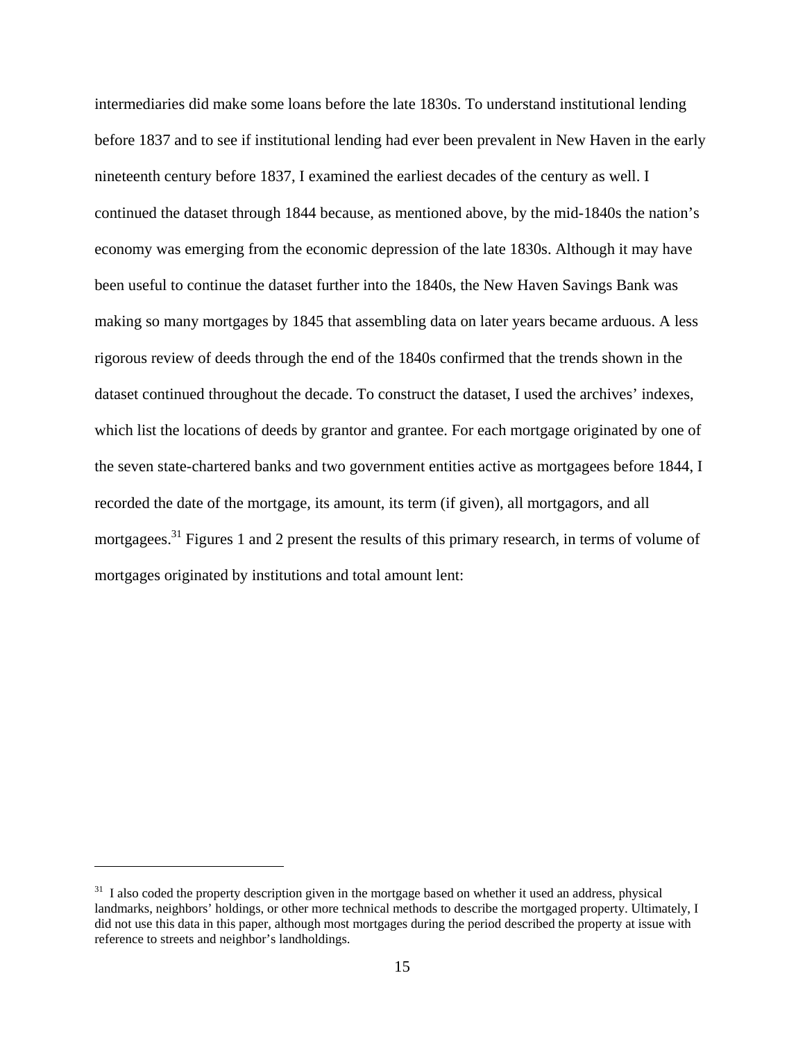intermediaries did make some loans before the late 1830s. To understand institutional lending before 1837 and to see if institutional lending had ever been prevalent in New Haven in the early nineteenth century before 1837, I examined the earliest decades of the century as well. I continued the dataset through 1844 because, as mentioned above, by the mid-1840s the nation's economy was emerging from the economic depression of the late 1830s. Although it may have been useful to continue the dataset further into the 1840s, the New Haven Savings Bank was making so many mortgages by 1845 that assembling data on later years became arduous. A less rigorous review of deeds through the end of the 1840s confirmed that the trends shown in the dataset continued throughout the decade. To construct the dataset, I used the archives' indexes, which list the locations of deeds by grantor and grantee. For each mortgage originated by one of the seven state-chartered banks and two government entities active as mortgagees before 1844, I recorded the date of the mortgage, its amount, its term (if given), all mortgagors, and all mortgagees.[31] Figures 1 and 2 present the results of this primary research, in terms of volume of mortgages originated by institutions and total amount lent:

---

[31] I also coded the property description given in the mortgage based on whether it used an address, physical landmarks, neighbors' holdings, or other more technical methods to describe the mortgaged property. Ultimately, I did not use this data in this paper, although most mortgages during the period described the property at issue with reference to streets and neighbor's landholdings.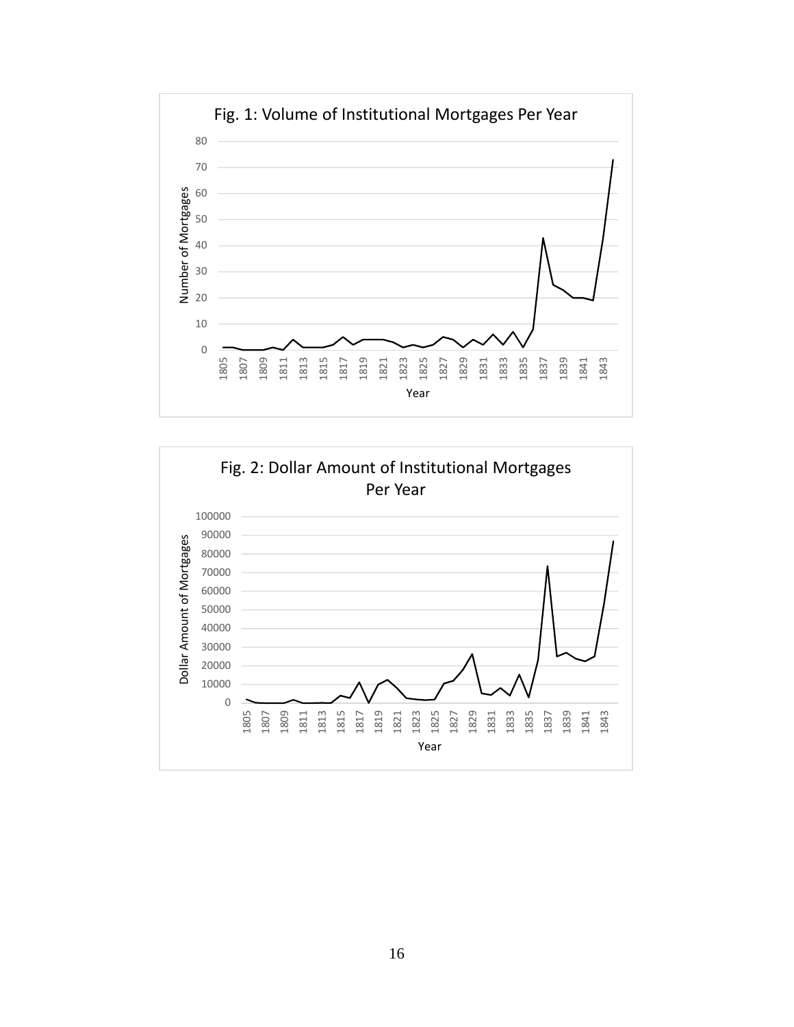Fig. 1: Volume of Institutional Mortgages Per Year

Fig. 2: Dollar Amount of Institutional Mortgages Per Year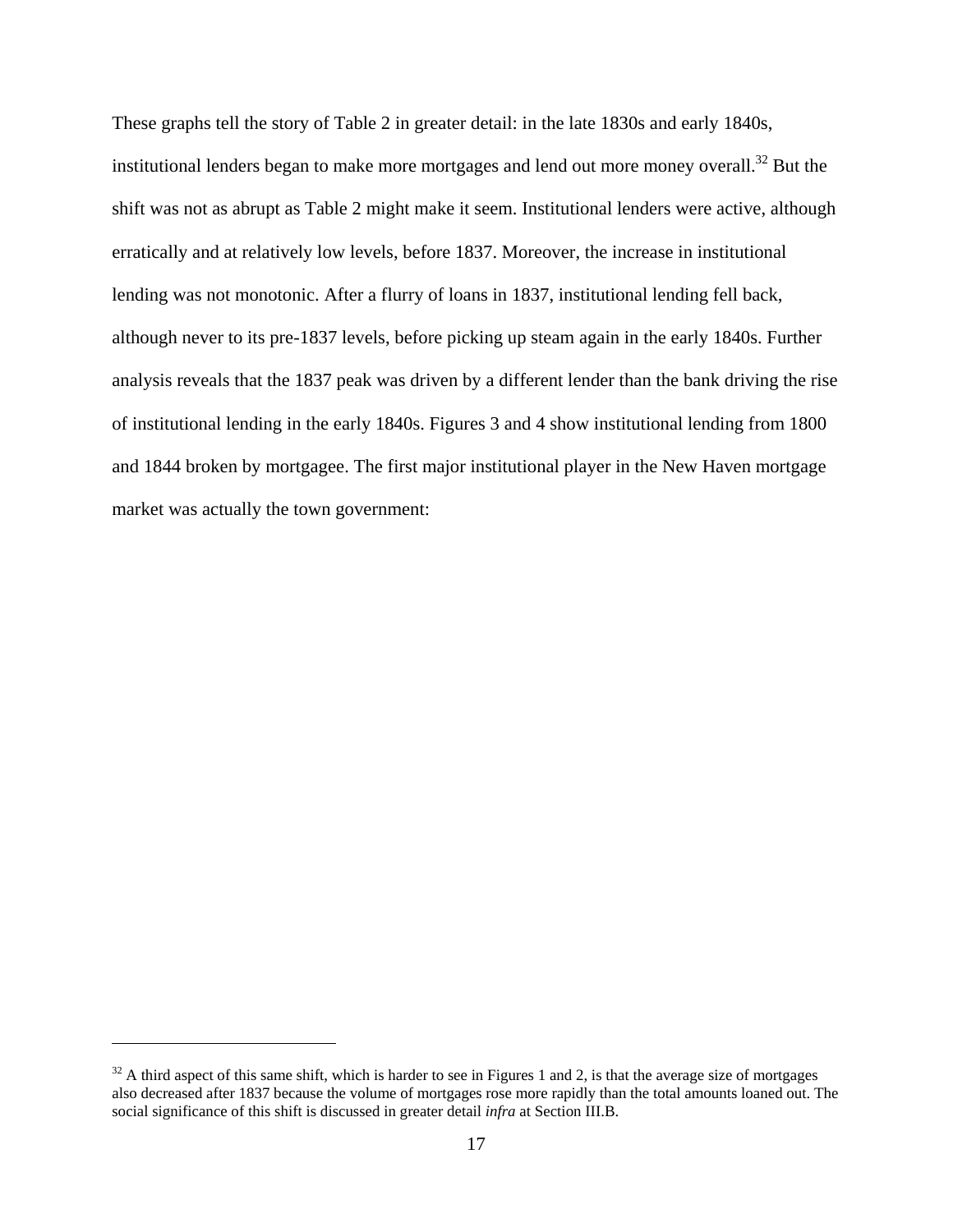These graphs tell the story of Table 2 in greater detail: in the late 1830s and early 1840s, institutional lenders began to make more mortgages and lend out more money overall.[32] But the shift was not as abrupt as Table 2 might make it seem. Institutional lenders were active, although erratically and at relatively low levels, before 1837. Moreover, the increase in institutional lending was not monotonic. After a flurry of loans in 1837, institutional lending fell back, although never to its pre-1837 levels, before picking up steam again in the early 1840s. Further analysis reveals that the 1837 peak was driven by a different lender than the bank driving the rise of institutional lending in the early 1840s. Figures 3 and 4 show institutional lending from 1800 and 1844 broken by mortgagee. The first major institutional player in the New Haven mortgage market was actually the town government:

---

[32] A third aspect of this same shift, which is harder to see in Figures 1 and 2, is that the average size of mortgages also decreased after 1837 because the volume of mortgages rose more rapidly than the total amounts loaned out. The social significance of this shift is discussed in greater detail *infra* at Section III.B.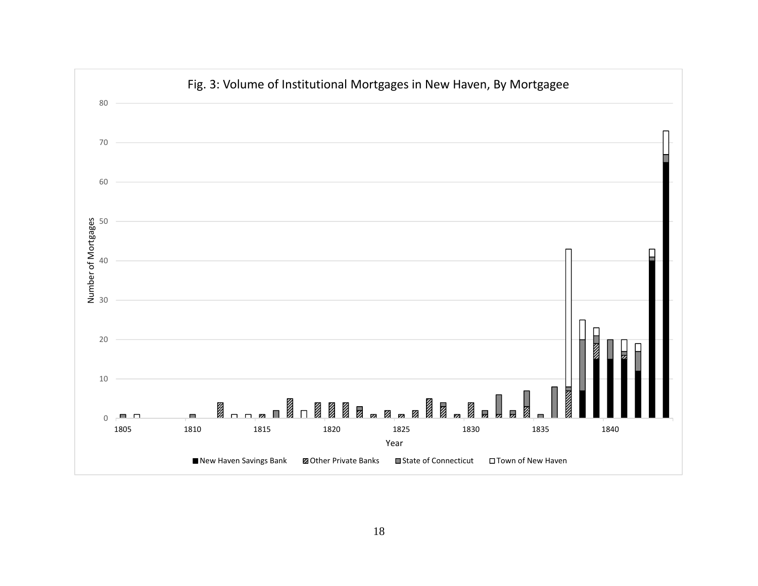Fig. 3: Volume of Institutional Mortgages in New Haven, By Mortgagee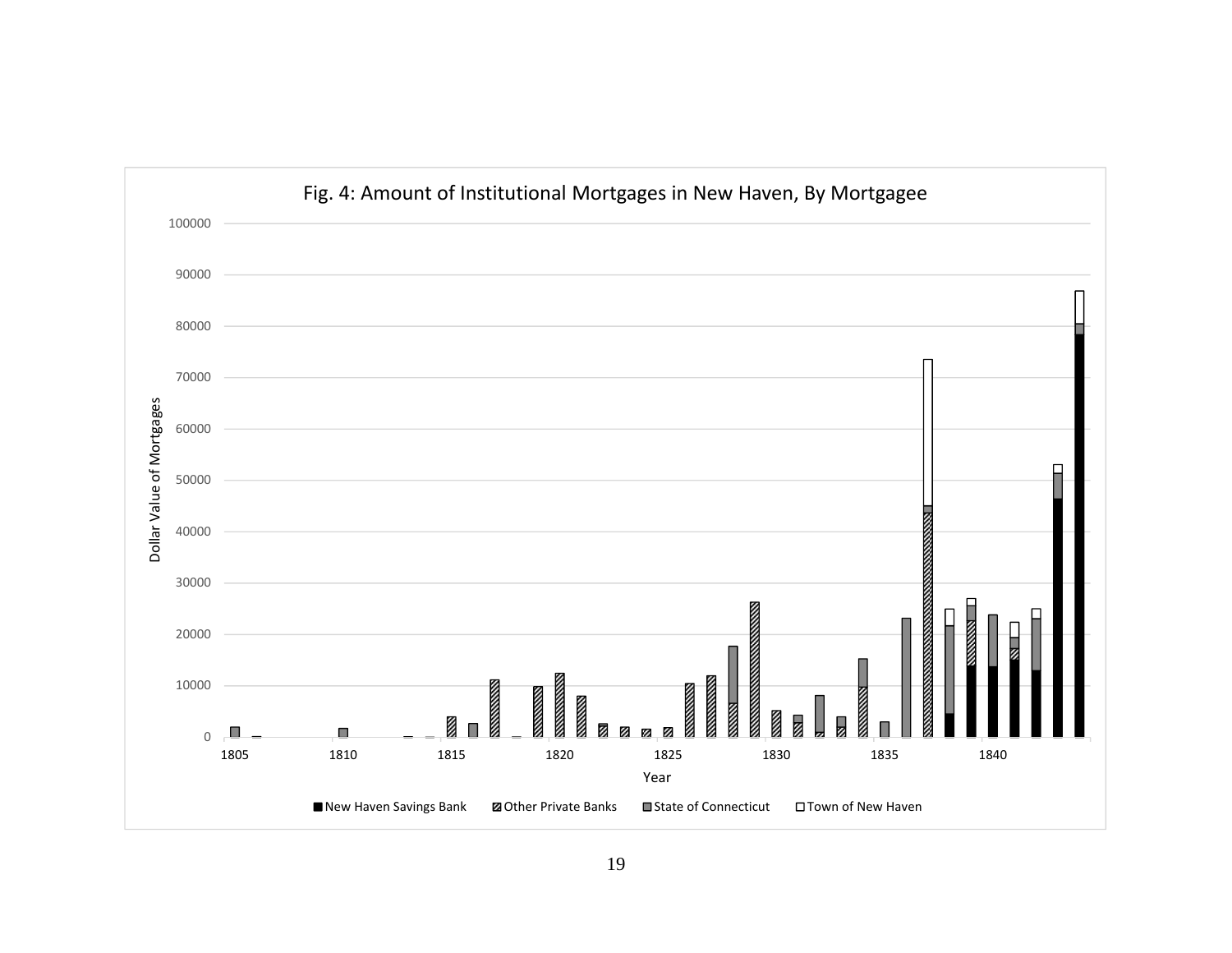Fig. 4: Amount of Institutional Mortgages in New Haven, By Mortgagee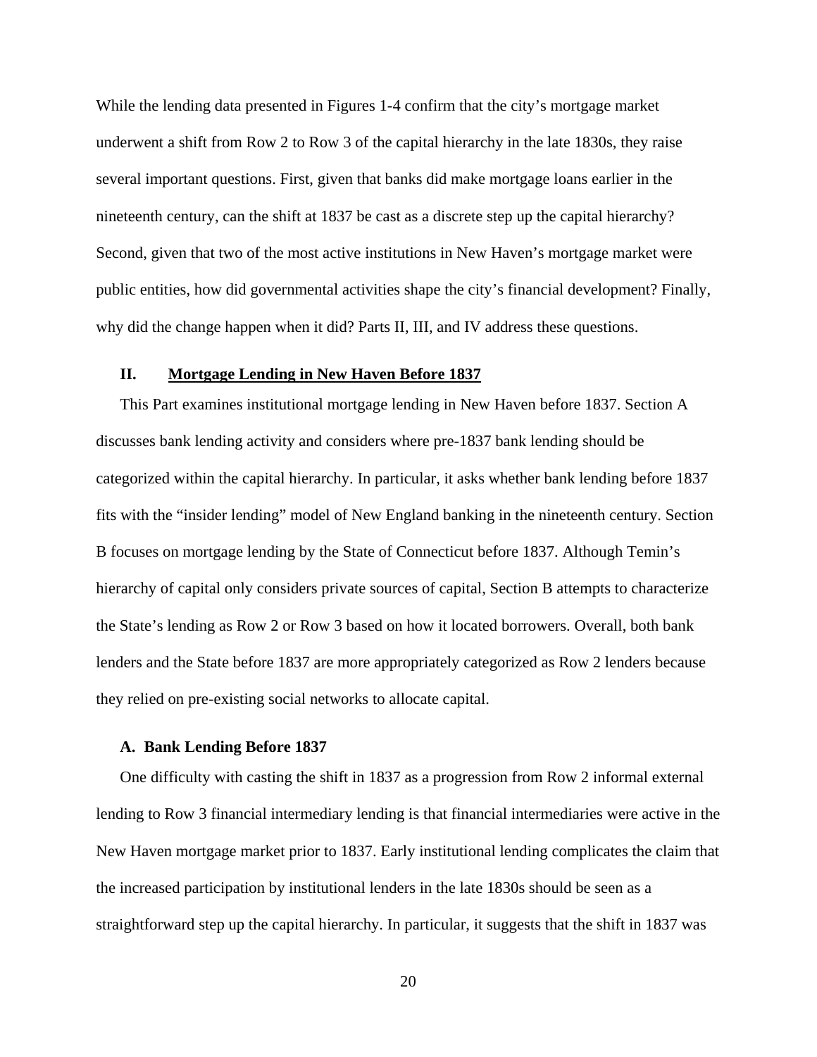While the lending data presented in Figures 1-4 confirm that the city's mortgage market underwent a shift from Row 2 to Row 3 of the capital hierarchy in the late 1830s, they raise several important questions. First, given that banks did make mortgage loans earlier in the nineteenth century, can the shift at 1837 be cast as a discrete step up the capital hierarchy? Second, given that two of the most active institutions in New Haven's mortgage market were public entities, how did governmental activities shape the city's financial development? Finally, why did the change happen when it did? Parts II, III, and IV address these questions.

## II. Mortgage Lending in New Haven Before 1837

This Part examines institutional mortgage lending in New Haven before 1837. Section A discusses bank lending activity and considers where pre-1837 bank lending should be categorized within the capital hierarchy. In particular, it asks whether bank lending before 1837 fits with the "insider lending" model of New England banking in the nineteenth century. Section B focuses on mortgage lending by the State of Connecticut before 1837. Although Temin's hierarchy of capital only considers private sources of capital, Section B attempts to characterize the State's lending as Row 2 or Row 3 based on how it located borrowers. Overall, both bank lenders and the State before 1837 are more appropriately categorized as Row 2 lenders because they relied on pre-existing social networks to allocate capital.

### A. Bank Lending Before 1837

One difficulty with casting the shift in 1837 as a progression from Row 2 informal external lending to Row 3 financial intermediary lending is that financial intermediaries were active in the New Haven mortgage market prior to 1837. Early institutional lending complicates the claim that the increased participation by institutional lenders in the late 1830s should be seen as a straightforward step up the capital hierarchy. In particular, it suggests that the shift in 1837 was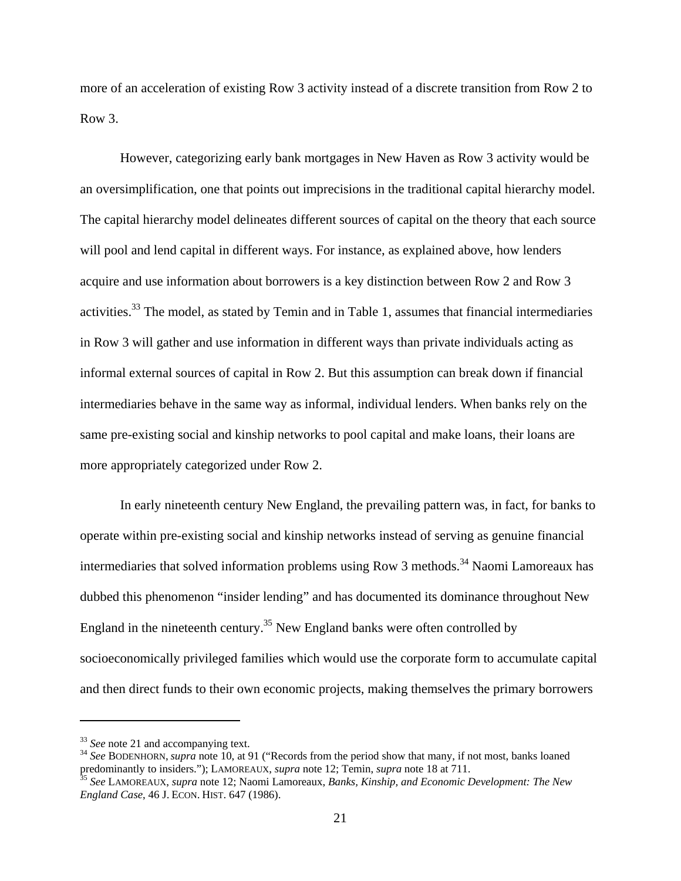more of an acceleration of existing Row 3 activity instead of a discrete transition from Row 2 to Row 3.

However, categorizing early bank mortgages in New Haven as Row 3 activity would be an oversimplification, one that points out imprecisions in the traditional capital hierarchy model. The capital hierarchy model delineates different sources of capital on the theory that each source will pool and lend capital in different ways. For instance, as explained above, how lenders acquire and use information about borrowers is a key distinction between Row 2 and Row 3 activities.[33] The model, as stated by Temin and in Table 1, assumes that financial intermediaries in Row 3 will gather and use information in different ways than private individuals acting as informal external sources of capital in Row 2. But this assumption can break down if financial intermediaries behave in the same way as informal, individual lenders. When banks rely on the same pre-existing social and kinship networks to pool capital and make loans, their loans are more appropriately categorized under Row 2.

In early nineteenth century New England, the prevailing pattern was, in fact, for banks to operate within pre-existing social and kinship networks instead of serving as genuine financial intermediaries that solved information problems using Row 3 methods.[34] Naomi Lamoreaux has dubbed this phenomenon "insider lending" and has documented its dominance throughout New England in the nineteenth century.[35] New England banks were often controlled by socioeconomically privileged families which would use the corporate form to accumulate capital and then direct funds to their own economic projects, making themselves the primary borrowers

---

[33] *See* note 21 and accompanying text.

[34] *See* BODENHORN, *supra* note 10, at 91 ("Records from the period show that many, if not most, banks loaned predominantly to insiders."); LAMOREAUX, *supra* note 12; Temin, *supra* note 18 at 711.

[35] *See* LAMOREAUX, *supra* note 12; Naomi Lamoreaux, *Banks, Kinship, and Economic Development: The New England Case*, 46 J. ECON. HIST. 647 (1986).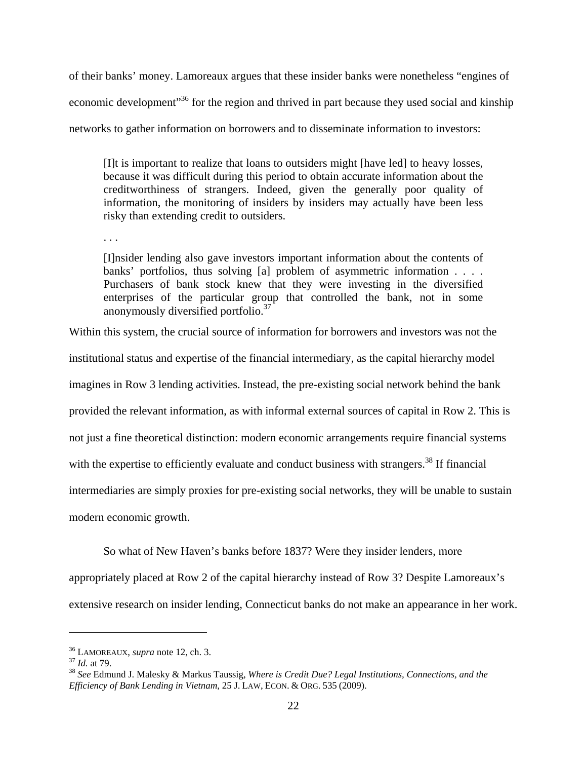of their banks' money. Lamoreaux argues that these insider banks were nonetheless "engines of economic development"[36] for the region and thrived in part because they used social and kinship networks to gather information on borrowers and to disseminate information to investors:

> [I]t is important to realize that loans to outsiders might [have led] to heavy losses, because it was difficult during this period to obtain accurate information about the creditworthiness of strangers. Indeed, given the generally poor quality of information, the monitoring of insiders by insiders may actually have been less risky than extending credit to outsiders.
>
> . . .
>
> [I]nsider lending also gave investors important information about the contents of banks' portfolios, thus solving [a] problem of asymmetric information . . . . Purchasers of bank stock knew that they were investing in the diversified enterprises of the particular group that controlled the bank, not in some anonymously diversified portfolio.[37]

Within this system, the crucial source of information for borrowers and investors was not the institutional status and expertise of the financial intermediary, as the capital hierarchy model imagines in Row 3 lending activities. Instead, the pre-existing social network behind the bank provided the relevant information, as with informal external sources of capital in Row 2. This is not just a fine theoretical distinction: modern economic arrangements require financial systems with the expertise to efficiently evaluate and conduct business with strangers.[38] If financial intermediaries are simply proxies for pre-existing social networks, they will be unable to sustain modern economic growth.

So what of New Haven's banks before 1837? Were they insider lenders, more appropriately placed at Row 2 of the capital hierarchy instead of Row 3? Despite Lamoreaux's extensive research on insider lending, Connecticut banks do not make an appearance in her work.

---

[36] LAMOREAUX, *supra* note 12, ch. 3.

[37] *Id.* at 79.

[38] *See* Edmund J. Malesky & Markus Taussig, *Where is Credit Due? Legal Institutions, Connections, and the Efficiency of Bank Lending in Vietnam*, 25 J. LAW, ECON. & ORG. 535 (2009).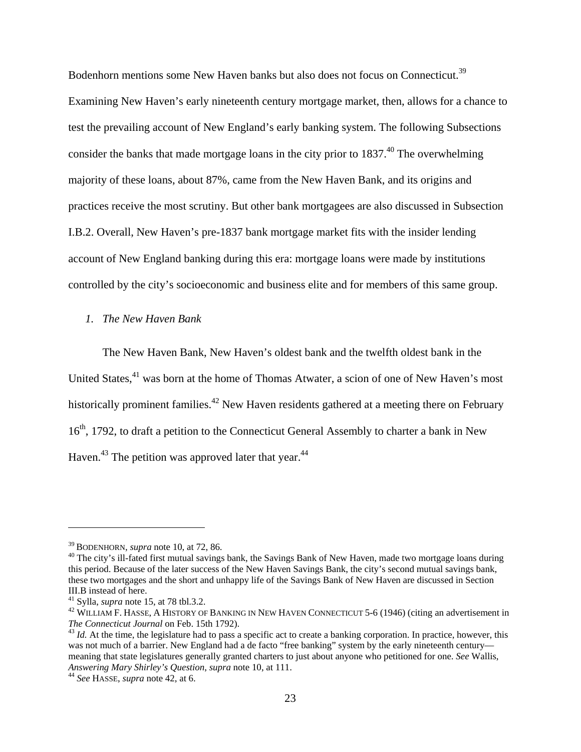Bodenhorn mentions some New Haven banks but also does not focus on Connecticut.[39] Examining New Haven's early nineteenth century mortgage market, then, allows for a chance to test the prevailing account of New England's early banking system. The following Subsections consider the banks that made mortgage loans in the city prior to 1837.[40] The overwhelming majority of these loans, about 87%, came from the New Haven Bank, and its origins and practices receive the most scrutiny. But other bank mortgagees are also discussed in Subsection I.B.2. Overall, New Haven's pre-1837 bank mortgage market fits with the insider lending account of New England banking during this era: mortgage loans were made by institutions controlled by the city's socioeconomic and business elite and for members of this same group.

### *1. The New Haven Bank*

The New Haven Bank, New Haven's oldest bank and the twelfth oldest bank in the United States,[41] was born at the home of Thomas Atwater, a scion of one of New Haven's most historically prominent families.[42] New Haven residents gathered at a meeting there on February 16th, 1792, to draft a petition to the Connecticut General Assembly to charter a bank in New Haven.[43] The petition was approved later that year.[44]

---

[39] BODENHORN, *supra* note 10, at 72, 86.

[40] The city's ill-fated first mutual savings bank, the Savings Bank of New Haven, made two mortgage loans during this period. Because of the later success of the New Haven Savings Bank, the city's second mutual savings bank, these two mortgages and the short and unhappy life of the Savings Bank of New Haven are discussed in Section III.B instead of here.

[41] Sylla, *supra* note 15, at 78 tbl.3.2.

[42] WILLIAM F. HASSE, A HISTORY OF BANKING IN NEW HAVEN CONNECTICUT 5-6 (1946) (citing an advertisement in *The Connecticut Journal* on Feb. 15th 1792).

[43] *Id.* At the time, the legislature had to pass a specific act to create a banking corporation. In practice, however, this was not much of a barrier. New England had a de facto "free banking" system by the early nineteenth century—meaning that state legislatures generally granted charters to just about anyone who petitioned for one. *See* Wallis, *Answering Mary Shirley's Question*, *supra* note 10, at 111.

[44] *See* HASSE, *supra* note 42, at 6.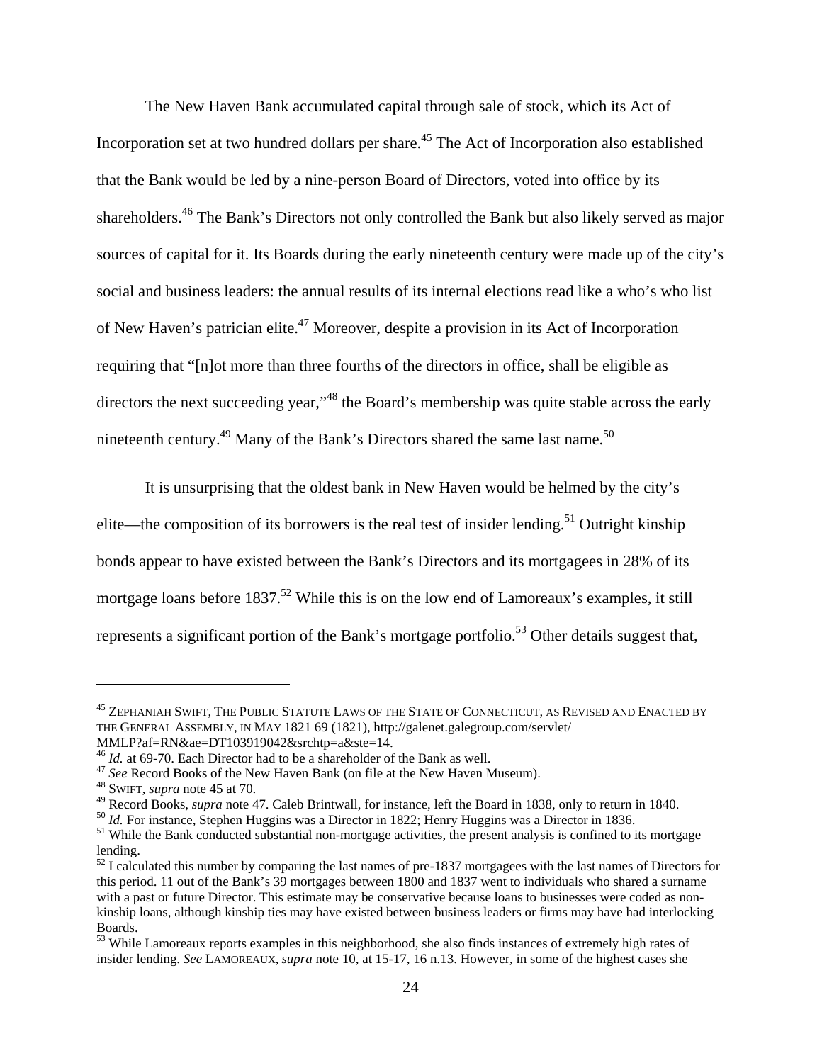The New Haven Bank accumulated capital through sale of stock, which its Act of Incorporation set at two hundred dollars per share.[45] The Act of Incorporation also established that the Bank would be led by a nine-person Board of Directors, voted into office by its shareholders.[46] The Bank's Directors not only controlled the Bank but also likely served as major sources of capital for it. Its Boards during the early nineteenth century were made up of the city's social and business leaders: the annual results of its internal elections read like a who's who list of New Haven's patrician elite.[47] Moreover, despite a provision in its Act of Incorporation requiring that "[n]ot more than three fourths of the directors in office, shall be eligible as directors the next succeeding year,"[48] the Board's membership was quite stable across the early nineteenth century.[49] Many of the Bank's Directors shared the same last name.[50]

It is unsurprising that the oldest bank in New Haven would be helmed by the city's elite—the composition of its borrowers is the real test of insider lending.[51] Outright kinship bonds appear to have existed between the Bank's Directors and its mortgagees in 28% of its mortgage loans before 1837.[52] While this is on the low end of Lamoreaux's examples, it still represents a significant portion of the Bank's mortgage portfolio.[53] Other details suggest that,

---

[45] ZEPHANIAH SWIFT, THE PUBLIC STATUTE LAWS OF THE STATE OF CONNECTICUT, AS REVISED AND ENACTED BY THE GENERAL ASSEMBLY, IN MAY 1821 69 (1821), http://galenet.galegroup.com/servlet/MMLP?af=RN&ae=DT103919042&srchtp=a&ste=14.

[46] *Id.* at 69-70. Each Director had to be a shareholder of the Bank as well.

[47] *See* Record Books of the New Haven Bank (on file at the New Haven Museum).

[48] SWIFT, *supra* note 45 at 70.

[49] Record Books, *supra* note 47. Caleb Brintwall, for instance, left the Board in 1838, only to return in 1840.

[50] *Id.* For instance, Stephen Huggins was a Director in 1822; Henry Huggins was a Director in 1836.

[51] While the Bank conducted substantial non-mortgage activities, the present analysis is confined to its mortgage lending.

[52] I calculated this number by comparing the last names of pre-1837 mortgagees with the last names of Directors for this period. 11 out of the Bank's 39 mortgages between 1800 and 1837 went to individuals who shared a surname with a past or future Director. This estimate may be conservative because loans to businesses were coded as non-kinship loans, although kinship ties may have existed between business leaders or firms may have had interlocking Boards.

[53] While Lamoreaux reports examples in this neighborhood, she also finds instances of extremely high rates of insider lending. *See* LAMOREAUX, *supra* note 10, at 15-17, 16 n.13. However, in some of the highest cases she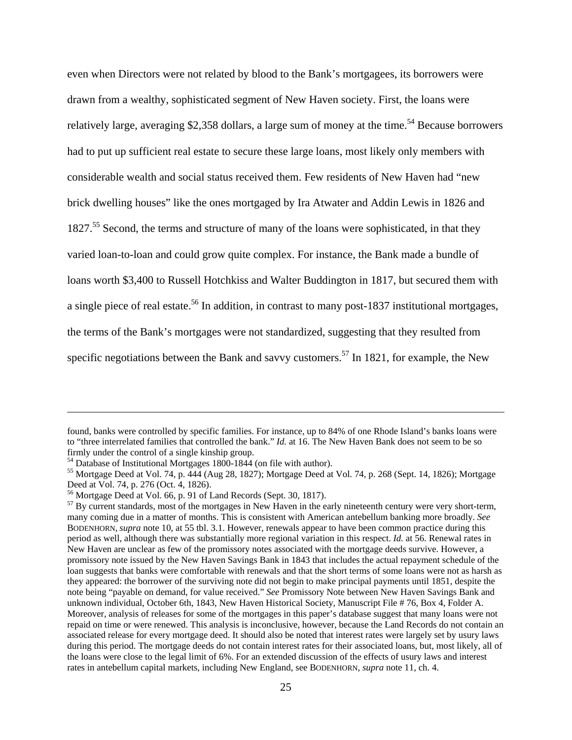even when Directors were not related by blood to the Bank's mortgagees, its borrowers were drawn from a wealthy, sophisticated segment of New Haven society. First, the loans were relatively large, averaging $2,358 dollars, a large sum of money at the time.[54] Because borrowers had to put up sufficient real estate to secure these large loans, most likely only members with considerable wealth and social status received them. Few residents of New Haven had "new brick dwelling houses" like the ones mortgaged by Ira Atwater and Addin Lewis in 1826 and 1827.[55] Second, the terms and structure of many of the loans were sophisticated, in that they varied loan-to-loan and could grow quite complex. For instance, the Bank made a bundle of loans worth $3,400 to Russell Hotchkiss and Walter Buddington in 1817, but secured them with a single piece of real estate.[56] In addition, in contrast to many post-1837 institutional mortgages, the terms of the Bank's mortgages were not standardized, suggesting that they resulted from specific negotiations between the Bank and savvy customers.[57] In 1821, for example, the New

---

found, banks were controlled by specific families. For instance, up to 84% of one Rhode Island's banks loans were to "three interrelated families that controlled the bank." *Id.* at 16. The New Haven Bank does not seem to be so firmly under the control of a single kinship group.

[54] Database of Institutional Mortgages 1800-1844 (on file with author).

[55] Mortgage Deed at Vol. 74, p. 444 (Aug 28, 1827); Mortgage Deed at Vol. 74, p. 268 (Sept. 14, 1826); Mortgage Deed at Vol. 74, p. 276 (Oct. 4, 1826).

[56] Mortgage Deed at Vol. 66, p. 91 of Land Records (Sept. 30, 1817).

[57] By current standards, most of the mortgages in New Haven in the early nineteenth century were very short-term, many coming due in a matter of months. This is consistent with American antebellum banking more broadly. *See* BODENHORN, *supra* note 10, at 55 tbl. 3.1. However, renewals appear to have been common practice during this period as well, although there was substantially more regional variation in this respect. *Id.* at 56. Renewal rates in New Haven are unclear as few of the promissory notes associated with the mortgage deeds survive. However, a promissory note issued by the New Haven Savings Bank in 1843 that includes the actual repayment schedule of the loan suggests that banks were comfortable with renewals and that the short terms of some loans were not as harsh as they appeared: the borrower of the surviving note did not begin to make principal payments until 1851, despite the note being "payable on demand, for value received." *See* Promissory Note between New Haven Savings Bank and unknown individual, October 6th, 1843, New Haven Historical Society, Manuscript File # 76, Box 4, Folder A. Moreover, analysis of releases for some of the mortgages in this paper's database suggest that many loans were not repaid on time or were renewed. This analysis is inconclusive, however, because the Land Records do not contain an associated release for every mortgage deed. It should also be noted that interest rates were largely set by usury laws during this period. The mortgage deeds do not contain interest rates for their associated loans, but, most likely, all of the loans were close to the legal limit of 6%. For an extended discussion of the effects of usury laws and interest rates in antebellum capital markets, including New England, see BODENHORN, *supra* note 11, ch. 4.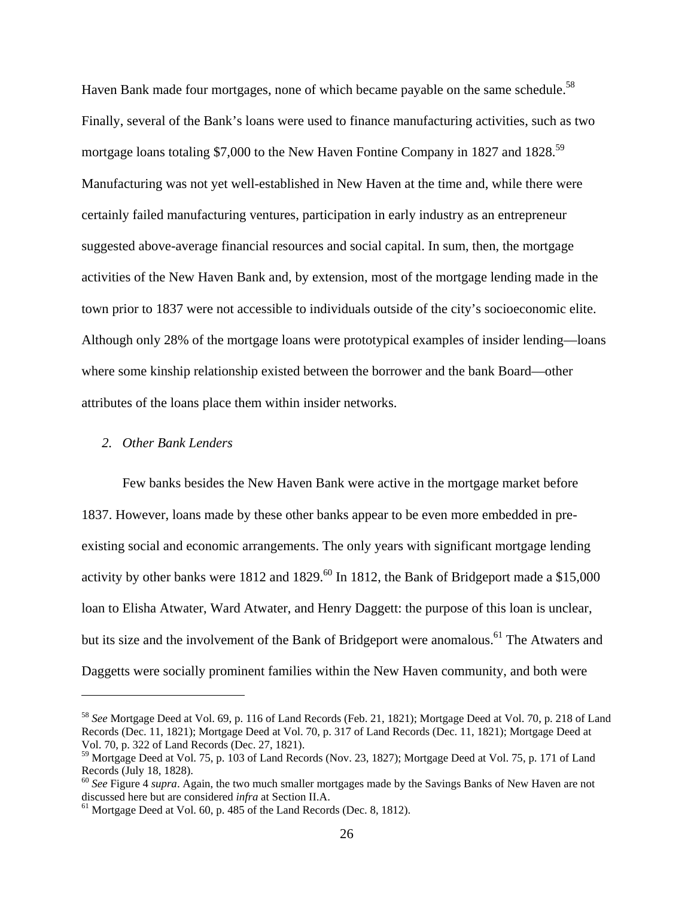Haven Bank made four mortgages, none of which became payable on the same schedule.[58] Finally, several of the Bank's loans were used to finance manufacturing activities, such as two mortgage loans totaling $7,000 to the New Haven Fontine Company in 1827 and 1828.[59] Manufacturing was not yet well-established in New Haven at the time and, while there were certainly failed manufacturing ventures, participation in early industry as an entrepreneur suggested above-average financial resources and social capital. In sum, then, the mortgage activities of the New Haven Bank and, by extension, most of the mortgage lending made in the town prior to 1837 were not accessible to individuals outside of the city's socioeconomic elite. Although only 28% of the mortgage loans were prototypical examples of insider lending—loans where some kinship relationship existed between the borrower and the bank Board—other attributes of the loans place them within insider networks.

### *2. Other Bank Lenders*

Few banks besides the New Haven Bank were active in the mortgage market before 1837. However, loans made by these other banks appear to be even more embedded in pre-existing social and economic arrangements. The only years with significant mortgage lending activity by other banks were 1812 and 1829.[60] In 1812, the Bank of Bridgeport made a $15,000 loan to Elisha Atwater, Ward Atwater, and Henry Daggett: the purpose of this loan is unclear, but its size and the involvement of the Bank of Bridgeport were anomalous.[61] The Atwaters and Daggetts were socially prominent families within the New Haven community, and both were

---

[58] *See* Mortgage Deed at Vol. 69, p. 116 of Land Records (Feb. 21, 1821); Mortgage Deed at Vol. 70, p. 218 of Land Records (Dec. 11, 1821); Mortgage Deed at Vol. 70, p. 317 of Land Records (Dec. 11, 1821); Mortgage Deed at Vol. 70, p. 322 of Land Records (Dec. 27, 1821).

[59] Mortgage Deed at Vol. 75, p. 103 of Land Records (Nov. 23, 1827); Mortgage Deed at Vol. 75, p. 171 of Land Records (July 18, 1828).

[60] *See* Figure 4 *supra*. Again, the two much smaller mortgages made by the Savings Banks of New Haven are not discussed here but are considered *infra* at Section II.A.

[61] Mortgage Deed at Vol. 60, p. 485 of the Land Records (Dec. 8, 1812).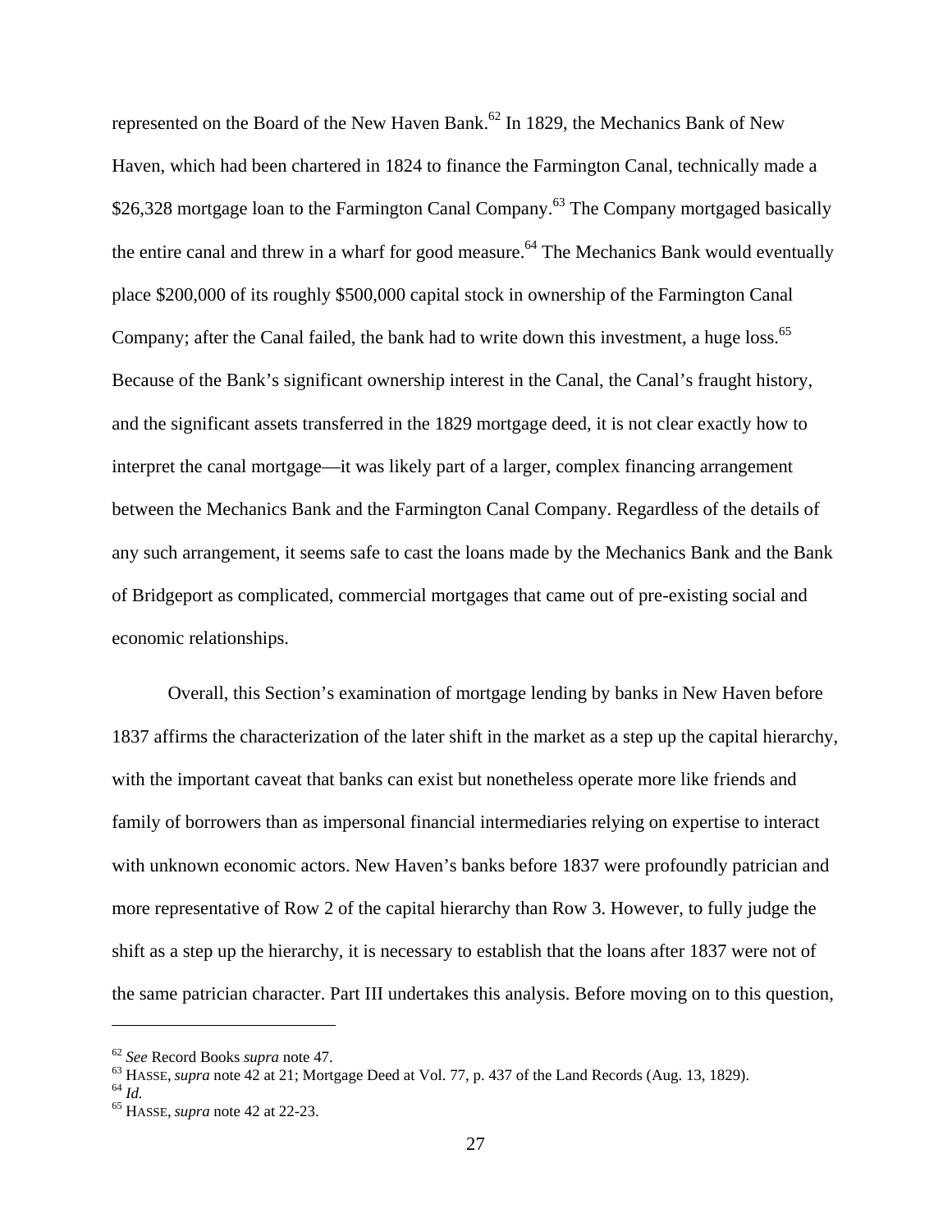represented on the Board of the New Haven Bank.[62] In 1829, the Mechanics Bank of New Haven, which had been chartered in 1824 to finance the Farmington Canal, technically made a $26,328 mortgage loan to the Farmington Canal Company.[63] The Company mortgaged basically the entire canal and threw in a wharf for good measure.[64] The Mechanics Bank would eventually place $200,000 of its roughly $500,000 capital stock in ownership of the Farmington Canal Company; after the Canal failed, the bank had to write down this investment, a huge loss.[65] Because of the Bank's significant ownership interest in the Canal, the Canal's fraught history, and the significant assets transferred in the 1829 mortgage deed, it is not clear exactly how to interpret the canal mortgage—it was likely part of a larger, complex financing arrangement between the Mechanics Bank and the Farmington Canal Company. Regardless of the details of any such arrangement, it seems safe to cast the loans made by the Mechanics Bank and the Bank of Bridgeport as complicated, commercial mortgages that came out of pre-existing social and economic relationships.

Overall, this Section's examination of mortgage lending by banks in New Haven before 1837 affirms the characterization of the later shift in the market as a step up the capital hierarchy, with the important caveat that banks can exist but nonetheless operate more like friends and family of borrowers than as impersonal financial intermediaries relying on expertise to interact with unknown economic actors. New Haven's banks before 1837 were profoundly patrician and more representative of Row 2 of the capital hierarchy than Row 3. However, to fully judge the shift as a step up the hierarchy, it is necessary to establish that the loans after 1837 were not of the same patrician character. Part III undertakes this analysis. Before moving on to this question,

---

[62] *See* Record Books *supra* note 47.

[63] HASSE, *supra* note 42 at 21; Mortgage Deed at Vol. 77, p. 437 of the Land Records (Aug. 13, 1829).

[64] *Id.*

[65] HASSE, *supra* note 42 at 22-23.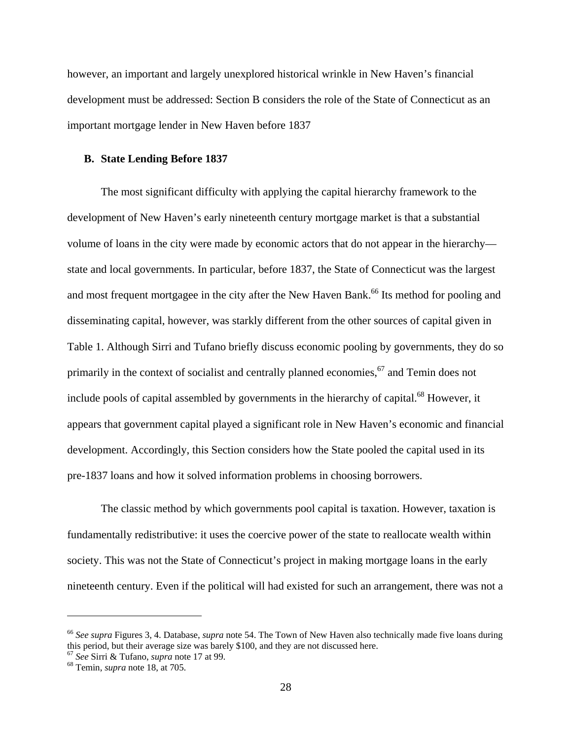however, an important and largely unexplored historical wrinkle in New Haven's financial development must be addressed: Section B considers the role of the State of Connecticut as an important mortgage lender in New Haven before 1837

### B. State Lending Before 1837

The most significant difficulty with applying the capital hierarchy framework to the development of New Haven's early nineteenth century mortgage market is that a substantial volume of loans in the city were made by economic actors that do not appear in the hierarchy—state and local governments. In particular, before 1837, the State of Connecticut was the largest and most frequent mortgagee in the city after the New Haven Bank.[66] Its method for pooling and disseminating capital, however, was starkly different from the other sources of capital given in Table 1. Although Sirri and Tufano briefly discuss economic pooling by governments, they do so primarily in the context of socialist and centrally planned economies,[67] and Temin does not include pools of capital assembled by governments in the hierarchy of capital.[68] However, it appears that government capital played a significant role in New Haven's economic and financial development. Accordingly, this Section considers how the State pooled the capital used in its pre-1837 loans and how it solved information problems in choosing borrowers.

The classic method by which governments pool capital is taxation. However, taxation is fundamentally redistributive: it uses the coercive power of the state to reallocate wealth within society. This was not the State of Connecticut's project in making mortgage loans in the early nineteenth century. Even if the political will had existed for such an arrangement, there was not a

---

[66] *See supra* Figures 3, 4. Database, *supra* note 54. The Town of New Haven also technically made five loans during this period, but their average size was barely $100, and they are not discussed here.

[67] *See* Sirri & Tufano, *supra* note 17 at 99.

[68] Temin, *supra* note 18, at 705.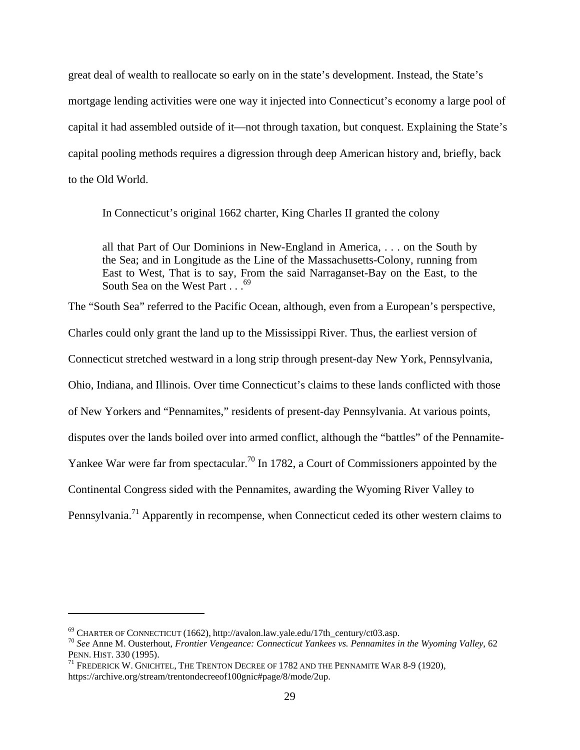great deal of wealth to reallocate so early on in the state's development. Instead, the State's mortgage lending activities were one way it injected into Connecticut's economy a large pool of capital it had assembled outside of it—not through taxation, but conquest. Explaining the State's capital pooling methods requires a digression through deep American history and, briefly, back to the Old World.

In Connecticut's original 1662 charter, King Charles II granted the colony

> all that Part of Our Dominions in New-England in America, . . . on the South by the Sea; and in Longitude as the Line of the Massachusetts-Colony, running from East to West, That is to say, From the said Narraganset-Bay on the East, to the South Sea on the West Part . . .[69]

The "South Sea" referred to the Pacific Ocean, although, even from a European's perspective, Charles could only grant the land up to the Mississippi River. Thus, the earliest version of Connecticut stretched westward in a long strip through present-day New York, Pennsylvania, Ohio, Indiana, and Illinois. Over time Connecticut's claims to these lands conflicted with those of New Yorkers and "Pennamites," residents of present-day Pennsylvania. At various points, disputes over the lands boiled over into armed conflict, although the "battles" of the Pennamite-Yankee War were far from spectacular.[70] In 1782, a Court of Commissioners appointed by the Continental Congress sided with the Pennamites, awarding the Wyoming River Valley to Pennsylvania.[71] Apparently in recompense, when Connecticut ceded its other western claims to

---

[69] CHARTER OF CONNECTICUT (1662), http://avalon.law.yale.edu/17th_century/ct03.asp.

[70] *See* Anne M. Ousterhout, *Frontier Vengeance: Connecticut Yankees vs. Pennamites in the Wyoming Valley*, 62 PENN. HIST. 330 (1995).

[71] FREDERICK W. GNICHTEL, THE TRENTON DECREE OF 1782 AND THE PENNAMITE WAR 8-9 (1920), https://archive.org/stream/trentondecreeof100gnic#page/8/mode/2up.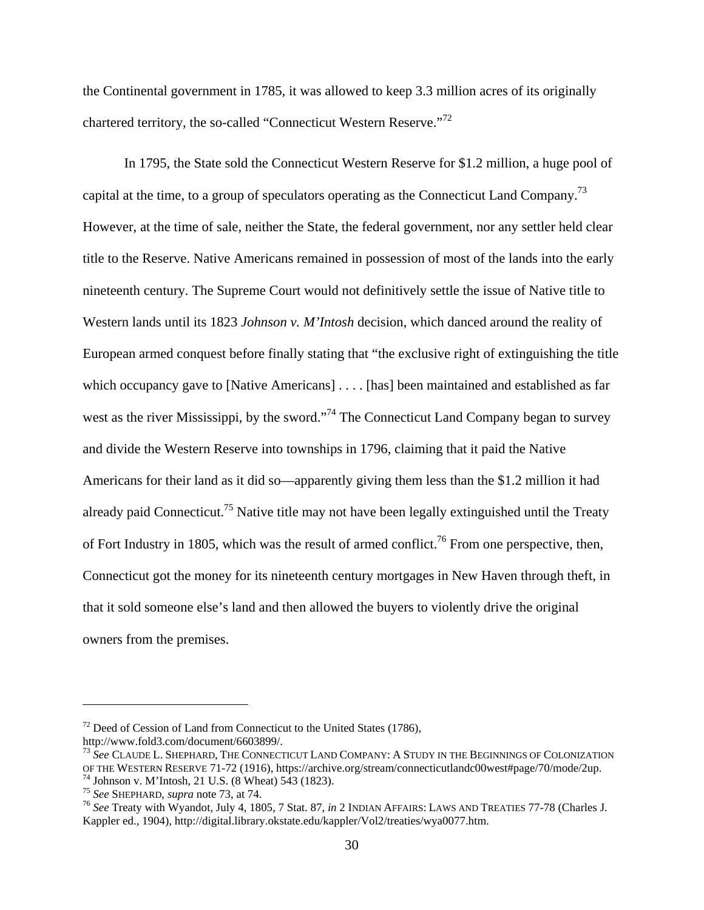the Continental government in 1785, it was allowed to keep 3.3 million acres of its originally chartered territory, the so-called "Connecticut Western Reserve."[72]

In 1795, the State sold the Connecticut Western Reserve for $1.2 million, a huge pool of capital at the time, to a group of speculators operating as the Connecticut Land Company.[73] However, at the time of sale, neither the State, the federal government, nor any settler held clear title to the Reserve. Native Americans remained in possession of most of the lands into the early nineteenth century. The Supreme Court would not definitively settle the issue of Native title to Western lands until its 1823 *Johnson v. M'Intosh* decision, which danced around the reality of European armed conquest before finally stating that "the exclusive right of extinguishing the title which occupancy gave to [Native Americans] . . . . [has] been maintained and established as far west as the river Mississippi, by the sword."[74] The Connecticut Land Company began to survey and divide the Western Reserve into townships in 1796, claiming that it paid the Native Americans for their land as it did so—apparently giving them less than the $1.2 million it had already paid Connecticut.[75] Native title may not have been legally extinguished until the Treaty of Fort Industry in 1805, which was the result of armed conflict.[76] From one perspective, then, Connecticut got the money for its nineteenth century mortgages in New Haven through theft, in that it sold someone else's land and then allowed the buyers to violently drive the original owners from the premises.

---

[72] Deed of Cession of Land from Connecticut to the United States (1786), http://www.fold3.com/document/6603899/.

[73] *See* CLAUDE L. SHEPHARD, THE CONNECTICUT LAND COMPANY: A STUDY IN THE BEGINNINGS OF COLONIZATION OF THE WESTERN RESERVE 71-72 (1916), https://archive.org/stream/connecticutlandc00west#page/70/mode/2up.

[74] Johnson v. M'Intosh, 21 U.S. (8 Wheat) 543 (1823).

[75] *See* SHEPHARD, *supra* note 73, at 74.

[76] *See* Treaty with Wyandot, July 4, 1805, 7 Stat. 87, *in* 2 INDIAN AFFAIRS: LAWS AND TREATIES 77-78 (Charles J. Kappler ed., 1904), http://digital.library.okstate.edu/kappler/Vol2/treaties/wya0077.htm.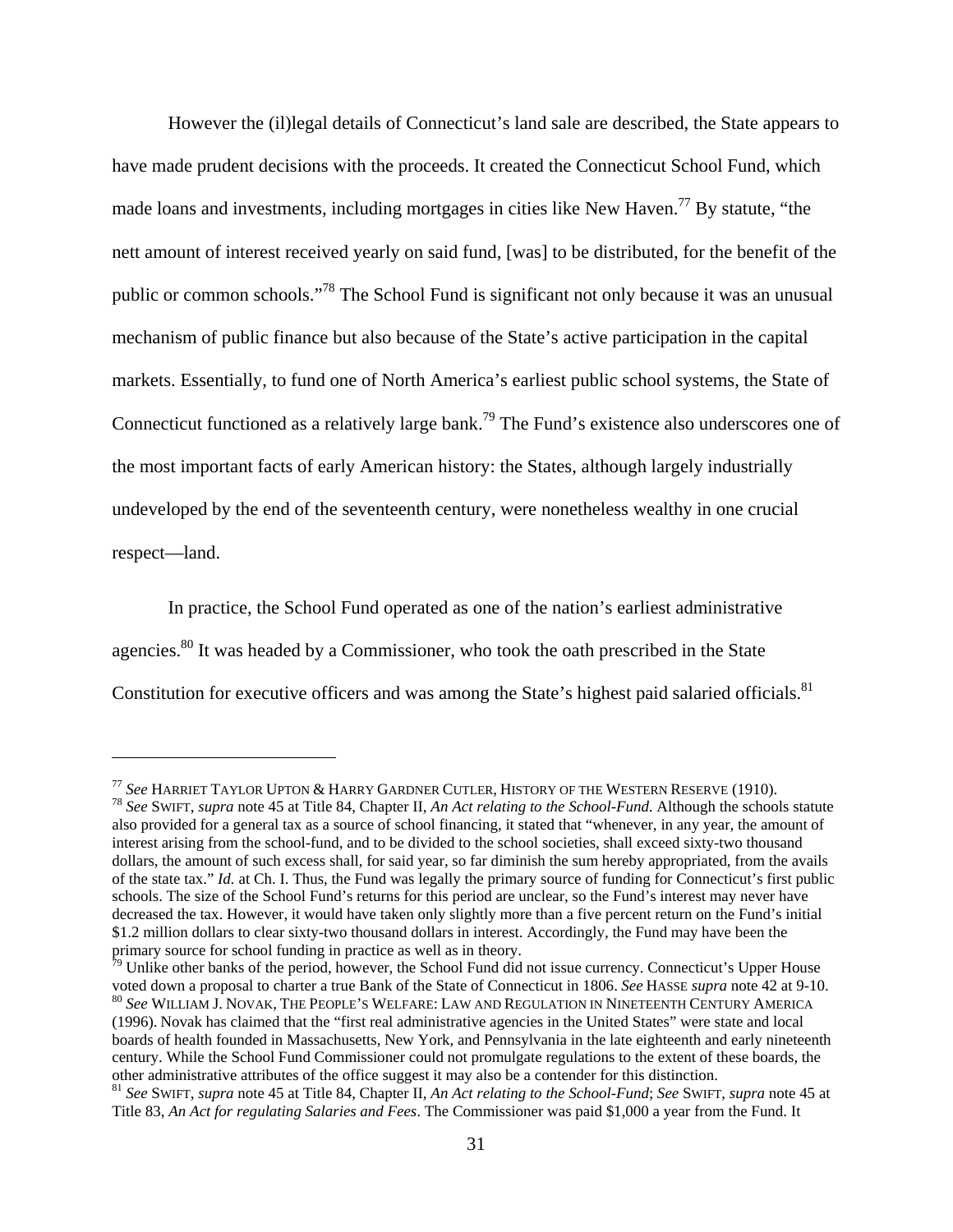However the (il)legal details of Connecticut's land sale are described, the State appears to have made prudent decisions with the proceeds. It created the Connecticut School Fund, which made loans and investments, including mortgages in cities like New Haven.[77] By statute, "the nett amount of interest received yearly on said fund, [was] to be distributed, for the benefit of the public or common schools."[78] The School Fund is significant not only because it was an unusual mechanism of public finance but also because of the State's active participation in the capital markets. Essentially, to fund one of North America's earliest public school systems, the State of Connecticut functioned as a relatively large bank.[79] The Fund's existence also underscores one of the most important facts of early American history: the States, although largely industrially undeveloped by the end of the seventeenth century, were nonetheless wealthy in one crucial respect—land.

In practice, the School Fund operated as one of the nation's earliest administrative agencies.[80] It was headed by a Commissioner, who took the oath prescribed in the State Constitution for executive officers and was among the State's highest paid salaried officials.[81]

---

[77] *See* HARRIET TAYLOR UPTON & HARRY GARDNER CUTLER, HISTORY OF THE WESTERN RESERVE (1910).

[78] *See* SWIFT, *supra* note 45 at Title 84, Chapter II, *An Act relating to the School-Fund*. Although the schools statute also provided for a general tax as a source of school financing, it stated that "whenever, in any year, the amount of interest arising from the school-fund, and to be divided to the school societies, shall exceed sixty-two thousand dollars, the amount of such excess shall, for said year, so far diminish the sum hereby appropriated, from the avails of the state tax." *Id.* at Ch. I. Thus, the Fund was legally the primary source of funding for Connecticut's first public schools. The size of the School Fund's returns for this period are unclear, so the Fund's interest may never have decreased the tax. However, it would have taken only slightly more than a five percent return on the Fund's initial $1.2 million dollars to clear sixty-two thousand dollars in interest. Accordingly, the Fund may have been the primary source for school funding in practice as well as in theory.

[79] Unlike other banks of the period, however, the School Fund did not issue currency. Connecticut's Upper House voted down a proposal to charter a true Bank of the State of Connecticut in 1806. *See* HASSE *supra* note 42 at 9-10.

[80] *See* WILLIAM J. NOVAK, THE PEOPLE'S WELFARE: LAW AND REGULATION IN NINETEENTH CENTURY AMERICA (1996). Novak has claimed that the "first real administrative agencies in the United States" were state and local boards of health founded in Massachusetts, New York, and Pennsylvania in the late eighteenth and early nineteenth century. While the School Fund Commissioner could not promulgate regulations to the extent of these boards, the other administrative attributes of the office suggest it may also be a contender for this distinction.

[81] *See* SWIFT, *supra* note 45 at Title 84, Chapter II, *An Act relating to the School-Fund*; *See* SWIFT, *supra* note 45 at Title 83, *An Act for regulating Salaries and Fees*. The Commissioner was paid $1,000 a year from the Fund. It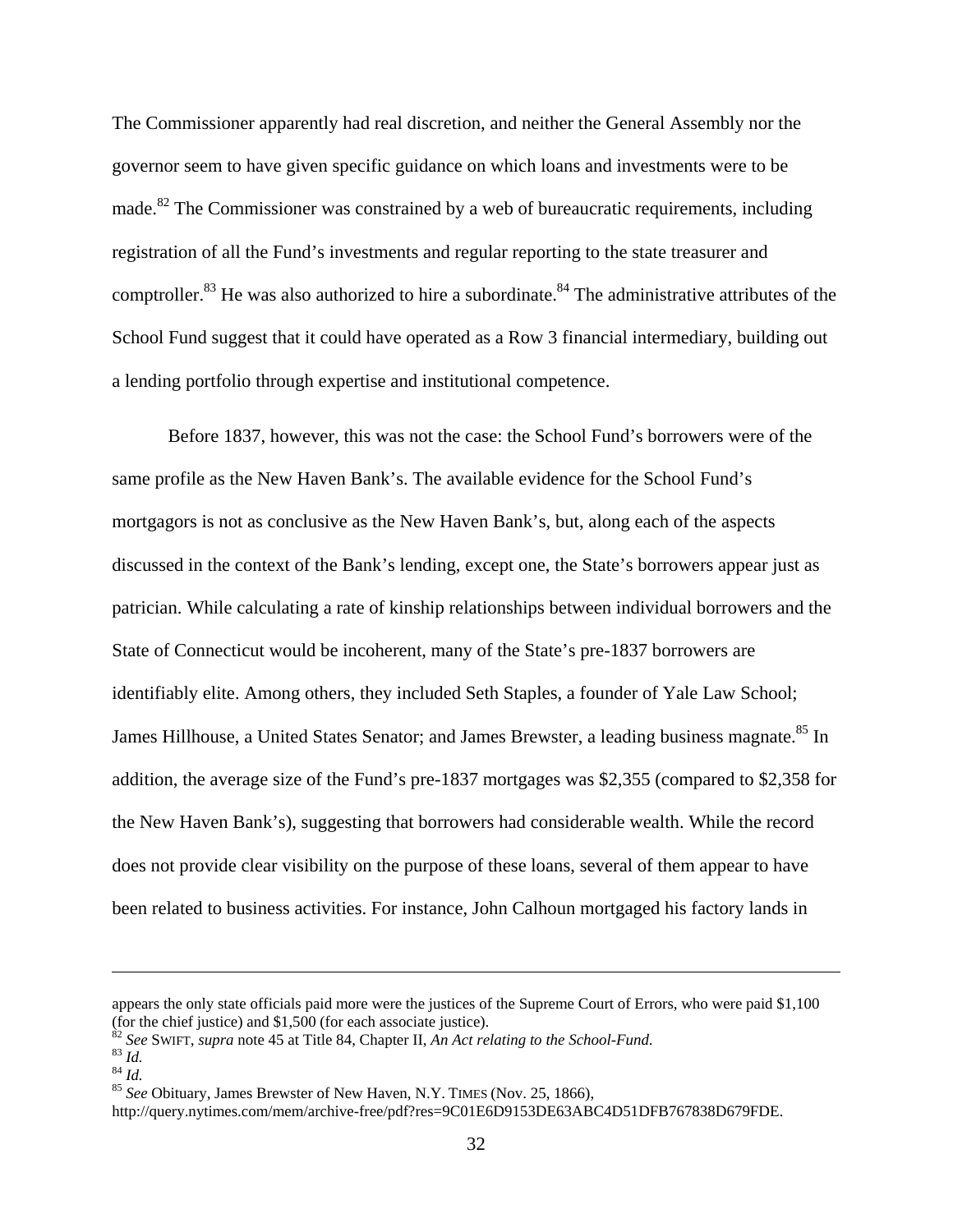The Commissioner apparently had real discretion, and neither the General Assembly nor the governor seem to have given specific guidance on which loans and investments were to be made.[82] The Commissioner was constrained by a web of bureaucratic requirements, including registration of all the Fund's investments and regular reporting to the state treasurer and comptroller.[83] He was also authorized to hire a subordinate.[84] The administrative attributes of the School Fund suggest that it could have operated as a Row 3 financial intermediary, building out a lending portfolio through expertise and institutional competence.

Before 1837, however, this was not the case: the School Fund's borrowers were of the same profile as the New Haven Bank's. The available evidence for the School Fund's mortgagors is not as conclusive as the New Haven Bank's, but, along each of the aspects discussed in the context of the Bank's lending, except one, the State's borrowers appear just as patrician. While calculating a rate of kinship relationships between individual borrowers and the State of Connecticut would be incoherent, many of the State's pre-1837 borrowers are identifiably elite. Among others, they included Seth Staples, a founder of Yale Law School; James Hillhouse, a United States Senator; and James Brewster, a leading business magnate.[85] In addition, the average size of the Fund's pre-1837 mortgages was $2,355 (compared to $2,358 for the New Haven Bank's), suggesting that borrowers had considerable wealth. While the record does not provide clear visibility on the purpose of these loans, several of them appear to have been related to business activities. For instance, John Calhoun mortgaged his factory lands in

---

appears the only state officials paid more were the justices of the Supreme Court of Errors, who were paid $1,100 (for the chief justice) and $1,500 (for each associate justice).

[82] *See* SWIFT, *supra* note 45 at Title 84, Chapter II, *An Act relating to the School-Fund*.

[83] *Id.*

[84] *Id.*

[85] *See* Obituary, James Brewster of New Haven, N.Y. TIMES (Nov. 25, 1866), http://query.nytimes.com/mem/archive-free/pdf?res=9C01E6D9153DE63ABC4D51DFB767838D679FDE.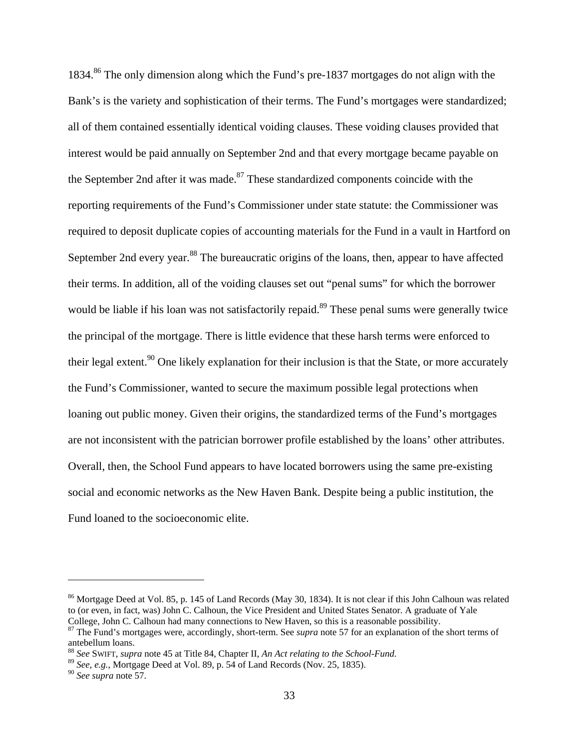1834.[86] The only dimension along which the Fund's pre-1837 mortgages do not align with the Bank's is the variety and sophistication of their terms. The Fund's mortgages were standardized; all of them contained essentially identical voiding clauses. These voiding clauses provided that interest would be paid annually on September 2nd and that every mortgage became payable on the September 2nd after it was made.[87] These standardized components coincide with the reporting requirements of the Fund's Commissioner under state statute: the Commissioner was required to deposit duplicate copies of accounting materials for the Fund in a vault in Hartford on September 2nd every year.[88] The bureaucratic origins of the loans, then, appear to have affected their terms. In addition, all of the voiding clauses set out "penal sums" for which the borrower would be liable if his loan was not satisfactorily repaid.[89] These penal sums were generally twice the principal of the mortgage. There is little evidence that these harsh terms were enforced to their legal extent.[90] One likely explanation for their inclusion is that the State, or more accurately the Fund's Commissioner, wanted to secure the maximum possible legal protections when loaning out public money. Given their origins, the standardized terms of the Fund's mortgages are not inconsistent with the patrician borrower profile established by the loans' other attributes. Overall, then, the School Fund appears to have located borrowers using the same pre-existing social and economic networks as the New Haven Bank. Despite being a public institution, the Fund loaned to the socioeconomic elite.

---

[86] Mortgage Deed at Vol. 85, p. 145 of Land Records (May 30, 1834). It is not clear if this John Calhoun was related to (or even, in fact, was) John C. Calhoun, the Vice President and United States Senator. A graduate of Yale College, John C. Calhoun had many connections to New Haven, so this is a reasonable possibility.

[87] The Fund's mortgages were, accordingly, short-term. See *supra* note 57 for an explanation of the short terms of antebellum loans.

[88] *See* SWIFT, *supra* note 45 at Title 84, Chapter II, *An Act relating to the School-Fund*.

[89] *See, e.g.*, Mortgage Deed at Vol. 89, p. 54 of Land Records (Nov. 25, 1835).

[90] *See supra* note 57.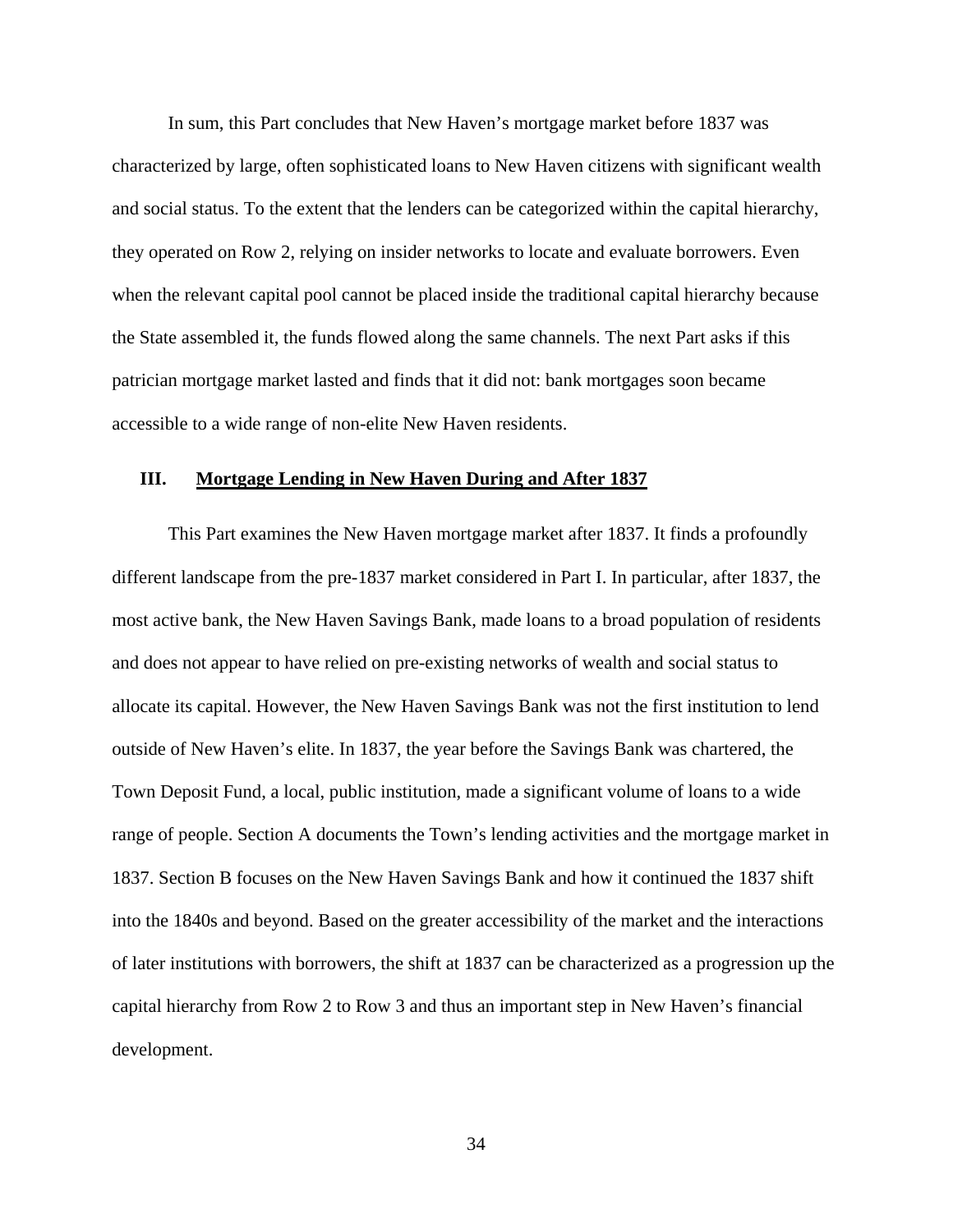In sum, this Part concludes that New Haven's mortgage market before 1837 was characterized by large, often sophisticated loans to New Haven citizens with significant wealth and social status. To the extent that the lenders can be categorized within the capital hierarchy, they operated on Row 2, relying on insider networks to locate and evaluate borrowers. Even when the relevant capital pool cannot be placed inside the traditional capital hierarchy because the State assembled it, the funds flowed along the same channels. The next Part asks if this patrician mortgage market lasted and finds that it did not: bank mortgages soon became accessible to a wide range of non-elite New Haven residents.

## III. Mortgage Lending in New Haven During and After 1837

This Part examines the New Haven mortgage market after 1837. It finds a profoundly different landscape from the pre-1837 market considered in Part I. In particular, after 1837, the most active bank, the New Haven Savings Bank, made loans to a broad population of residents and does not appear to have relied on pre-existing networks of wealth and social status to allocate its capital. However, the New Haven Savings Bank was not the first institution to lend outside of New Haven's elite. In 1837, the year before the Savings Bank was chartered, the Town Deposit Fund, a local, public institution, made a significant volume of loans to a wide range of people. Section A documents the Town's lending activities and the mortgage market in 1837. Section B focuses on the New Haven Savings Bank and how it continued the 1837 shift into the 1840s and beyond. Based on the greater accessibility of the market and the interactions of later institutions with borrowers, the shift at 1837 can be characterized as a progression up the capital hierarchy from Row 2 to Row 3 and thus an important step in New Haven's financial development.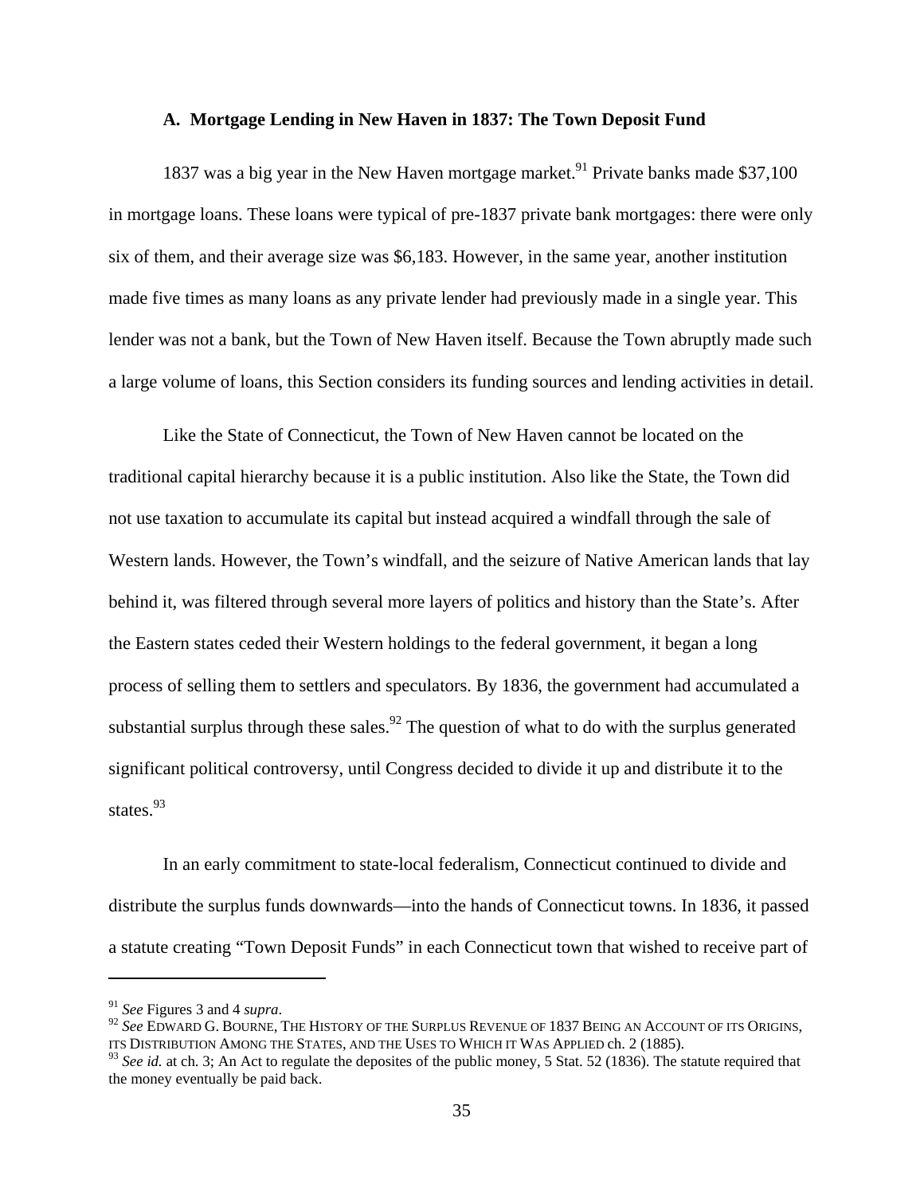### A. Mortgage Lending in New Haven in 1837: The Town Deposit Fund

1837 was a big year in the New Haven mortgage market.[91] Private banks made $37,100 in mortgage loans. These loans were typical of pre-1837 private bank mortgages: there were only six of them, and their average size was $6,183. However, in the same year, another institution made five times as many loans as any private lender had previously made in a single year. This lender was not a bank, but the Town of New Haven itself. Because the Town abruptly made such a large volume of loans, this Section considers its funding sources and lending activities in detail.

Like the State of Connecticut, the Town of New Haven cannot be located on the traditional capital hierarchy because it is a public institution. Also like the State, the Town did not use taxation to accumulate its capital but instead acquired a windfall through the sale of Western lands. However, the Town's windfall, and the seizure of Native American lands that lay behind it, was filtered through several more layers of politics and history than the State's. After the Eastern states ceded their Western holdings to the federal government, it began a long process of selling them to settlers and speculators. By 1836, the government had accumulated a substantial surplus through these sales.[92] The question of what to do with the surplus generated significant political controversy, until Congress decided to divide it up and distribute it to the states.[93]

In an early commitment to state-local federalism, Connecticut continued to divide and distribute the surplus funds downwards—into the hands of Connecticut towns. In 1836, it passed a statute creating "Town Deposit Funds" in each Connecticut town that wished to receive part of

---

[91] *See* Figures 3 and 4 *supra*.

[92] *See* EDWARD G. BOURNE, THE HISTORY OF THE SURPLUS REVENUE OF 1837 BEING AN ACCOUNT OF ITS ORIGINS, ITS DISTRIBUTION AMONG THE STATES, AND THE USES TO WHICH IT WAS APPLIED ch. 2 (1885).

[93] *See id.* at ch. 3; An Act to regulate the deposites of the public money, 5 Stat. 52 (1836). The statute required that the money eventually be paid back.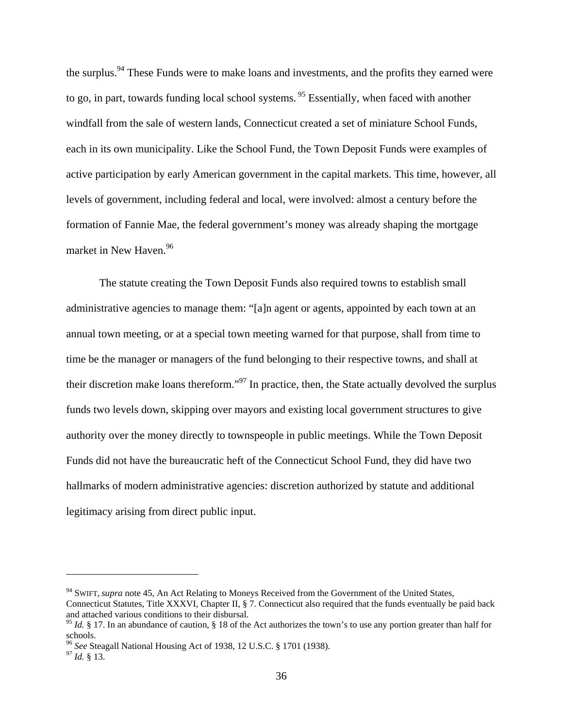the surplus.[94] These Funds were to make loans and investments, and the profits they earned were to go, in part, towards funding local school systems.[95] Essentially, when faced with another windfall from the sale of western lands, Connecticut created a set of miniature School Funds, each in its own municipality. Like the School Fund, the Town Deposit Funds were examples of active participation by early American government in the capital markets. This time, however, all levels of government, including federal and local, were involved: almost a century before the formation of Fannie Mae, the federal government's money was already shaping the mortgage market in New Haven.[96]

The statute creating the Town Deposit Funds also required towns to establish small administrative agencies to manage them: "[a]n agent or agents, appointed by each town at an annual town meeting, or at a special town meeting warned for that purpose, shall from time to time be the manager or managers of the fund belonging to their respective towns, and shall at their discretion make loans therefrom."[97] In practice, then, the State actually devolved the surplus funds two levels down, skipping over mayors and existing local government structures to give authority over the money directly to townspeople in public meetings. While the Town Deposit Funds did not have the bureaucratic heft of the Connecticut School Fund, they did have two hallmarks of modern administrative agencies: discretion authorized by statute and additional legitimacy arising from direct public input.

---

[94] SWIFT, *supra* note 45, An Act Relating to Moneys Received from the Government of the United States, Connecticut Statutes, Title XXXVI, Chapter II, § 7. Connecticut also required that the funds eventually be paid back and attached various conditions to their disbursal.

[95] *Id.* § 17. In an abundance of caution, § 18 of the Act authorizes the town's to use any portion greater than half for schools.

[96] *See* Steagall National Housing Act of 1938, 12 U.S.C. § 1701 (1938).

[97] *Id.* § 13.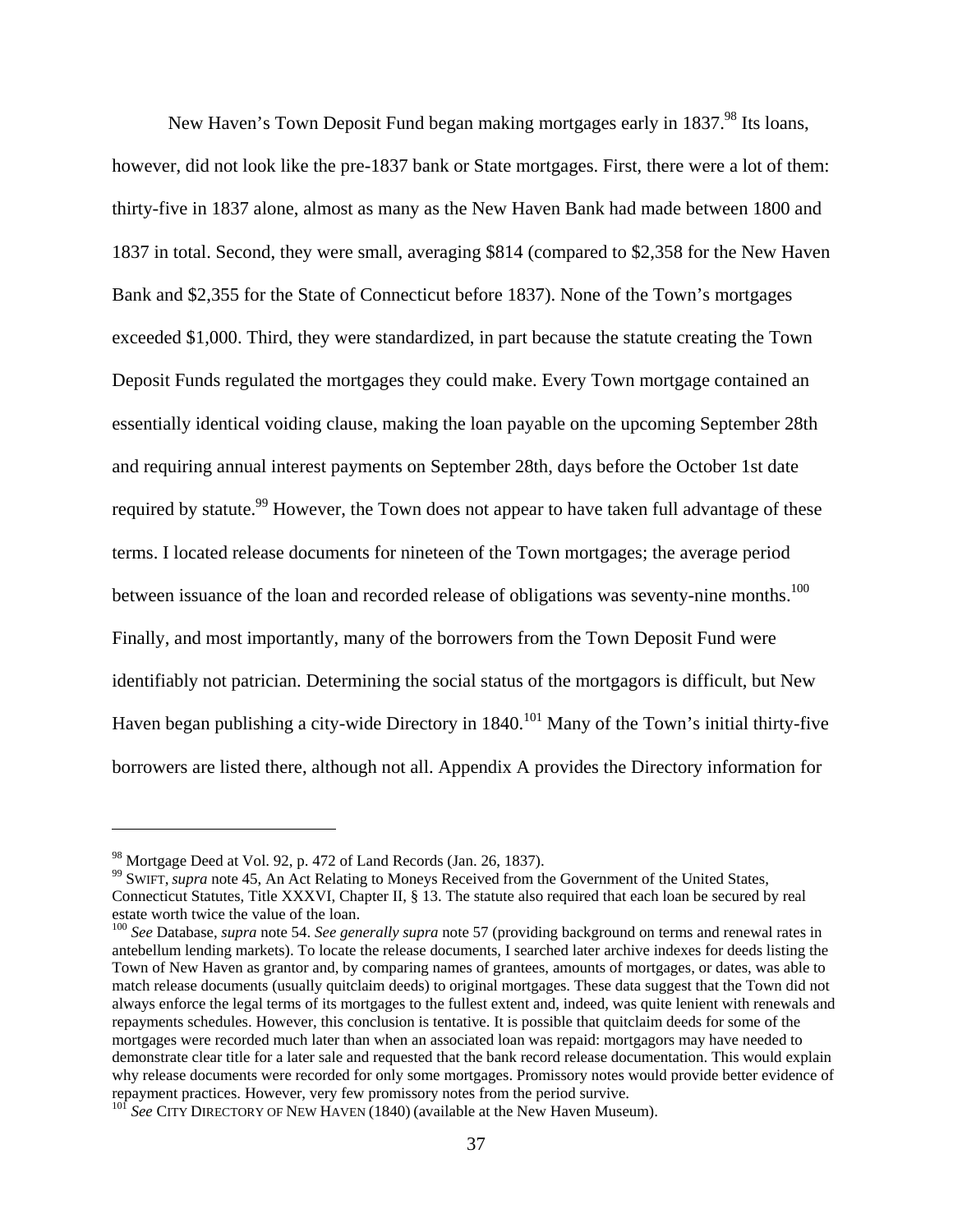New Haven's Town Deposit Fund began making mortgages early in 1837.[98] Its loans, however, did not look like the pre-1837 bank or State mortgages. First, there were a lot of them: thirty-five in 1837 alone, almost as many as the New Haven Bank had made between 1800 and 1837 in total. Second, they were small, averaging $814 (compared to $2,358 for the New Haven Bank and $2,355 for the State of Connecticut before 1837). None of the Town's mortgages exceeded $1,000. Third, they were standardized, in part because the statute creating the Town Deposit Funds regulated the mortgages they could make. Every Town mortgage contained an essentially identical voiding clause, making the loan payable on the upcoming September 28th and requiring annual interest payments on September 28th, days before the October 1st date required by statute.[99] However, the Town does not appear to have taken full advantage of these terms. I located release documents for nineteen of the Town mortgages; the average period between issuance of the loan and recorded release of obligations was seventy-nine months.[100] Finally, and most importantly, many of the borrowers from the Town Deposit Fund were identifiably not patrician. Determining the social status of the mortgagors is difficult, but New Haven began publishing a city-wide Directory in 1840.[101] Many of the Town's initial thirty-five borrowers are listed there, although not all. Appendix A provides the Directory information for

---

[98] Mortgage Deed at Vol. 92, p. 472 of Land Records (Jan. 26, 1837).

[99] SWIFT, *supra* note 45, An Act Relating to Moneys Received from the Government of the United States, Connecticut Statutes, Title XXXVI, Chapter II, § 13. The statute also required that each loan be secured by real estate worth twice the value of the loan.

[100] *See* Database, *supra* note 54. *See generally supra* note 57 (providing background on terms and renewal rates in antebellum lending markets). To locate the release documents, I searched later archive indexes for deeds listing the Town of New Haven as grantor and, by comparing names of grantees, amounts of mortgages, or dates, was able to match release documents (usually quitclaim deeds) to original mortgages. These data suggest that the Town did not always enforce the legal terms of its mortgages to the fullest extent and, indeed, was quite lenient with renewals and repayments schedules. However, this conclusion is tentative. It is possible that quitclaim deeds for some of the mortgages were recorded much later than when an associated loan was repaid: mortgagors may have needed to demonstrate clear title for a later sale and requested that the bank record release documentation. This would explain why release documents were recorded for only some mortgages. Promissory notes would provide better evidence of repayment practices. However, very few promissory notes from the period survive.

[101] *See* CITY DIRECTORY OF NEW HAVEN (1840) (available at the New Haven Museum).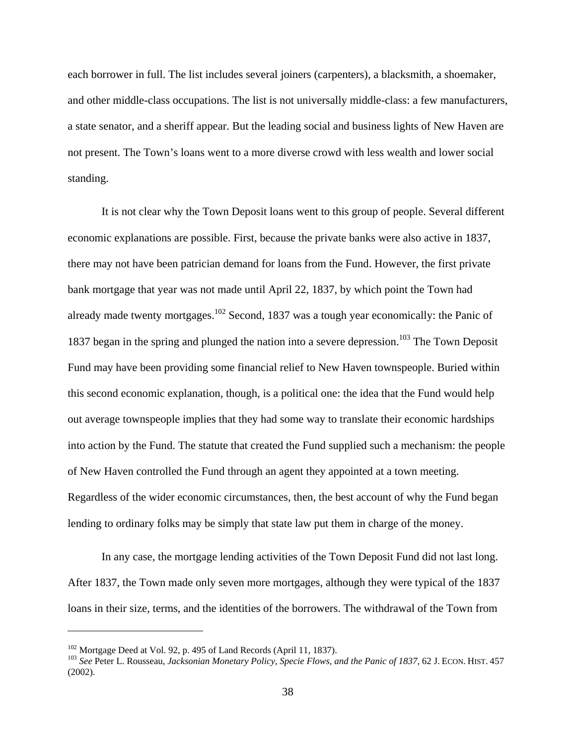each borrower in full. The list includes several joiners (carpenters), a blacksmith, a shoemaker, and other middle-class occupations. The list is not universally middle-class: a few manufacturers, a state senator, and a sheriff appear. But the leading social and business lights of New Haven are not present. The Town's loans went to a more diverse crowd with less wealth and lower social standing.

It is not clear why the Town Deposit loans went to this group of people. Several different economic explanations are possible. First, because the private banks were also active in 1837, there may not have been patrician demand for loans from the Fund. However, the first private bank mortgage that year was not made until April 22, 1837, by which point the Town had already made twenty mortgages.[102] Second, 1837 was a tough year economically: the Panic of 1837 began in the spring and plunged the nation into a severe depression.[103] The Town Deposit Fund may have been providing some financial relief to New Haven townspeople. Buried within this second economic explanation, though, is a political one: the idea that the Fund would help out average townspeople implies that they had some way to translate their economic hardships into action by the Fund. The statute that created the Fund supplied such a mechanism: the people of New Haven controlled the Fund through an agent they appointed at a town meeting. Regardless of the wider economic circumstances, then, the best account of why the Fund began lending to ordinary folks may be simply that state law put them in charge of the money.

In any case, the mortgage lending activities of the Town Deposit Fund did not last long. After 1837, the Town made only seven more mortgages, although they were typical of the 1837 loans in their size, terms, and the identities of the borrowers. The withdrawal of the Town from

---

[102] Mortgage Deed at Vol. 92, p. 495 of Land Records (April 11, 1837).

[103] *See* Peter L. Rousseau, *Jacksonian Monetary Policy, Specie Flows, and the Panic of 1837*, 62 J. ECON. HIST. 457 (2002).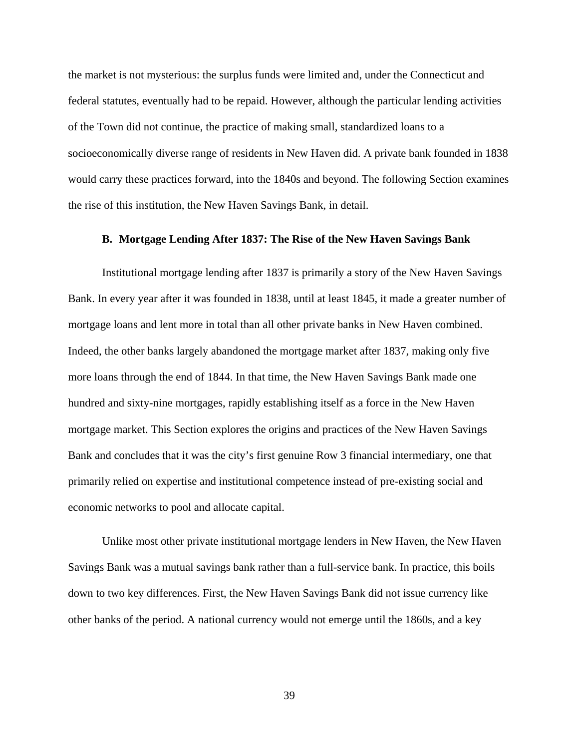the market is not mysterious: the surplus funds were limited and, under the Connecticut and federal statutes, eventually had to be repaid. However, although the particular lending activities of the Town did not continue, the practice of making small, standardized loans to a socioeconomically diverse range of residents in New Haven did. A private bank founded in 1838 would carry these practices forward, into the 1840s and beyond. The following Section examines the rise of this institution, the New Haven Savings Bank, in detail.

### B. Mortgage Lending After 1837: The Rise of the New Haven Savings Bank

Institutional mortgage lending after 1837 is primarily a story of the New Haven Savings Bank. In every year after it was founded in 1838, until at least 1845, it made a greater number of mortgage loans and lent more in total than all other private banks in New Haven combined. Indeed, the other banks largely abandoned the mortgage market after 1837, making only five more loans through the end of 1844. In that time, the New Haven Savings Bank made one hundred and sixty-nine mortgages, rapidly establishing itself as a force in the New Haven mortgage market. This Section explores the origins and practices of the New Haven Savings Bank and concludes that it was the city's first genuine Row 3 financial intermediary, one that primarily relied on expertise and institutional competence instead of pre-existing social and economic networks to pool and allocate capital.

Unlike most other private institutional mortgage lenders in New Haven, the New Haven Savings Bank was a mutual savings bank rather than a full-service bank. In practice, this boils down to two key differences. First, the New Haven Savings Bank did not issue currency like other banks of the period. A national currency would not emerge until the 1860s, and a key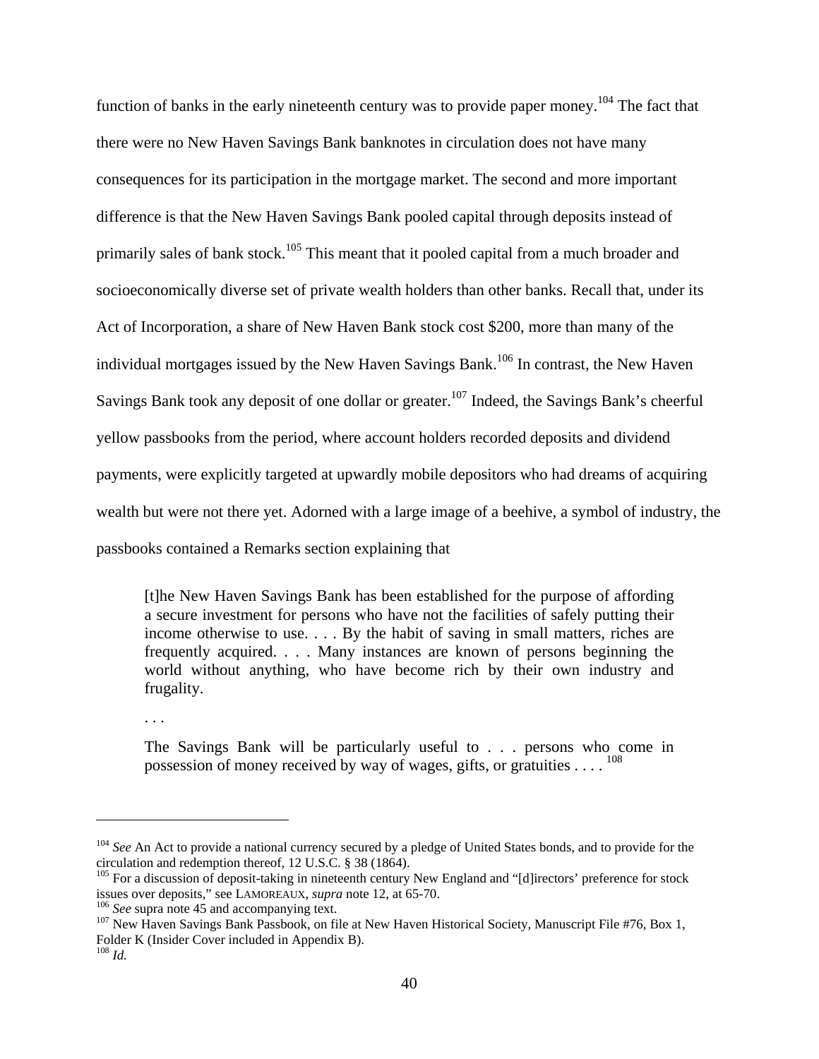function of banks in the early nineteenth century was to provide paper money.[104] The fact that there were no New Haven Savings Bank banknotes in circulation does not have many consequences for its participation in the mortgage market. The second and more important difference is that the New Haven Savings Bank pooled capital through deposits instead of primarily sales of bank stock.[105] This meant that it pooled capital from a much broader and socioeconomically diverse set of private wealth holders than other banks. Recall that, under its Act of Incorporation, a share of New Haven Bank stock cost $200, more than many of the individual mortgages issued by the New Haven Savings Bank.[106] In contrast, the New Haven Savings Bank took any deposit of one dollar or greater.[107] Indeed, the Savings Bank's cheerful yellow passbooks from the period, where account holders recorded deposits and dividend payments, were explicitly targeted at upwardly mobile depositors who had dreams of acquiring wealth but were not there yet. Adorned with a large image of a beehive, a symbol of industry, the passbooks contained a Remarks section explaining that

> [t]he New Haven Savings Bank has been established for the purpose of affording a secure investment for persons who have not the facilities of safely putting their income otherwise to use. . . . By the habit of saving in small matters, riches are frequently acquired. . . . Many instances are known of persons beginning the world without anything, who have become rich by their own industry and frugality.
>
> . . .
>
> The Savings Bank will be particularly useful to . . . persons who come in possession of money received by way of wages, gifts, or gratuities . . . .[108]

---

[104] *See* An Act to provide a national currency secured by a pledge of United States bonds, and to provide for the circulation and redemption thereof, 12 U.S.C. § 38 (1864).

[105] For a discussion of deposit-taking in nineteenth century New England and "[d]irectors' preference for stock issues over deposits," see LAMOREAUX, *supra* note 12, at 65-70.

[106] *See* supra note 45 and accompanying text.

[107] New Haven Savings Bank Passbook, on file at New Haven Historical Society, Manuscript File #76, Box 1, Folder K (Insider Cover included in Appendix B).

[108] *Id.*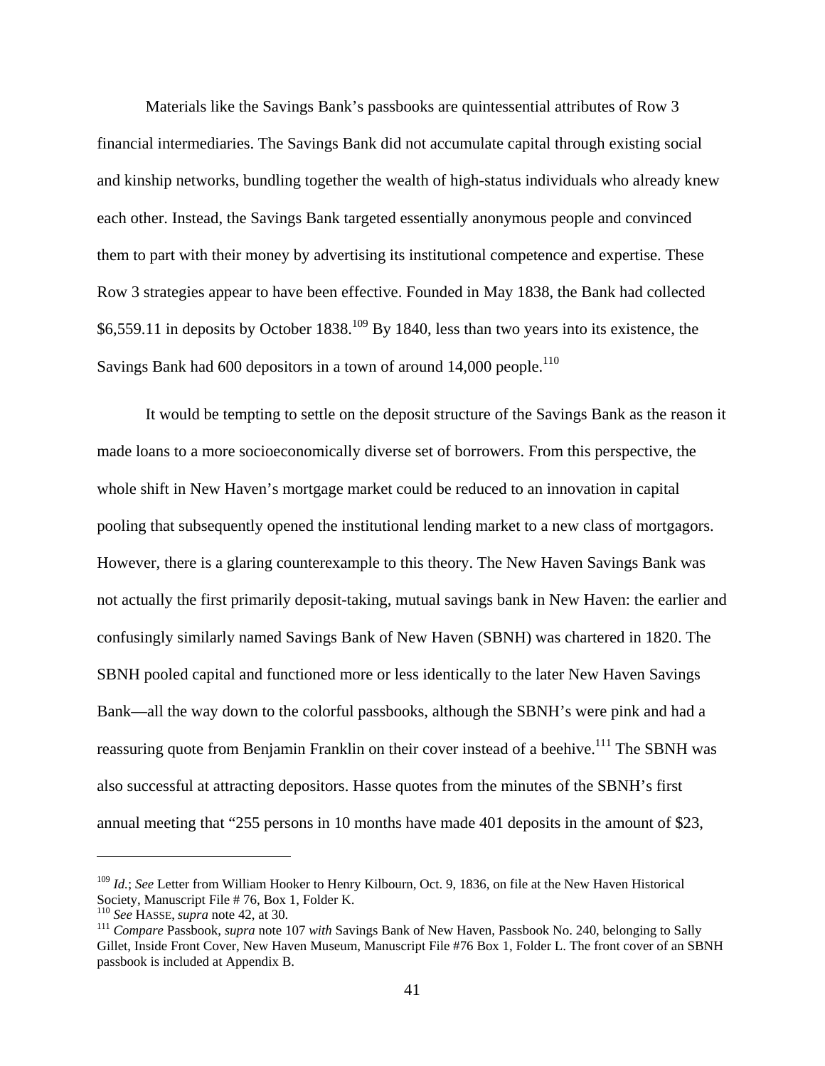Materials like the Savings Bank's passbooks are quintessential attributes of Row 3 financial intermediaries. The Savings Bank did not accumulate capital through existing social and kinship networks, bundling together the wealth of high-status individuals who already knew each other. Instead, the Savings Bank targeted essentially anonymous people and convinced them to part with their money by advertising its institutional competence and expertise. These Row 3 strategies appear to have been effective. Founded in May 1838, the Bank had collected $6,559.11 in deposits by October 1838.[109] By 1840, less than two years into its existence, the Savings Bank had 600 depositors in a town of around 14,000 people.[110]

It would be tempting to settle on the deposit structure of the Savings Bank as the reason it made loans to a more socioeconomically diverse set of borrowers. From this perspective, the whole shift in New Haven's mortgage market could be reduced to an innovation in capital pooling that subsequently opened the institutional lending market to a new class of mortgagors. However, there is a glaring counterexample to this theory. The New Haven Savings Bank was not actually the first primarily deposit-taking, mutual savings bank in New Haven: the earlier and confusingly similarly named Savings Bank of New Haven (SBNH) was chartered in 1820. The SBNH pooled capital and functioned more or less identically to the later New Haven Savings Bank—all the way down to the colorful passbooks, although the SBNH's were pink and had a reassuring quote from Benjamin Franklin on their cover instead of a beehive.[111] The SBNH was also successful at attracting depositors. Hasse quotes from the minutes of the SBNH's first annual meeting that "255 persons in 10 months have made 401 deposits in the amount of $23,

---

[109] *Id.*; *See* Letter from William Hooker to Henry Kilbourn, Oct. 9, 1836, on file at the New Haven Historical Society, Manuscript File # 76, Box 1, Folder K.

[110] *See* HASSE, *supra* note 42, at 30.

[111] *Compare* Passbook, *supra* note 107 *with* Savings Bank of New Haven, Passbook No. 240, belonging to Sally Gillet, Inside Front Cover, New Haven Museum, Manuscript File #76 Box 1, Folder L. The front cover of an SBNH passbook is included at Appendix B.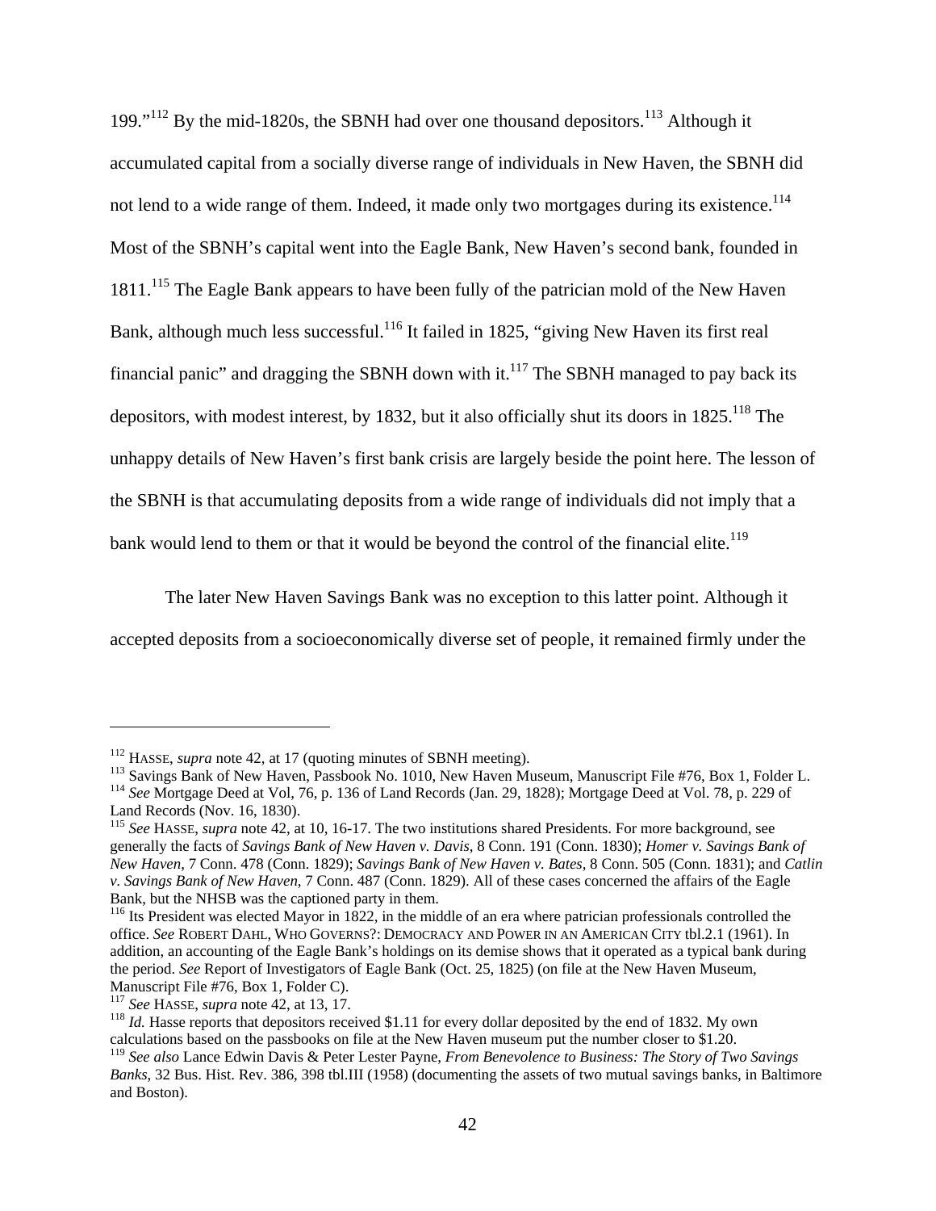199."[112] By the mid-1820s, the SBNH had over one thousand depositors.[113] Although it accumulated capital from a socially diverse range of individuals in New Haven, the SBNH did not lend to a wide range of them. Indeed, it made only two mortgages during its existence.[114] Most of the SBNH's capital went into the Eagle Bank, New Haven's second bank, founded in 1811.[115] The Eagle Bank appears to have been fully of the patrician mold of the New Haven Bank, although much less successful.[116] It failed in 1825, "giving New Haven its first real financial panic" and dragging the SBNH down with it.[117] The SBNH managed to pay back its depositors, with modest interest, by 1832, but it also officially shut its doors in 1825.[118] The unhappy details of New Haven's first bank crisis are largely beside the point here. The lesson of the SBNH is that accumulating deposits from a wide range of individuals did not imply that a bank would lend to them or that it would be beyond the control of the financial elite.[119]

The later New Haven Savings Bank was no exception to this latter point. Although it accepted deposits from a socioeconomically diverse set of people, it remained firmly under the

---

[112] HASSE, *supra* note 42, at 17 (quoting minutes of SBNH meeting).

[113] Savings Bank of New Haven, Passbook No. 1010, New Haven Museum, Manuscript File #76, Box 1, Folder L.

[114] *See* Mortgage Deed at Vol, 76, p. 136 of Land Records (Jan. 29, 1828); Mortgage Deed at Vol. 78, p. 229 of Land Records (Nov. 16, 1830).

[115] *See* HASSE, *supra* note 42, at 10, 16-17. The two institutions shared Presidents. For more background, see generally the facts of *Savings Bank of New Haven v. Davis*, 8 Conn. 191 (Conn. 1830); *Homer v. Savings Bank of New Haven*, 7 Conn. 478 (Conn. 1829); *Savings Bank of New Haven v. Bates*, 8 Conn. 505 (Conn. 1831); and *Catlin v. Savings Bank of New Haven*, 7 Conn. 487 (Conn. 1829). All of these cases concerned the affairs of the Eagle Bank, but the NHSB was the captioned party in them.

[116] Its President was elected Mayor in 1822, in the middle of an era where patrician professionals controlled the office. *See* ROBERT DAHL, WHO GOVERNS?: DEMOCRACY AND POWER IN AN AMERICAN CITY tbl.2.1 (1961). In addition, an accounting of the Eagle Bank's holdings on its demise shows that it operated as a typical bank during the period. *See* Report of Investigators of Eagle Bank (Oct. 25, 1825) (on file at the New Haven Museum, Manuscript File #76, Box 1, Folder C).

[117] *See* HASSE, *supra* note 42, at 13, 17.

[118] *Id.* Hasse reports that depositors received $1.11 for every dollar deposited by the end of 1832. My own calculations based on the passbooks on file at the New Haven museum put the number closer to $1.20.

[119] *See also* Lance Edwin Davis & Peter Lester Payne, *From Benevolence to Business: The Story of Two Savings Banks*, 32 Bus. Hist. Rev. 386, 398 tbl.III (1958) (documenting the assets of two mutual savings banks, in Baltimore and Boston).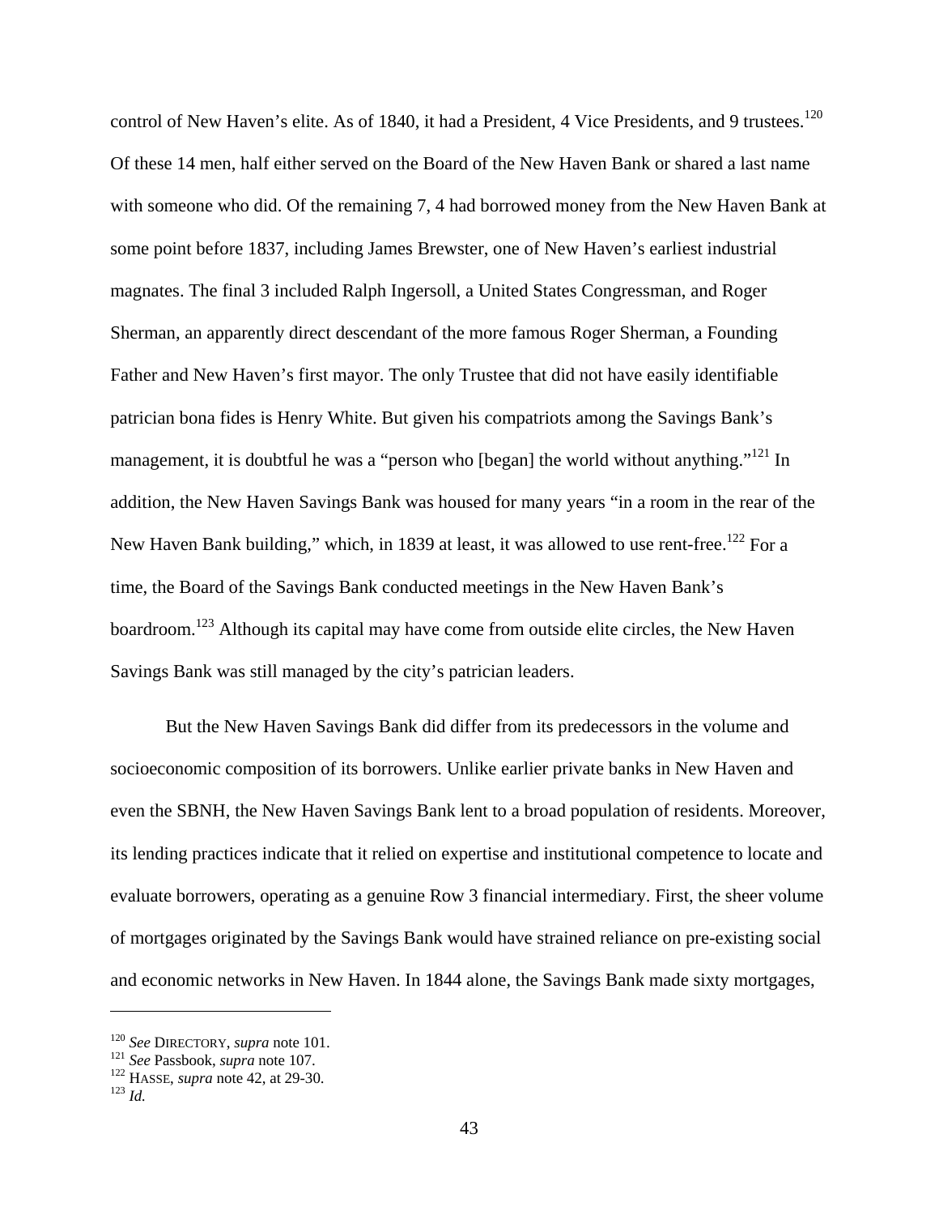control of New Haven's elite. As of 1840, it had a President, 4 Vice Presidents, and 9 trustees.[120] Of these 14 men, half either served on the Board of the New Haven Bank or shared a last name with someone who did. Of the remaining 7, 4 had borrowed money from the New Haven Bank at some point before 1837, including James Brewster, one of New Haven's earliest industrial magnates. The final 3 included Ralph Ingersoll, a United States Congressman, and Roger Sherman, an apparently direct descendant of the more famous Roger Sherman, a Founding Father and New Haven's first mayor. The only Trustee that did not have easily identifiable patrician bona fides is Henry White. But given his compatriots among the Savings Bank's management, it is doubtful he was a "person who [began] the world without anything."[121] In addition, the New Haven Savings Bank was housed for many years "in a room in the rear of the New Haven Bank building," which, in 1839 at least, it was allowed to use rent-free.[122] For a time, the Board of the Savings Bank conducted meetings in the New Haven Bank's boardroom.[123] Although its capital may have come from outside elite circles, the New Haven Savings Bank was still managed by the city's patrician leaders.

But the New Haven Savings Bank did differ from its predecessors in the volume and socioeconomic composition of its borrowers. Unlike earlier private banks in New Haven and even the SBNH, the New Haven Savings Bank lent to a broad population of residents. Moreover, its lending practices indicate that it relied on expertise and institutional competence to locate and evaluate borrowers, operating as a genuine Row 3 financial intermediary. First, the sheer volume of mortgages originated by the Savings Bank would have strained reliance on pre-existing social and economic networks in New Haven. In 1844 alone, the Savings Bank made sixty mortgages,

---

[120] *See* DIRECTORY, *supra* note 101.
[121] *See* Passbook, *supra* note 107.
[122] HASSE, *supra* note 42, at 29-30.
[123] *Id.*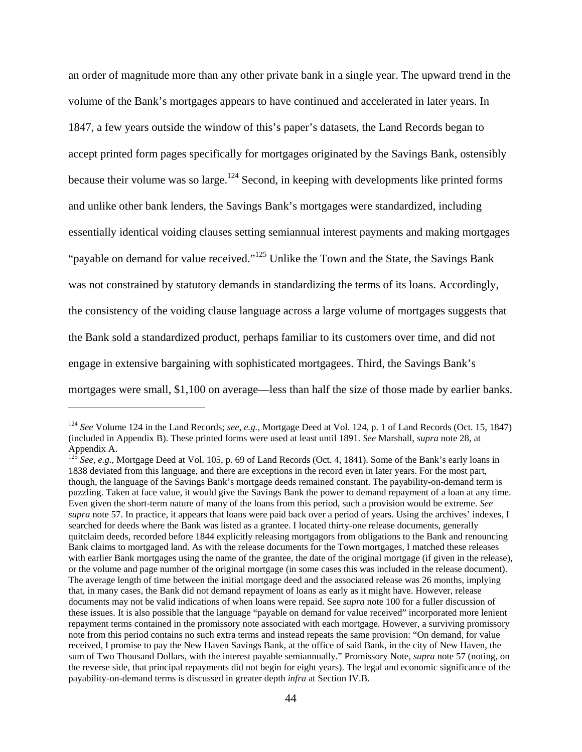an order of magnitude more than any other private bank in a single year. The upward trend in the volume of the Bank's mortgages appears to have continued and accelerated in later years. In 1847, a few years outside the window of this's paper's datasets, the Land Records began to accept printed form pages specifically for mortgages originated by the Savings Bank, ostensibly because their volume was so large.[124] Second, in keeping with developments like printed forms and unlike other bank lenders, the Savings Bank's mortgages were standardized, including essentially identical voiding clauses setting semiannual interest payments and making mortgages "payable on demand for value received."[125] Unlike the Town and the State, the Savings Bank was not constrained by statutory demands in standardizing the terms of its loans. Accordingly, the consistency of the voiding clause language across a large volume of mortgages suggests that the Bank sold a standardized product, perhaps familiar to its customers over time, and did not engage in extensive bargaining with sophisticated mortgagees. Third, the Savings Bank's mortgages were small, $1,100 on average—less than half the size of those made by earlier banks.

---

[124] *See* Volume 124 in the Land Records; *see, e.g.*, Mortgage Deed at Vol. 124, p. 1 of Land Records (Oct. 15, 1847) (included in Appendix B). These printed forms were used at least until 1891. *See* Marshall, *supra* note 28, at Appendix A.

[125] *See, e.g.*, Mortgage Deed at Vol. 105, p. 69 of Land Records (Oct. 4, 1841). Some of the Bank's early loans in 1838 deviated from this language, and there are exceptions in the record even in later years. For the most part, though, the language of the Savings Bank's mortgage deeds remained constant. The payability-on-demand term is puzzling. Taken at face value, it would give the Savings Bank the power to demand repayment of a loan at any time. Even given the short-term nature of many of the loans from this period, such a provision would be extreme. *See supra* note 57. In practice, it appears that loans were paid back over a period of years. Using the archives' indexes, I searched for deeds where the Bank was listed as a grantee. I located thirty-one release documents, generally quitclaim deeds, recorded before 1844 explicitly releasing mortgagors from obligations to the Bank and renouncing Bank claims to mortgaged land. As with the release documents for the Town mortgages, I matched these releases with earlier Bank mortgages using the name of the grantee, the date of the original mortgage (if given in the release), or the volume and page number of the original mortgage (in some cases this was included in the release document). The average length of time between the initial mortgage deed and the associated release was 26 months, implying that, in many cases, the Bank did not demand repayment of loans as early as it might have. However, release documents may not be valid indications of when loans were repaid. See *supra* note 100 for a fuller discussion of these issues. It is also possible that the language "payable on demand for value received" incorporated more lenient repayment terms contained in the promissory note associated with each mortgage. However, a surviving promissory note from this period contains no such extra terms and instead repeats the same provision: "On demand, for value received, I promise to pay the New Haven Savings Bank, at the office of said Bank, in the city of New Haven, the sum of Two Thousand Dollars, with the interest payable semiannually." Promissory Note, *supra* note 57 (noting, on the reverse side, that principal repayments did not begin for eight years). The legal and economic significance of the payability-on-demand terms is discussed in greater depth *infra* at Section IV.B.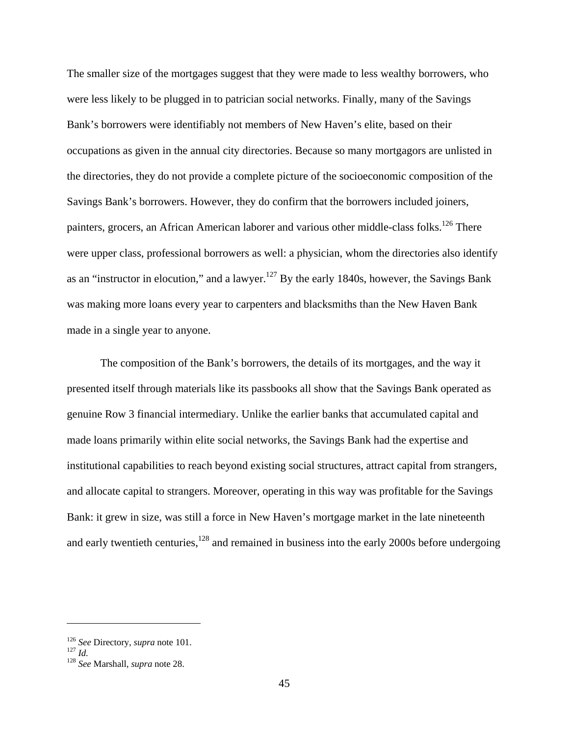The smaller size of the mortgages suggest that they were made to less wealthy borrowers, who were less likely to be plugged in to patrician social networks. Finally, many of the Savings Bank's borrowers were identifiably not members of New Haven's elite, based on their occupations as given in the annual city directories. Because so many mortgagors are unlisted in the directories, they do not provide a complete picture of the socioeconomic composition of the Savings Bank's borrowers. However, they do confirm that the borrowers included joiners, painters, grocers, an African American laborer and various other middle-class folks.[126] There were upper class, professional borrowers as well: a physician, whom the directories also identify as an "instructor in elocution," and a lawyer.[127] By the early 1840s, however, the Savings Bank was making more loans every year to carpenters and blacksmiths than the New Haven Bank made in a single year to anyone.

The composition of the Bank's borrowers, the details of its mortgages, and the way it presented itself through materials like its passbooks all show that the Savings Bank operated as genuine Row 3 financial intermediary. Unlike the earlier banks that accumulated capital and made loans primarily within elite social networks, the Savings Bank had the expertise and institutional capabilities to reach beyond existing social structures, attract capital from strangers, and allocate capital to strangers. Moreover, operating in this way was profitable for the Savings Bank: it grew in size, was still a force in New Haven's mortgage market in the late nineteenth and early twentieth centuries,[128] and remained in business into the early 2000s before undergoing

---

[126] *See* Directory, *supra* note 101.

[127] *Id.*

[128] *See* Marshall, *supra* note 28.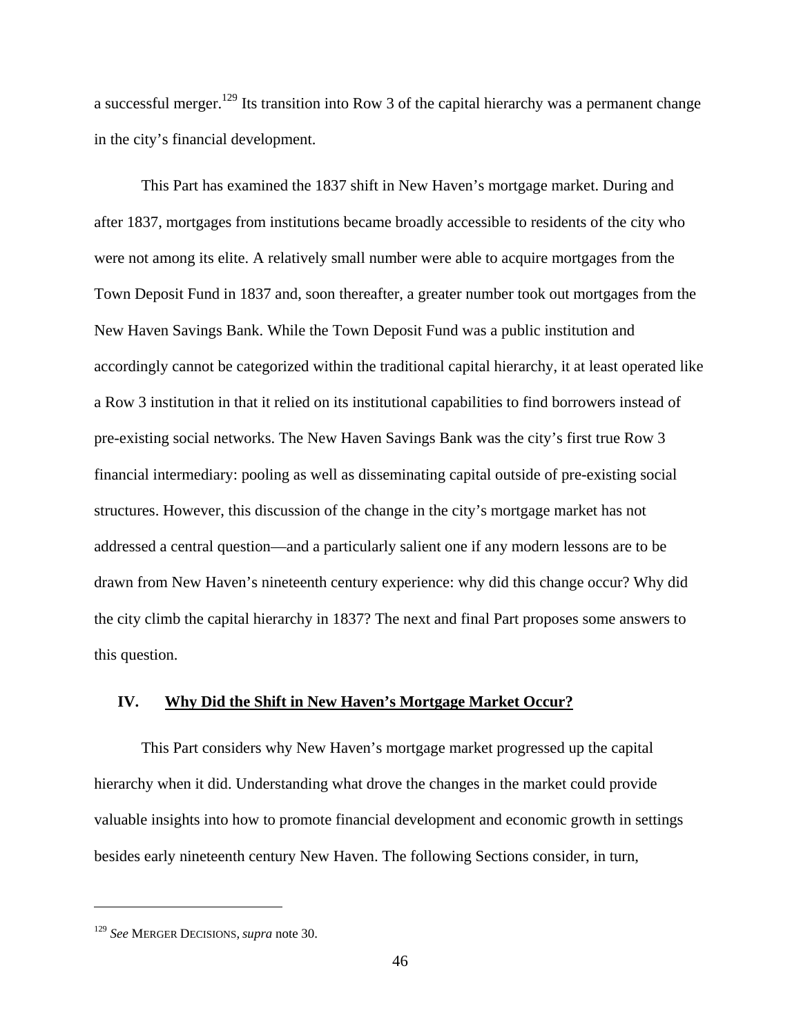a successful merger.[129] Its transition into Row 3 of the capital hierarchy was a permanent change in the city's financial development.

This Part has examined the 1837 shift in New Haven's mortgage market. During and after 1837, mortgages from institutions became broadly accessible to residents of the city who were not among its elite. A relatively small number were able to acquire mortgages from the Town Deposit Fund in 1837 and, soon thereafter, a greater number took out mortgages from the New Haven Savings Bank. While the Town Deposit Fund was a public institution and accordingly cannot be categorized within the traditional capital hierarchy, it at least operated like a Row 3 institution in that it relied on its institutional capabilities to find borrowers instead of pre-existing social networks. The New Haven Savings Bank was the city's first true Row 3 financial intermediary: pooling as well as disseminating capital outside of pre-existing social structures. However, this discussion of the change in the city's mortgage market has not addressed a central question—and a particularly salient one if any modern lessons are to be drawn from New Haven's nineteenth century experience: why did this change occur? Why did the city climb the capital hierarchy in 1837? The next and final Part proposes some answers to this question.

## IV. Why Did the Shift in New Haven's Mortgage Market Occur?

This Part considers why New Haven's mortgage market progressed up the capital hierarchy when it did. Understanding what drove the changes in the market could provide valuable insights into how to promote financial development and economic growth in settings besides early nineteenth century New Haven. The following Sections consider, in turn,

---

[129] *See* MERGER DECISIONS, *supra* note 30.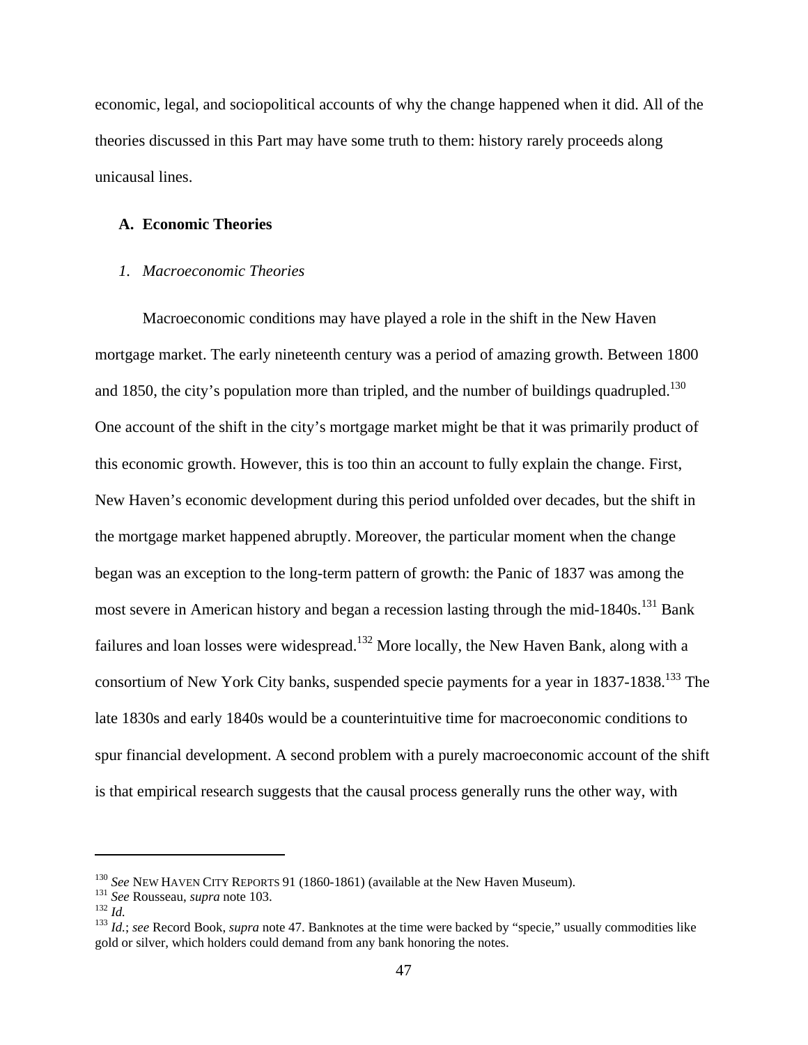economic, legal, and sociopolitical accounts of why the change happened when it did. All of the theories discussed in this Part may have some truth to them: history rarely proceeds along unicausal lines.

### A. Economic Theories

#### *1. Macroeconomic Theories*

Macroeconomic conditions may have played a role in the shift in the New Haven mortgage market. The early nineteenth century was a period of amazing growth. Between 1800 and 1850, the city's population more than tripled, and the number of buildings quadrupled.[130] One account of the shift in the city's mortgage market might be that it was primarily product of this economic growth. However, this is too thin an account to fully explain the change. First, New Haven's economic development during this period unfolded over decades, but the shift in the mortgage market happened abruptly. Moreover, the particular moment when the change began was an exception to the long-term pattern of growth: the Panic of 1837 was among the most severe in American history and began a recession lasting through the mid-1840s.[131] Bank failures and loan losses were widespread.[132] More locally, the New Haven Bank, along with a consortium of New York City banks, suspended specie payments for a year in 1837-1838.[133] The late 1830s and early 1840s would be a counterintuitive time for macroeconomic conditions to spur financial development. A second problem with a purely macroeconomic account of the shift is that empirical research suggests that the causal process generally runs the other way, with

---

[130] *See* NEW HAVEN CITY REPORTS 91 (1860-1861) (available at the New Haven Museum).

[131] *See* Rousseau, *supra* note 103.

[132] *Id.*

[133] *Id.*; *see* Record Book, *supra* note 47. Banknotes at the time were backed by "specie," usually commodities like gold or silver, which holders could demand from any bank honoring the notes.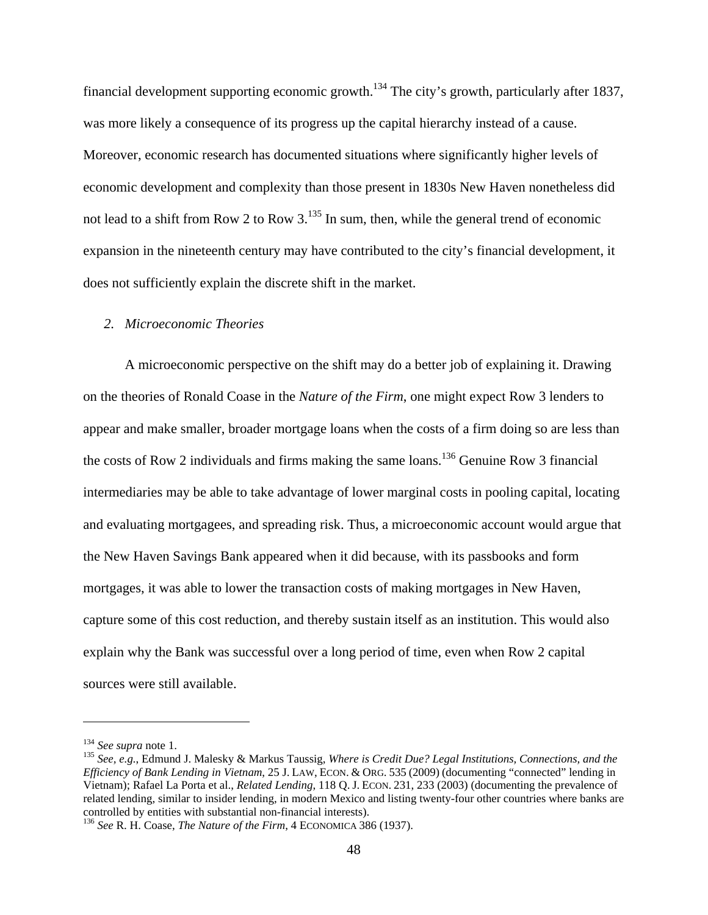financial development supporting economic growth.[134] The city's growth, particularly after 1837, was more likely a consequence of its progress up the capital hierarchy instead of a cause. Moreover, economic research has documented situations where significantly higher levels of economic development and complexity than those present in 1830s New Haven nonetheless did not lead to a shift from Row 2 to Row 3.[135] In sum, then, while the general trend of economic expansion in the nineteenth century may have contributed to the city's financial development, it does not sufficiently explain the discrete shift in the market.

### *2. Microeconomic Theories*

A microeconomic perspective on the shift may do a better job of explaining it. Drawing on the theories of Ronald Coase in the *Nature of the Firm*, one might expect Row 3 lenders to appear and make smaller, broader mortgage loans when the costs of a firm doing so are less than the costs of Row 2 individuals and firms making the same loans.[136] Genuine Row 3 financial intermediaries may be able to take advantage of lower marginal costs in pooling capital, locating and evaluating mortgagees, and spreading risk. Thus, a microeconomic account would argue that the New Haven Savings Bank appeared when it did because, with its passbooks and form mortgages, it was able to lower the transaction costs of making mortgages in New Haven, capture some of this cost reduction, and thereby sustain itself as an institution. This would also explain why the Bank was successful over a long period of time, even when Row 2 capital sources were still available.

---

[134] *See supra* note 1.

[135] *See, e.g.*, Edmund J. Malesky & Markus Taussig, *Where is Credit Due? Legal Institutions, Connections, and the Efficiency of Bank Lending in Vietnam*, 25 J. LAW, ECON. & ORG. 535 (2009) (documenting "connected" lending in Vietnam); Rafael La Porta et al., *Related Lending*, 118 Q. J. ECON. 231, 233 (2003) (documenting the prevalence of related lending, similar to insider lending, in modern Mexico and listing twenty-four other countries where banks are controlled by entities with substantial non-financial interests).

[136] *See* R. H. Coase, *The Nature of the Firm*, 4 ECONOMICA 386 (1937).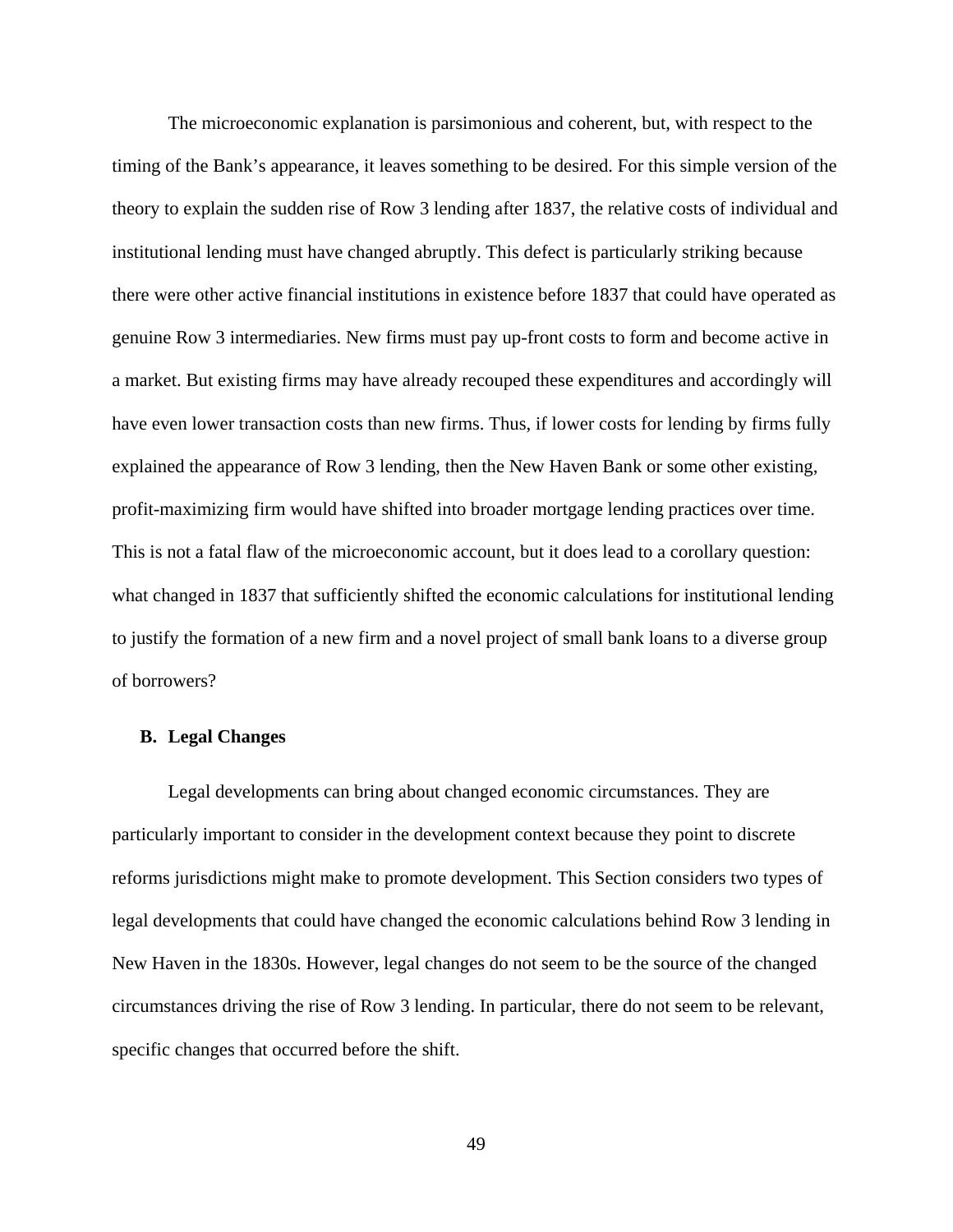The microeconomic explanation is parsimonious and coherent, but, with respect to the timing of the Bank's appearance, it leaves something to be desired. For this simple version of the theory to explain the sudden rise of Row 3 lending after 1837, the relative costs of individual and institutional lending must have changed abruptly. This defect is particularly striking because there were other active financial institutions in existence before 1837 that could have operated as genuine Row 3 intermediaries. New firms must pay up-front costs to form and become active in a market. But existing firms may have already recouped these expenditures and accordingly will have even lower transaction costs than new firms. Thus, if lower costs for lending by firms fully explained the appearance of Row 3 lending, then the New Haven Bank or some other existing, profit-maximizing firm would have shifted into broader mortgage lending practices over time. This is not a fatal flaw of the microeconomic account, but it does lead to a corollary question: what changed in 1837 that sufficiently shifted the economic calculations for institutional lending to justify the formation of a new firm and a novel project of small bank loans to a diverse group of borrowers?

### B. Legal Changes

Legal developments can bring about changed economic circumstances. They are particularly important to consider in the development context because they point to discrete reforms jurisdictions might make to promote development. This Section considers two types of legal developments that could have changed the economic calculations behind Row 3 lending in New Haven in the 1830s. However, legal changes do not seem to be the source of the changed circumstances driving the rise of Row 3 lending. In particular, there do not seem to be relevant, specific changes that occurred before the shift.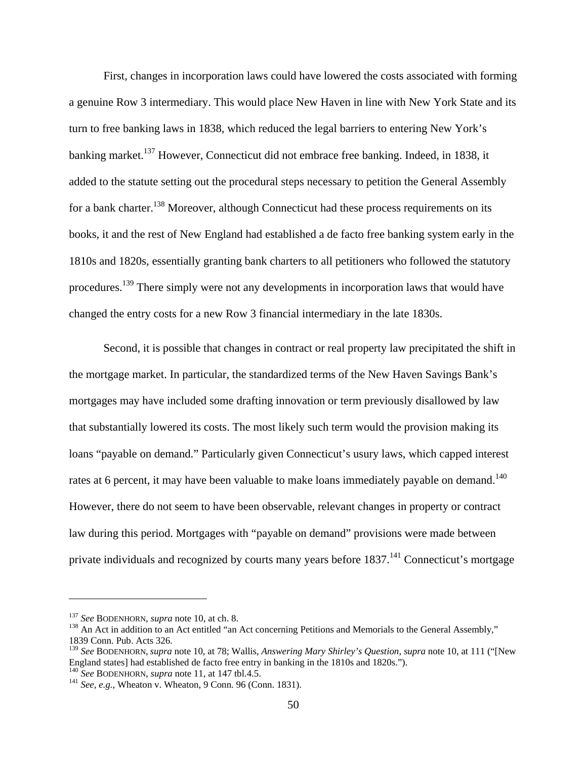First, changes in incorporation laws could have lowered the costs associated with forming a genuine Row 3 intermediary. This would place New Haven in line with New York State and its turn to free banking laws in 1838, which reduced the legal barriers to entering New York's banking market.[137] However, Connecticut did not embrace free banking. Indeed, in 1838, it added to the statute setting out the procedural steps necessary to petition the General Assembly for a bank charter.[138] Moreover, although Connecticut had these process requirements on its books, it and the rest of New England had established a de facto free banking system early in the 1810s and 1820s, essentially granting bank charters to all petitioners who followed the statutory procedures.[139] There simply were not any developments in incorporation laws that would have changed the entry costs for a new Row 3 financial intermediary in the late 1830s.

Second, it is possible that changes in contract or real property law precipitated the shift in the mortgage market. In particular, the standardized terms of the New Haven Savings Bank's mortgages may have included some drafting innovation or term previously disallowed by law that substantially lowered its costs. The most likely such term would the provision making its loans "payable on demand." Particularly given Connecticut's usury laws, which capped interest rates at 6 percent, it may have been valuable to make loans immediately payable on demand.[140] However, there do not seem to have been observable, relevant changes in property or contract law during this period. Mortgages with "payable on demand" provisions were made between private individuals and recognized by courts many years before 1837.[141] Connecticut's mortgage

---

[137] *See* BODENHORN, *supra* note 10, at ch. 8.

[138] An Act in addition to an Act entitled "an Act concerning Petitions and Memorials to the General Assembly," 1839 Conn. Pub. Acts 326.

[139] *See* BODENHORN, *supra* note 10, at 78; Wallis, *Answering Mary Shirley's Question*, *supra* note 10, at 111 ("[New England states] had established de facto free entry in banking in the 1810s and 1820s.").

[140] *See* BODENHORN, *supra* note 11, at 147 tbl.4.5.

[141] *See, e.g.*, Wheaton v. Wheaton, 9 Conn. 96 (Conn. 1831).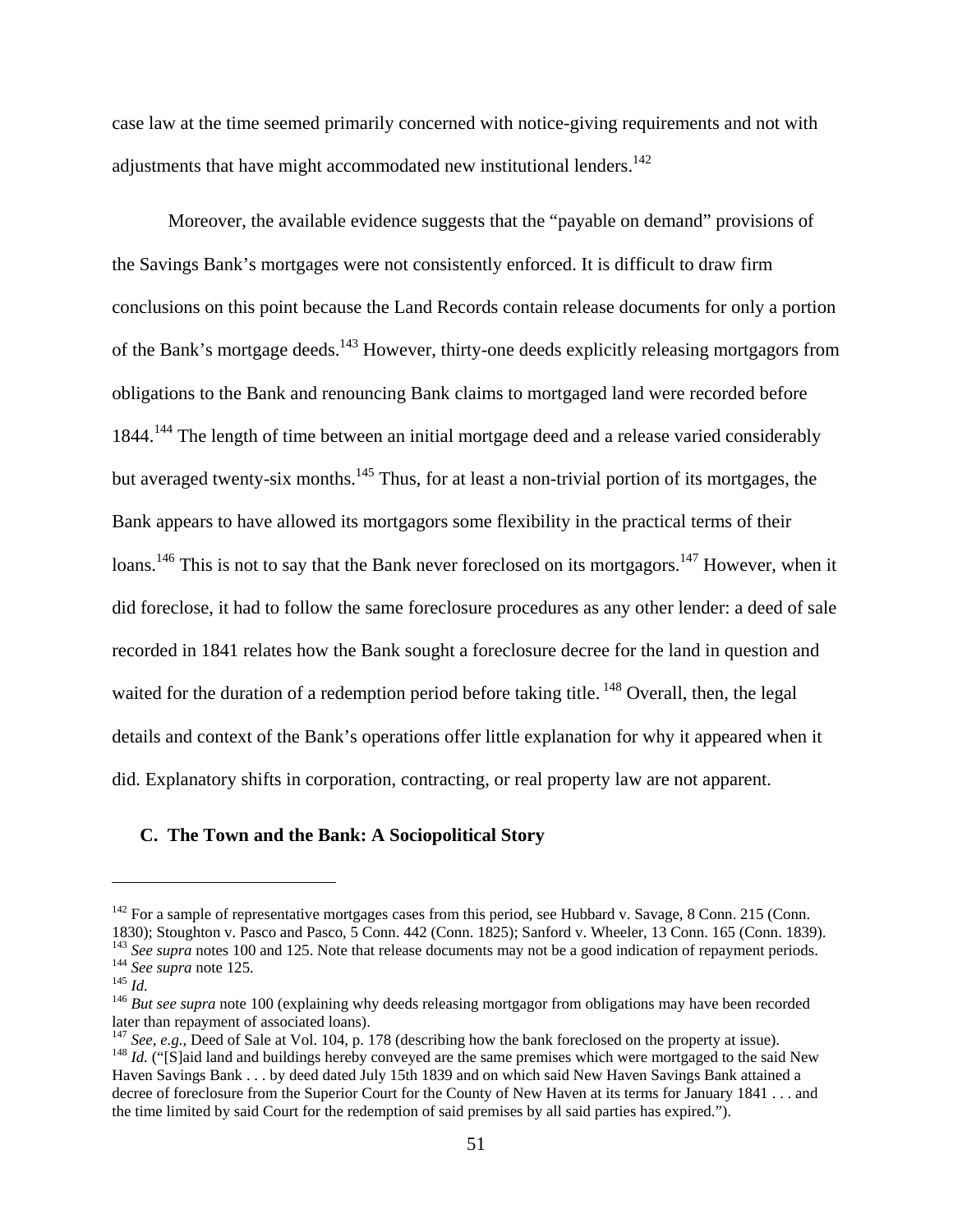case law at the time seemed primarily concerned with notice-giving requirements and not with adjustments that have might accommodated new institutional lenders.[142]

Moreover, the available evidence suggests that the "payable on demand" provisions of the Savings Bank's mortgages were not consistently enforced. It is difficult to draw firm conclusions on this point because the Land Records contain release documents for only a portion of the Bank's mortgage deeds.[143] However, thirty-one deeds explicitly releasing mortgagors from obligations to the Bank and renouncing Bank claims to mortgaged land were recorded before 1844.[144] The length of time between an initial mortgage deed and a release varied considerably but averaged twenty-six months.[145] Thus, for at least a non-trivial portion of its mortgages, the Bank appears to have allowed its mortgagors some flexibility in the practical terms of their loans.[146] This is not to say that the Bank never foreclosed on its mortgagors.[147] However, when it did foreclose, it had to follow the same foreclosure procedures as any other lender: a deed of sale recorded in 1841 relates how the Bank sought a foreclosure decree for the land in question and waited for the duration of a redemption period before taking title.[148] Overall, then, the legal details and context of the Bank's operations offer little explanation for why it appeared when it did. Explanatory shifts in corporation, contracting, or real property law are not apparent.

## C. The Town and the Bank: A Sociopolitical Story

---

[142] For a sample of representative mortgages cases from this period, see Hubbard v. Savage, 8 Conn. 215 (Conn. 1830); Stoughton v. Pasco and Pasco, 5 Conn. 442 (Conn. 1825); Sanford v. Wheeler, 13 Conn. 165 (Conn. 1839).

[143] *See supra* notes 100 and 125. Note that release documents may not be a good indication of repayment periods.

[144] *See supra* note 125.

[145] *Id.*

[146] *But see supra* note 100 (explaining why deeds releasing mortgagor from obligations may have been recorded later than repayment of associated loans).

[147] *See, e.g.*, Deed of Sale at Vol. 104, p. 178 (describing how the bank foreclosed on the property at issue).

[148] *Id.* ("[S]aid land and buildings hereby conveyed are the same premises which were mortgaged to the said New Haven Savings Bank . . . by deed dated July 15th 1839 and on which said New Haven Savings Bank attained a decree of foreclosure from the Superior Court for the County of New Haven at its terms for January 1841 . . . and the time limited by said Court for the redemption of said premises by all said parties has expired.").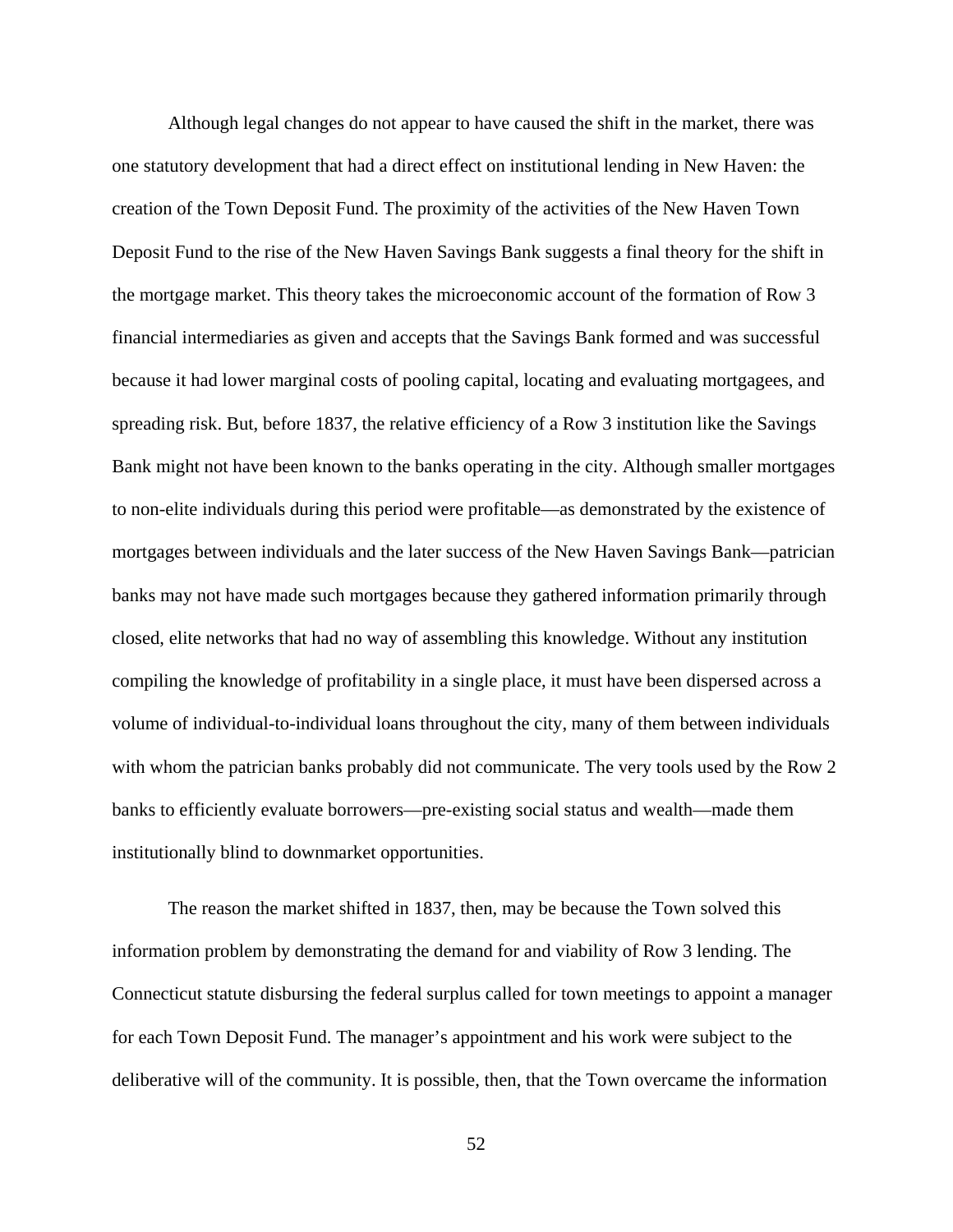Although legal changes do not appear to have caused the shift in the market, there was one statutory development that had a direct effect on institutional lending in New Haven: the creation of the Town Deposit Fund. The proximity of the activities of the New Haven Town Deposit Fund to the rise of the New Haven Savings Bank suggests a final theory for the shift in the mortgage market. This theory takes the microeconomic account of the formation of Row 3 financial intermediaries as given and accepts that the Savings Bank formed and was successful because it had lower marginal costs of pooling capital, locating and evaluating mortgagees, and spreading risk. But, before 1837, the relative efficiency of a Row 3 institution like the Savings Bank might not have been known to the banks operating in the city. Although smaller mortgages to non-elite individuals during this period were profitable—as demonstrated by the existence of mortgages between individuals and the later success of the New Haven Savings Bank—patrician banks may not have made such mortgages because they gathered information primarily through closed, elite networks that had no way of assembling this knowledge. Without any institution compiling the knowledge of profitability in a single place, it must have been dispersed across a volume of individual-to-individual loans throughout the city, many of them between individuals with whom the patrician banks probably did not communicate. The very tools used by the Row 2 banks to efficiently evaluate borrowers—pre-existing social status and wealth—made them institutionally blind to downmarket opportunities.

The reason the market shifted in 1837, then, may be because the Town solved this information problem by demonstrating the demand for and viability of Row 3 lending. The Connecticut statute disbursing the federal surplus called for town meetings to appoint a manager for each Town Deposit Fund. The manager's appointment and his work were subject to the deliberative will of the community. It is possible, then, that the Town overcame the information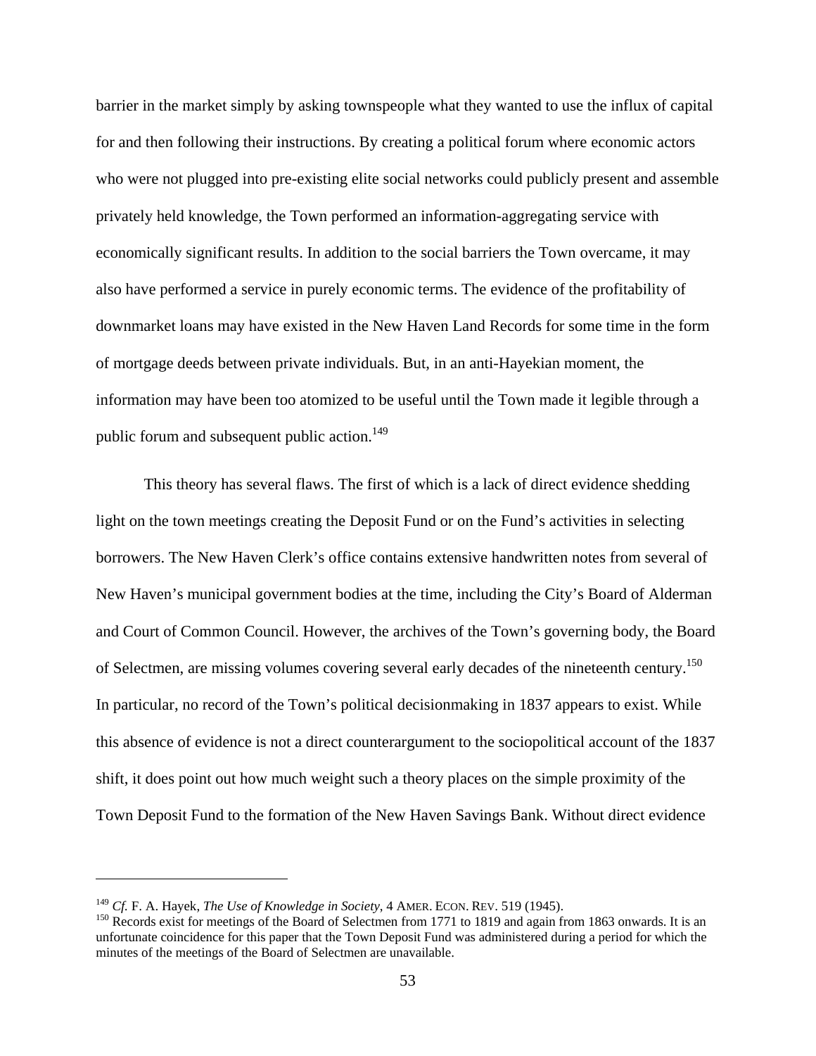barrier in the market simply by asking townspeople what they wanted to use the influx of capital for and then following their instructions. By creating a political forum where economic actors who were not plugged into pre-existing elite social networks could publicly present and assemble privately held knowledge, the Town performed an information-aggregating service with economically significant results. In addition to the social barriers the Town overcame, it may also have performed a service in purely economic terms. The evidence of the profitability of downmarket loans may have existed in the New Haven Land Records for some time in the form of mortgage deeds between private individuals. But, in an anti-Hayekian moment, the information may have been too atomized to be useful until the Town made it legible through a public forum and subsequent public action.[149]

This theory has several flaws. The first of which is a lack of direct evidence shedding light on the town meetings creating the Deposit Fund or on the Fund's activities in selecting borrowers. The New Haven Clerk's office contains extensive handwritten notes from several of New Haven's municipal government bodies at the time, including the City's Board of Alderman and Court of Common Council. However, the archives of the Town's governing body, the Board of Selectmen, are missing volumes covering several early decades of the nineteenth century.[150] In particular, no record of the Town's political decisionmaking in 1837 appears to exist. While this absence of evidence is not a direct counterargument to the sociopolitical account of the 1837 shift, it does point out how much weight such a theory places on the simple proximity of the Town Deposit Fund to the formation of the New Haven Savings Bank. Without direct evidence

---

[149] *Cf.* F. A. Hayek, *The Use of Knowledge in Society*, 4 AMER. ECON. REV. 519 (1945).

[150] Records exist for meetings of the Board of Selectmen from 1771 to 1819 and again from 1863 onwards. It is an unfortunate coincidence for this paper that the Town Deposit Fund was administered during a period for which the minutes of the meetings of the Board of Selectmen are unavailable.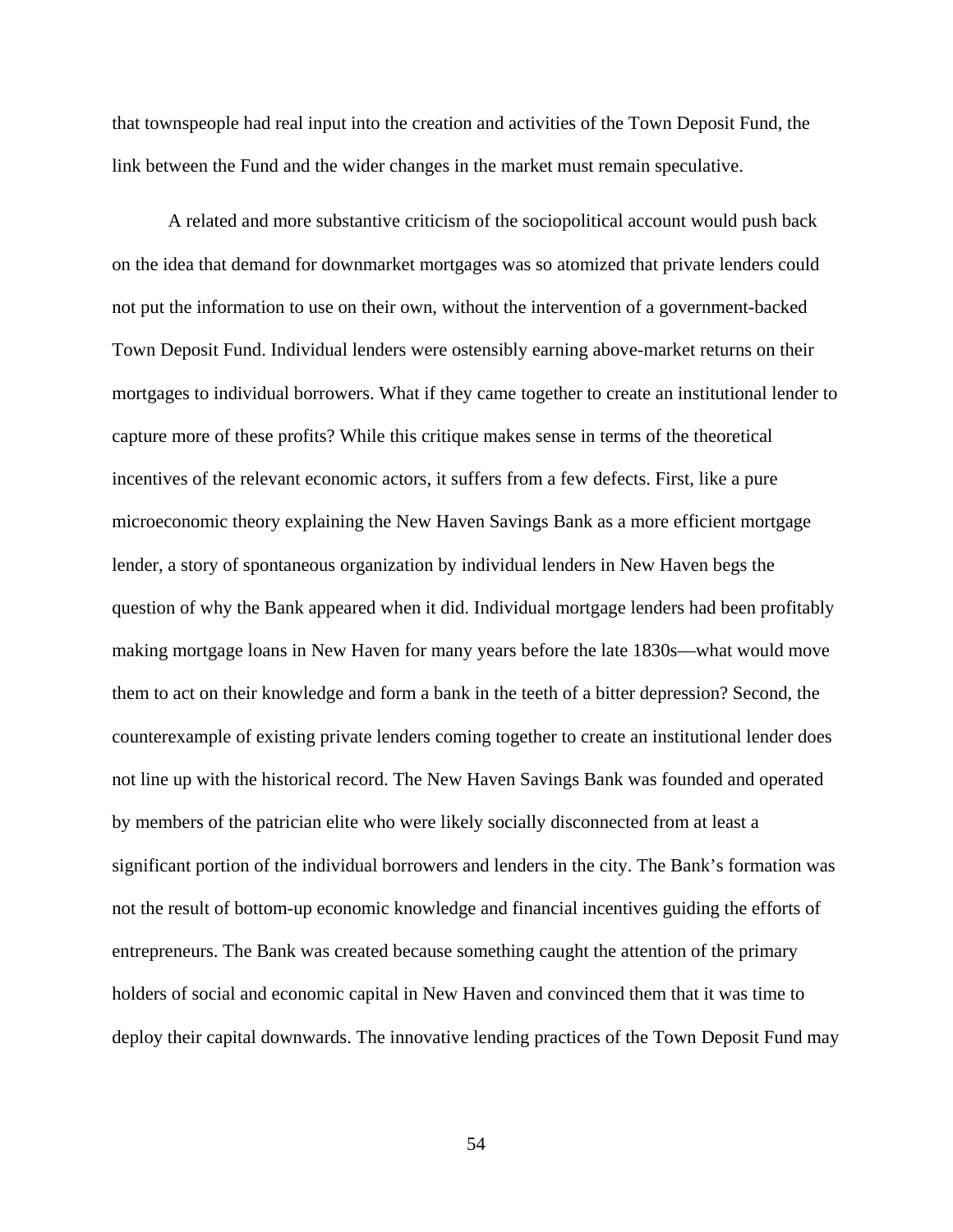that townspeople had real input into the creation and activities of the Town Deposit Fund, the link between the Fund and the wider changes in the market must remain speculative.

A related and more substantive criticism of the sociopolitical account would push back on the idea that demand for downmarket mortgages was so atomized that private lenders could not put the information to use on their own, without the intervention of a government-backed Town Deposit Fund. Individual lenders were ostensibly earning above-market returns on their mortgages to individual borrowers. What if they came together to create an institutional lender to capture more of these profits? While this critique makes sense in terms of the theoretical incentives of the relevant economic actors, it suffers from a few defects. First, like a pure microeconomic theory explaining the New Haven Savings Bank as a more efficient mortgage lender, a story of spontaneous organization by individual lenders in New Haven begs the question of why the Bank appeared when it did. Individual mortgage lenders had been profitably making mortgage loans in New Haven for many years before the late 1830s—what would move them to act on their knowledge and form a bank in the teeth of a bitter depression? Second, the counterexample of existing private lenders coming together to create an institutional lender does not line up with the historical record. The New Haven Savings Bank was founded and operated by members of the patrician elite who were likely socially disconnected from at least a significant portion of the individual borrowers and lenders in the city. The Bank's formation was not the result of bottom-up economic knowledge and financial incentives guiding the efforts of entrepreneurs. The Bank was created because something caught the attention of the primary holders of social and economic capital in New Haven and convinced them that it was time to deploy their capital downwards. The innovative lending practices of the Town Deposit Fund may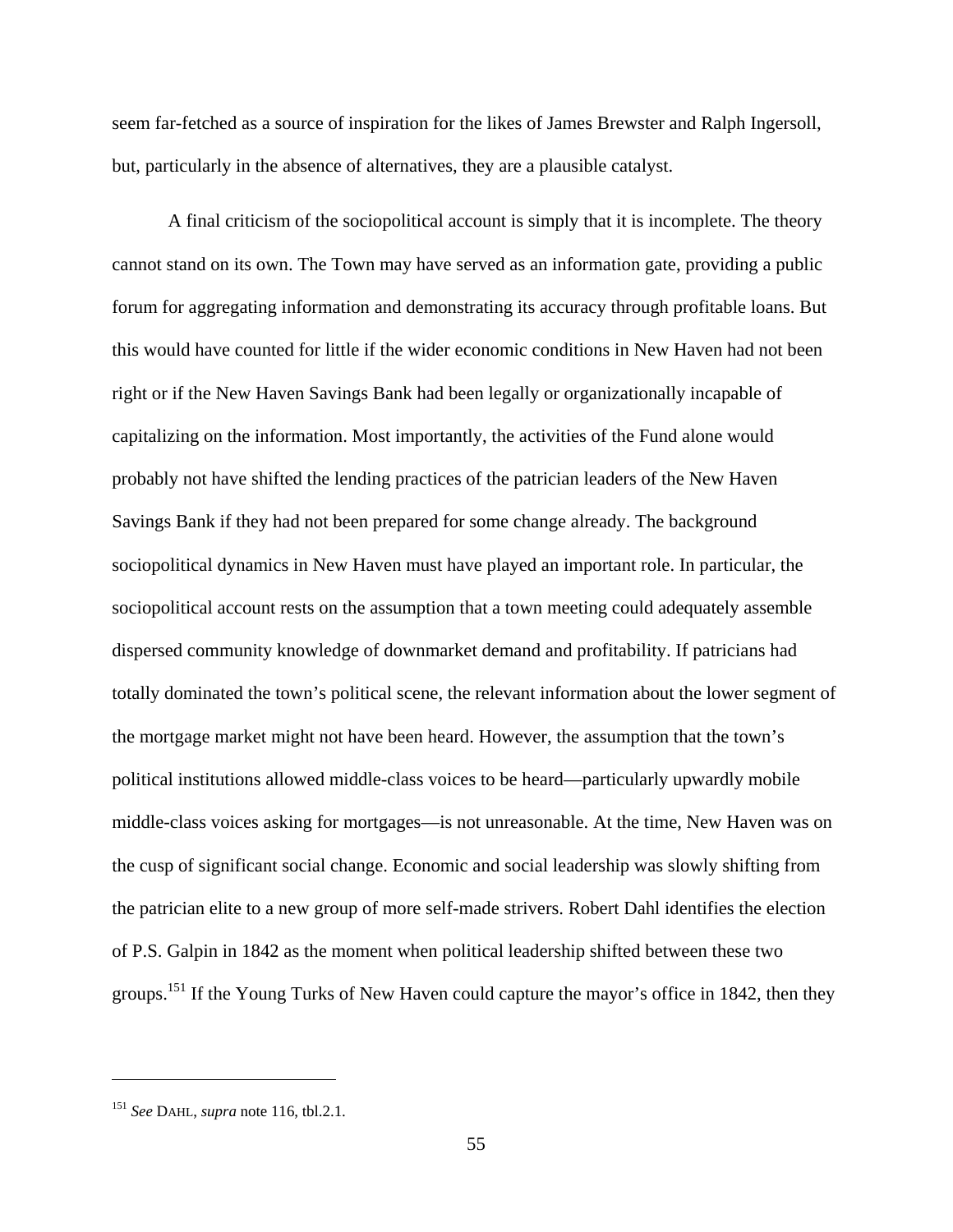seem far-fetched as a source of inspiration for the likes of James Brewster and Ralph Ingersoll, but, particularly in the absence of alternatives, they are a plausible catalyst.

A final criticism of the sociopolitical account is simply that it is incomplete. The theory cannot stand on its own. The Town may have served as an information gate, providing a public forum for aggregating information and demonstrating its accuracy through profitable loans. But this would have counted for little if the wider economic conditions in New Haven had not been right or if the New Haven Savings Bank had been legally or organizationally incapable of capitalizing on the information. Most importantly, the activities of the Fund alone would probably not have shifted the lending practices of the patrician leaders of the New Haven Savings Bank if they had not been prepared for some change already. The background sociopolitical dynamics in New Haven must have played an important role. In particular, the sociopolitical account rests on the assumption that a town meeting could adequately assemble dispersed community knowledge of downmarket demand and profitability. If patricians had totally dominated the town's political scene, the relevant information about the lower segment of the mortgage market might not have been heard. However, the assumption that the town's political institutions allowed middle-class voices to be heard—particularly upwardly mobile middle-class voices asking for mortgages—is not unreasonable. At the time, New Haven was on the cusp of significant social change. Economic and social leadership was slowly shifting from the patrician elite to a new group of more self-made strivers. Robert Dahl identifies the election of P.S. Galpin in 1842 as the moment when political leadership shifted between these two groups.[151] If the Young Turks of New Haven could capture the mayor's office in 1842, then they

---

[151] *See* DAHL, *supra* note 116, tbl.2.1.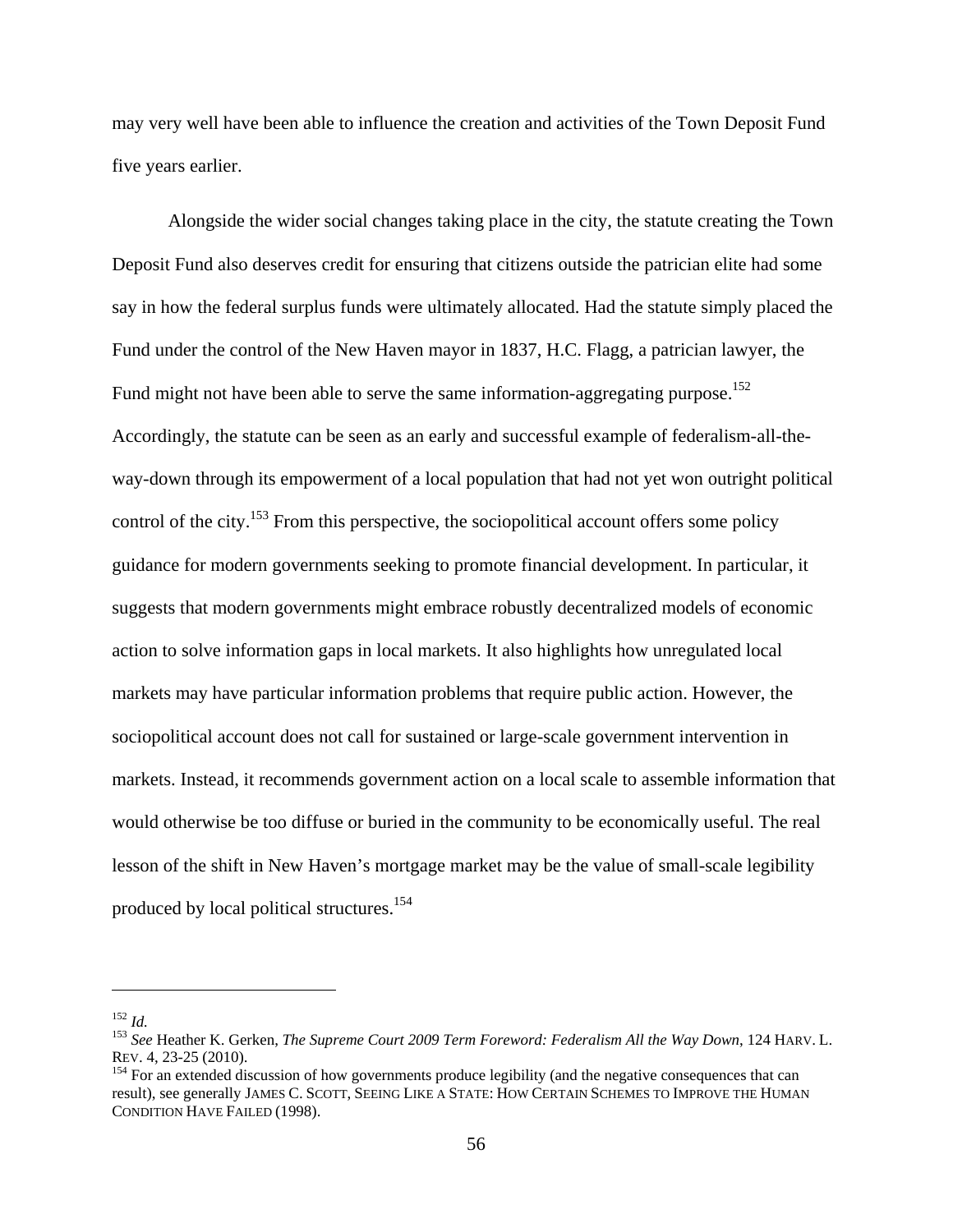may very well have been able to influence the creation and activities of the Town Deposit Fund five years earlier.

Alongside the wider social changes taking place in the city, the statute creating the Town Deposit Fund also deserves credit for ensuring that citizens outside the patrician elite had some say in how the federal surplus funds were ultimately allocated. Had the statute simply placed the Fund under the control of the New Haven mayor in 1837, H.C. Flagg, a patrician lawyer, the Fund might not have been able to serve the same information-aggregating purpose.[152] Accordingly, the statute can be seen as an early and successful example of federalism-all-the-way-down through its empowerment of a local population that had not yet won outright political control of the city.[153] From this perspective, the sociopolitical account offers some policy guidance for modern governments seeking to promote financial development. In particular, it suggests that modern governments might embrace robustly decentralized models of economic action to solve information gaps in local markets. It also highlights how unregulated local markets may have particular information problems that require public action. However, the sociopolitical account does not call for sustained or large-scale government intervention in markets. Instead, it recommends government action on a local scale to assemble information that would otherwise be too diffuse or buried in the community to be economically useful. The real lesson of the shift in New Haven's mortgage market may be the value of small-scale legibility produced by local political structures.[154]

---

[152] *Id.*

[153] *See* Heather K. Gerken, *The Supreme Court 2009 Term Foreword: Federalism All the Way Down*, 124 HARV. L. REV. 4, 23-25 (2010).

[154] For an extended discussion of how governments produce legibility (and the negative consequences that can result), see generally JAMES C. SCOTT, SEEING LIKE A STATE: HOW CERTAIN SCHEMES TO IMPROVE THE HUMAN CONDITION HAVE FAILED (1998).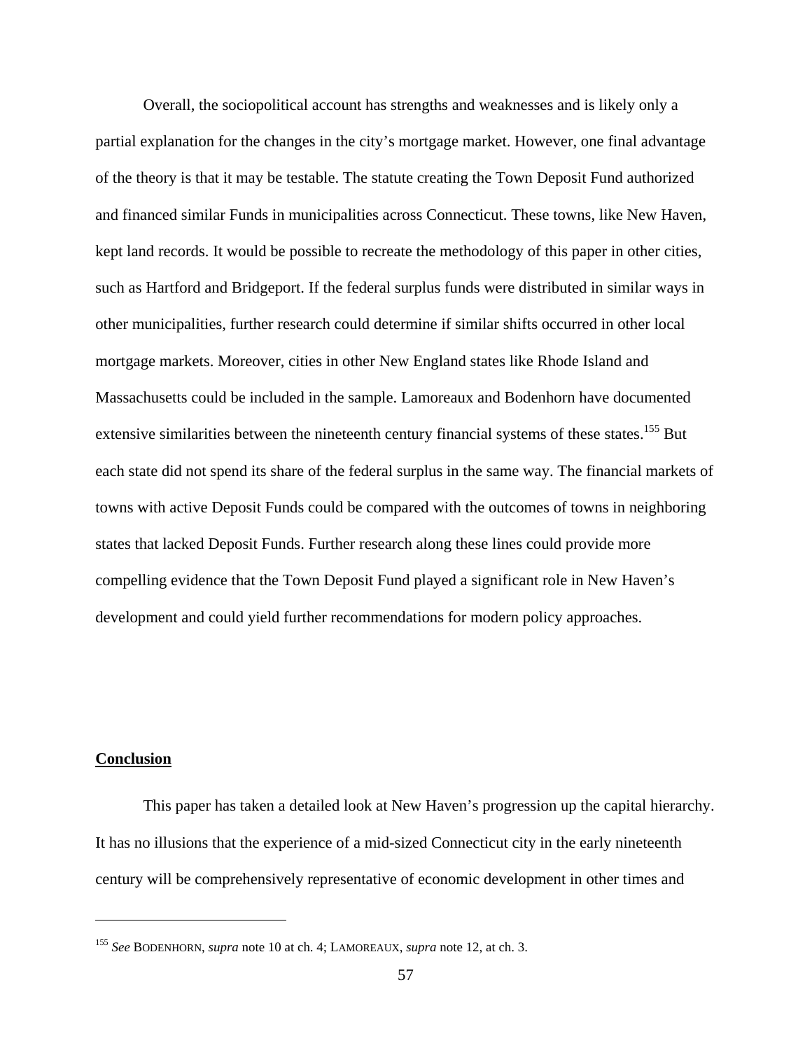Overall, the sociopolitical account has strengths and weaknesses and is likely only a partial explanation for the changes in the city's mortgage market. However, one final advantage of the theory is that it may be testable. The statute creating the Town Deposit Fund authorized and financed similar Funds in municipalities across Connecticut. These towns, like New Haven, kept land records. It would be possible to recreate the methodology of this paper in other cities, such as Hartford and Bridgeport. If the federal surplus funds were distributed in similar ways in other municipalities, further research could determine if similar shifts occurred in other local mortgage markets. Moreover, cities in other New England states like Rhode Island and Massachusetts could be included in the sample. Lamoreaux and Bodenhorn have documented extensive similarities between the nineteenth century financial systems of these states.[155] But each state did not spend its share of the federal surplus in the same way. The financial markets of towns with active Deposit Funds could be compared with the outcomes of towns in neighboring states that lacked Deposit Funds. Further research along these lines could provide more compelling evidence that the Town Deposit Fund played a significant role in New Haven's development and could yield further recommendations for modern policy approaches.

## **Conclusion**

This paper has taken a detailed look at New Haven's progression up the capital hierarchy. It has no illusions that the experience of a mid-sized Connecticut city in the early nineteenth century will be comprehensively representative of economic development in other times and

---

[155] *See* BODENHORN, *supra* note 10 at ch. 4; LAMOREAUX, *supra* note 12, at ch. 3.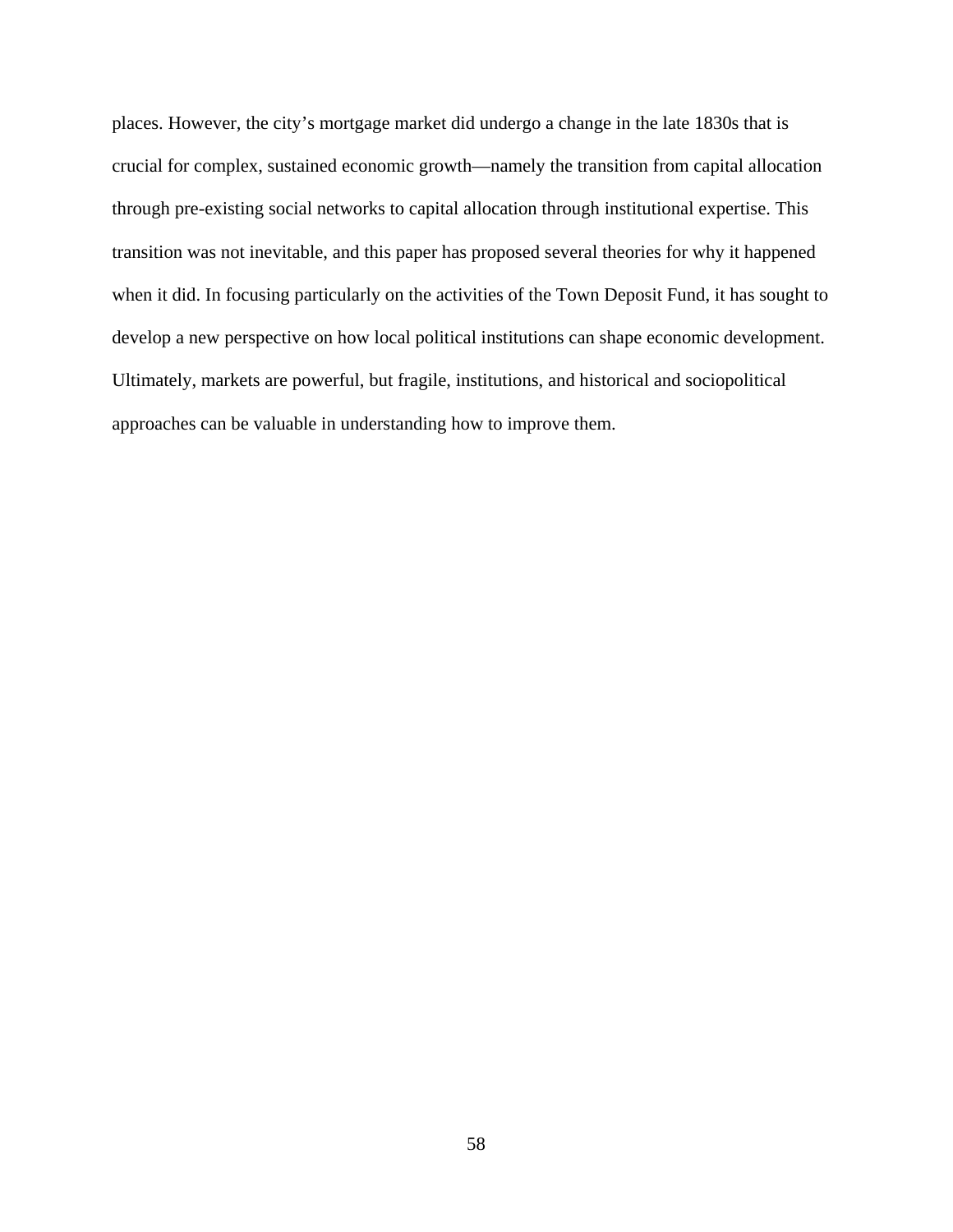places. However, the city's mortgage market did undergo a change in the late 1830s that is crucial for complex, sustained economic growth—namely the transition from capital allocation through pre-existing social networks to capital allocation through institutional expertise. This transition was not inevitable, and this paper has proposed several theories for why it happened when it did. In focusing particularly on the activities of the Town Deposit Fund, it has sought to develop a new perspective on how local political institutions can shape economic development. Ultimately, markets are powerful, but fragile, institutions, and historical and sociopolitical approaches can be valuable in understanding how to improve them.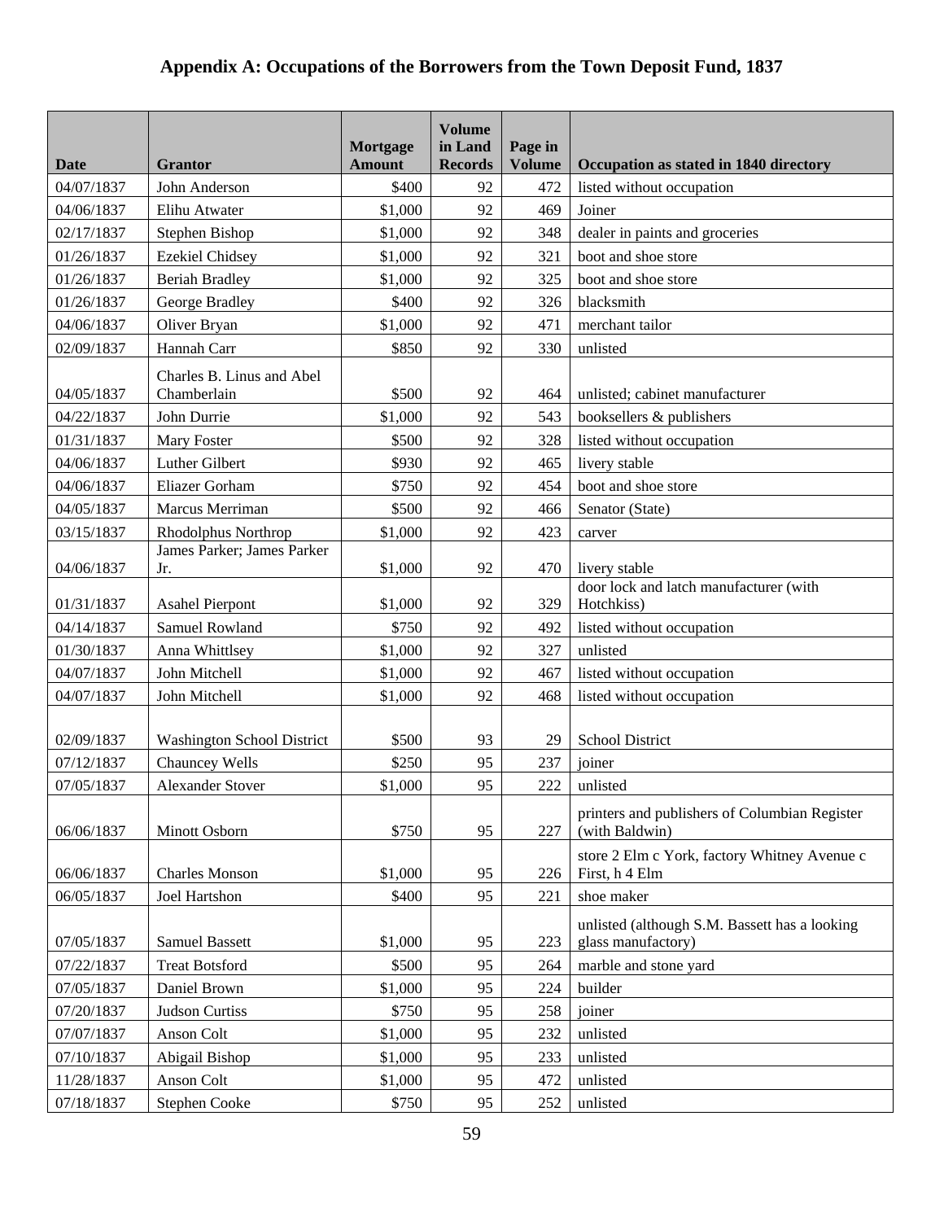# Appendix A: Occupations of the Borrowers from the Town Deposit Fund, 1837

| Date | Grantor | Mortgage Amount | Volume in Land Records | Page in Volume | Occupation as stated in 1840 directory |
|---|---|---|---|---|---|
| 04/07/1837 | John Anderson | $400 | 92 | 472 | listed without occupation |
| 04/06/1837 | Elihu Atwater | $1,000 | 92 | 469 | Joiner |
| 02/17/1837 | Stephen Bishop | $1,000 | 92 | 348 | dealer in paints and groceries |
| 01/26/1837 | Ezekiel Chidsey | $1,000 | 92 | 321 | boot and shoe store |
| 01/26/1837 | Beriah Bradley | $1,000 | 92 | 325 | boot and shoe store |
| 01/26/1837 | George Bradley | $400 | 92 | 326 | blacksmith |
| 04/06/1837 | Oliver Bryan | $1,000 | 92 | 471 | merchant tailor |
| 02/09/1837 | Hannah Carr | $850 | 92 | 330 | unlisted |
| 04/05/1837 | Charles B. Linus and Abel Chamberlain | $500 | 92 | 464 | unlisted; cabinet manufacturer |
| 04/22/1837 | John Durrie | $1,000 | 92 | 543 | booksellers & publishers |
| 01/31/1837 | Mary Foster | $500 | 92 | 328 | listed without occupation |
| 04/06/1837 | Luther Gilbert | $930 | 92 | 465 | livery stable |
| 04/06/1837 | Eliazer Gorham | $750 | 92 | 454 | boot and shoe store |
| 04/05/1837 | Marcus Merriman | $500 | 92 | 466 | Senator (State) |
| 03/15/1837 | Rhodolphus Northrop | $1,000 | 92 | 423 | carver |
| 04/06/1837 | James Parker; James Parker Jr. | $1,000 | 92 | 470 | livery stable |
| 01/31/1837 | Asahel Pierpont | $1,000 | 92 | 329 | door lock and latch manufacturer (with Hotchkiss) |
| 04/14/1837 | Samuel Rowland | $750 | 92 | 492 | listed without occupation |
| 01/30/1837 | Anna Whittlsey | $1,000 | 92 | 327 | unlisted |
| 04/07/1837 | John Mitchell | $1,000 | 92 | 467 | listed without occupation |
| 04/07/1837 | John Mitchell | $1,000 | 92 | 468 | listed without occupation |
| 02/09/1837 | Washington School District | $500 | 93 | 29 | School District |
| 07/12/1837 | Chauncey Wells | $250 | 95 | 237 | joiner |
| 07/05/1837 | Alexander Stover | $1,000 | 95 | 222 | unlisted |
| 06/06/1837 | Minott Osborn | $750 | 95 | 227 | printers and publishers of Columbian Register (with Baldwin) |
| 06/06/1837 | Charles Monson | $1,000 | 95 | 226 | store 2 Elm c York, factory Whitney Avenue c First, h 4 Elm |
| 06/05/1837 | Joel Hartshon | $400 | 95 | 221 | shoe maker |
| 07/05/1837 | Samuel Bassett | $1,000 | 95 | 223 | unlisted (although S.M. Bassett has a looking glass manufactory) |
| 07/22/1837 | Treat Botsford | $500 | 95 | 264 | marble and stone yard |
| 07/05/1837 | Daniel Brown | $1,000 | 95 | 224 | builder |
| 07/20/1837 | Judson Curtiss | $750 | 95 | 258 | joiner |
| 07/07/1837 | Anson Colt | $1,000 | 95 | 232 | unlisted |
| 07/10/1837 | Abigail Bishop | $1,000 | 95 | 233 | unlisted |
| 11/28/1837 | Anson Colt | $1,000 | 95 | 472 | unlisted |
| 07/18/1837 | Stephen Cooke | $750 | 95 | 252 | unlisted |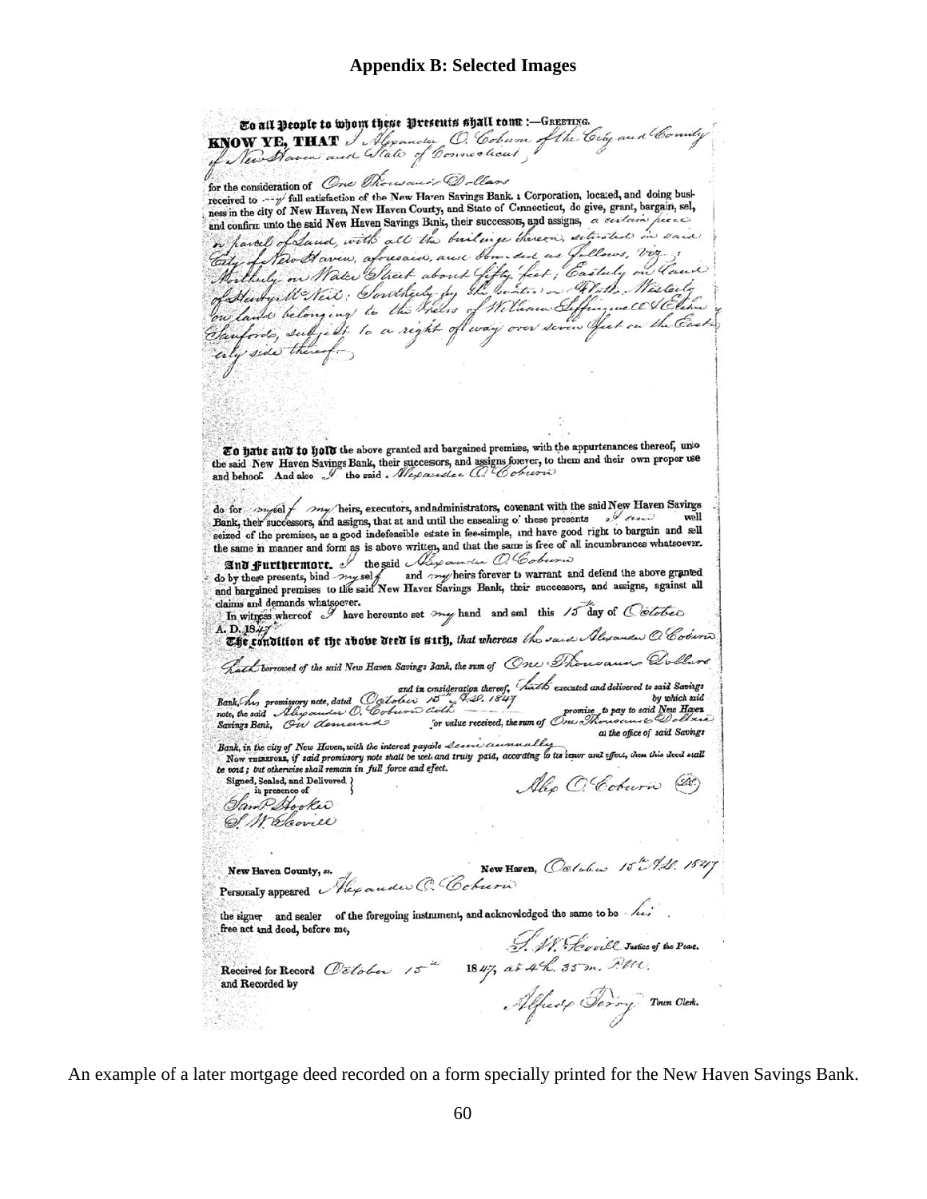## Appendix B: Selected Images

To all People to whom these Presents shall come :—GREETING.

KNOW YE, THAT I Alexander O. Coburn of the City and County of New Haven and State of Connecticut,

for the consideration of One Thousand Dollars

received to my full satisfaction of the New Haven Savings Bank, a Corporation, located, and doing business in the city of New Haven, New Haven County, and State of Connecticut, do give, grant, bargain, sell, and confirm unto the said New Haven Savings Bank, their successors, and assigns, a certain piece or parcel of land, with all the buildings thereon, situated in said City of New Haven, aforesaid, and bounded as follows, viz: Northerly on Water Street about fifty feet; Easterly on land of Henry McNeil; Southerly by the water or flats; Westerly on land belonging to the heirs of William Leffingwell & Elihu Sanford, subject to a right of way over seven feet on the Easterly side thereof.

To have and to hold the above granted and bargained premises, with the appurtenances thereof, unto the said New Haven Savings Bank, their successors, and assigns forever, to them and their own proper use and behoof. And also I the said Alexander O. Coburn

do for myself my heirs, executors, and administrators, covenant with the said New Haven Savings Bank, their successors, and assigns, that at and until the ensealing of these presents I am well seized of the premises, as a good indefeasible estate in fee-simple, and have good right to bargain and sell the same in manner and form as is above written, and that the same is free of all incumbrances whatsoever.

And Furthermore, I the said Alexander O. Coburn do by these presents, bind myself and my heirs forever to warrant and defend the above granted and bargained premises to the said New Haven Savings Bank, their successors, and assigns, against all claims and demands whatsoever.

In witness whereof I have hereunto set my hand and seal this 15th day of October A. D. 1847

The condition of the above deed is such, *that whereas* the said Alexander O. Coburn hath *borrowed of the said New Haven Savings Bank, the sum of* One Thousand Dollars *and in consideration thereof,* hath *executed and delivered to said Savings Bank,* his *promissory note, dated* October 15th A.D. 1847 *by which said note, the said* Alexander O. Coburn doth *promise to pay to said New Haven Savings Bank,* on demand *for value received, the sum of* One Thousand Dollars *at the office of said Savings Bank, in the city of New Haven, with the interest payable* semi annually

*Now* THEREFORE, *if said promissory note shall be well and truly paid, according to its tenor and effect, then this deed shall be void; but otherwise shall remain in full force and effect.*

Signed, Sealed, and Delivered in presence of
Saml P. Hooker
S. W. Scovill

Alex O. Coburn (L.S.)

New Haven County, *ss.* New Haven, October 15th A.D. 1847

Personally appeared Alexander O. Coburn

the signer and sealer of the foregoing instrument, and acknowledged the same to be his free act and deed, before me,

S. W. Scovill Justice of the Peace.

Received for Record October 15th 1847, at 4 h. 35 m. PM.
and Recorded by

Alfred Terry Town Clerk.

An example of a later mortgage deed recorded on a form specially printed for the New Haven Savings Bank.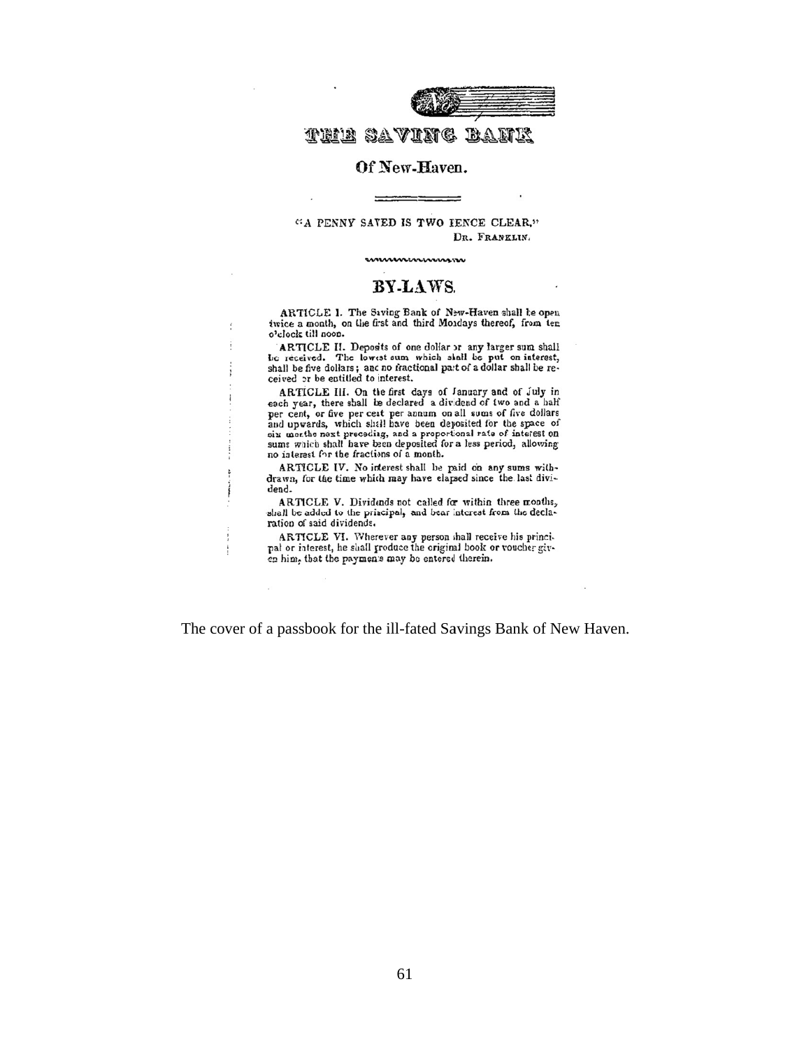# THE SAVING BANK

## Of New-Haven.

"A PENNY SAVED IS TWO PENCE CLEAR."
DR. FRANKLIN.

## BY-LAWS.

ARTICLE I. The Saving Bank of New-Haven shall be open twice a month, on the first and third Mondays thereof, from ten o'clock till noon.

ARTICLE II. Deposits of one dollar or any larger sum shall be received. The lowest sum which shall be put on interest, shall be five dollars; and no fractional part of a dollar shall be received or be entitled to interest.

ARTICLE III. On the first days of January and of July in each year, there shall be declared a dividend of two and a half per cent, or five per cent per annum on all sums of five dollars and upwards, which shall have been deposited for the space of six months next preceding, and a proportional rate of interest on sums which shall have been deposited for a less period, allowing no interest for the fractions of a month.

ARTICLE IV. No interest shall be paid on any sums withdrawn, for the time which may have elapsed since the last dividend.

ARTICLE V. Dividends not called for within three months, shall be added to the principal, and bear interest from the declaration of said dividends.

ARTICLE VI. Wherever any person shall receive his principal or interest, he shall produce the original book or voucher given him, that the payments may be entered therein.

The cover of a passbook for the ill-fated Savings Bank of New Haven.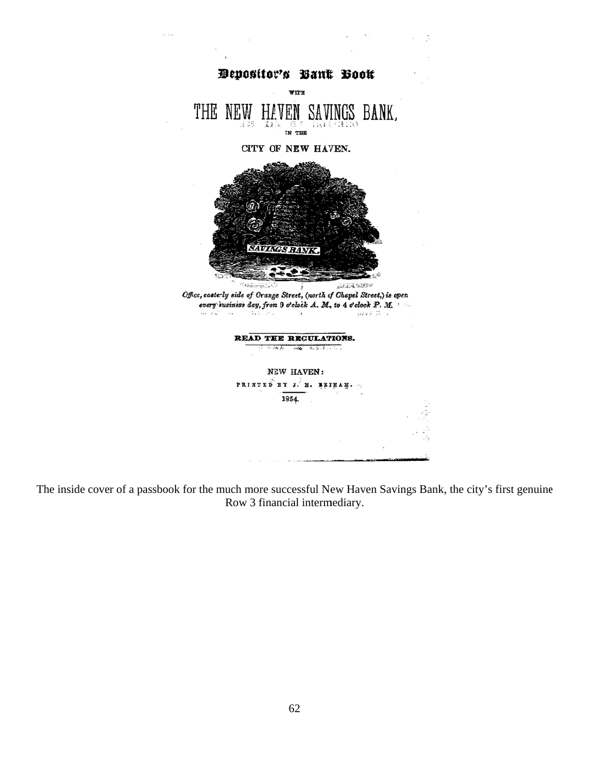**Depositor's Bank Book**

WITH

# THE NEW HAVEN SAVINGS BANK,

IN THE

CITY OF NEW HAVEN.

SAVINGS BANK.

*Office, easterly side of Orange Street, (north of Chapel Street,) is open every business day, from 9 o'clock A. M., to 4 o'clock P. M.*

**READ THE REGULATIONS.**

NEW HAVEN:
PRINTED BY J. H. BENHAM.
1854.

The inside cover of a passbook for the much more successful New Haven Savings Bank, the city's first genuine Row 3 financial intermediary.